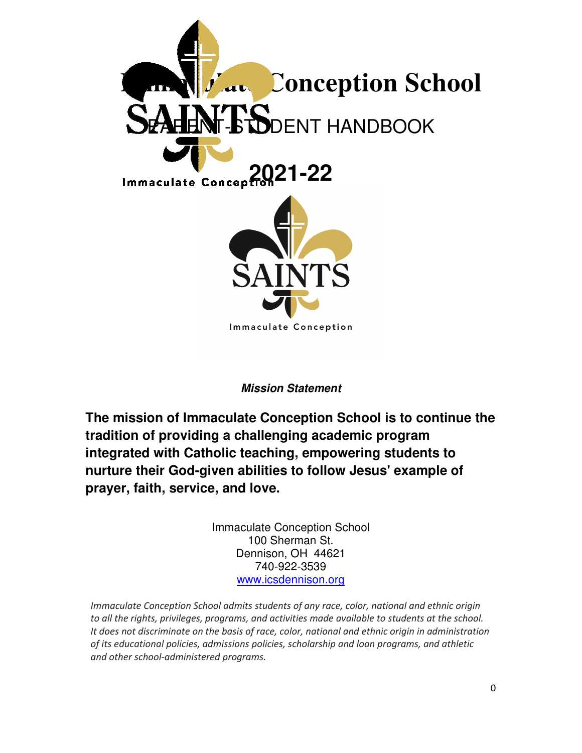# Immaculate Conception School

## PARENT-STUDENT HANDBOOK

## 2021-22

***Mission Statement***

**The mission of Immaculate Conception School is to continue the tradition of providing a challenging academic program integrated with Catholic teaching, empowering students to nurture their God-given abilities to follow Jesus' example of prayer, faith, service, and love.**

Immaculate Conception School
100 Sherman St.
Dennison, OH 44621
740-922-3539
www.icsdennison.org

*Immaculate Conception School admits students of any race, color, national and ethnic origin to all the rights, privileges, programs, and activities made available to students at the school. It does not discriminate on the basis of race, color, national and ethnic origin in administration of its educational policies, admissions policies, scholarship and loan programs, and athletic and other school-administered programs.*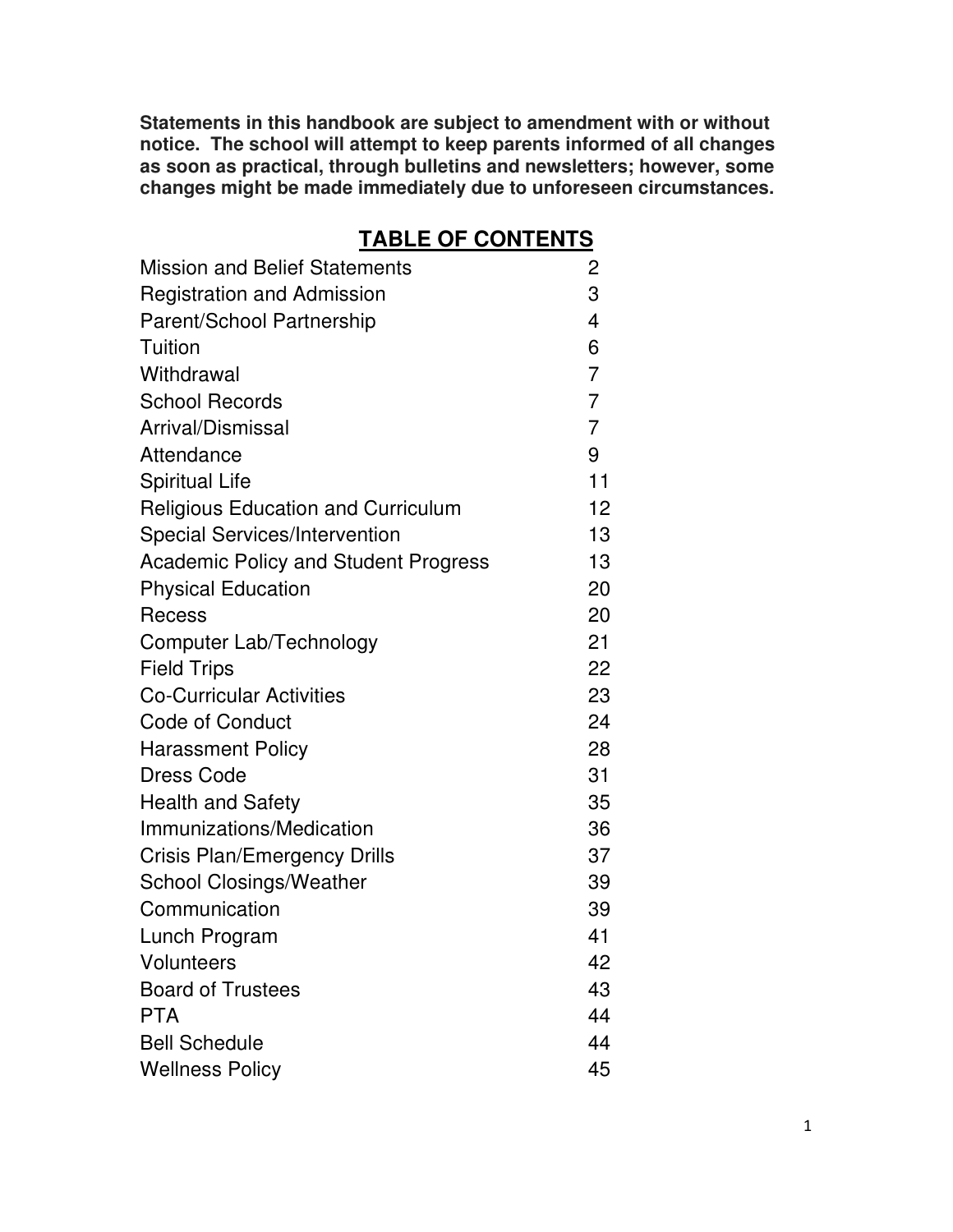**Statements in this handbook are subject to amendment with or without notice. The school will attempt to keep parents informed of all changes as soon as practical, through bulletins and newsletters; however, some changes might be made immediately due to unforeseen circumstances.**

## TABLE OF CONTENTS

| | |
|---|---|
| Mission and Belief Statements | 2 |
| Registration and Admission | 3 |
| Parent/School Partnership | 4 |
| Tuition | 6 |
| Withdrawal | 7 |
| School Records | 7 |
| Arrival/Dismissal | 7 |
| Attendance | 9 |
| Spiritual Life | 11 |
| Religious Education and Curriculum | 12 |
| Special Services/Intervention | 13 |
| Academic Policy and Student Progress | 13 |
| Physical Education | 20 |
| Recess | 20 |
| Computer Lab/Technology | 21 |
| Field Trips | 22 |
| Co-Curricular Activities | 23 |
| Code of Conduct | 24 |
| Harassment Policy | 28 |
| Dress Code | 31 |
| Health and Safety | 35 |
| Immunizations/Medication | 36 |
| Crisis Plan/Emergency Drills | 37 |
| School Closings/Weather | 39 |
| Communication | 39 |
| Lunch Program | 41 |
| Volunteers | 42 |
| Board of Trustees | 43 |
| PTA | 44 |
| Bell Schedule | 44 |
| Wellness Policy | 45 |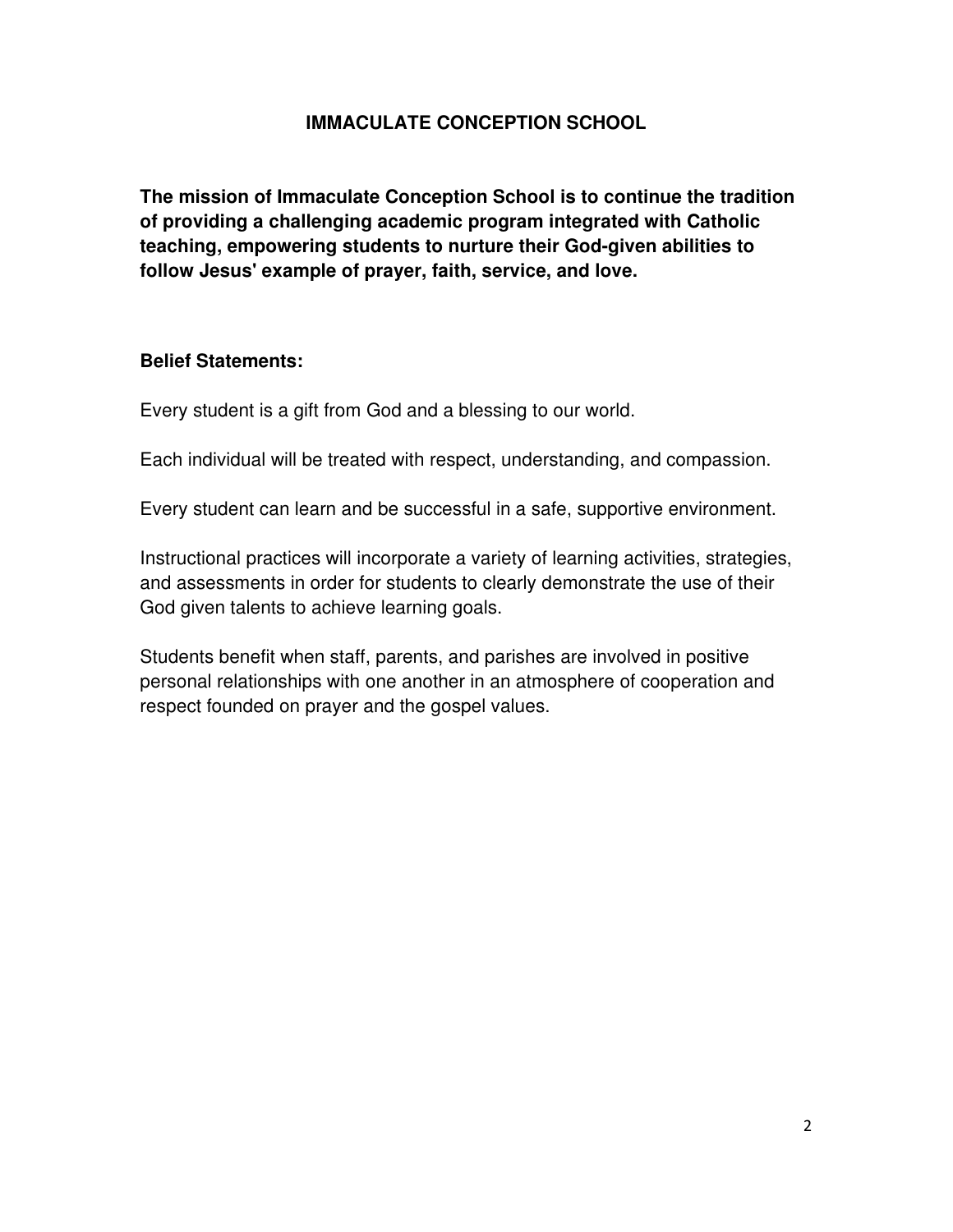# IMMACULATE CONCEPTION SCHOOL

**The mission of Immaculate Conception School is to continue the tradition of providing a challenging academic program integrated with Catholic teaching, empowering students to nurture their God-given abilities to follow Jesus' example of prayer, faith, service, and love.**

**Belief Statements:**

Every student is a gift from God and a blessing to our world.

Each individual will be treated with respect, understanding, and compassion.

Every student can learn and be successful in a safe, supportive environment.

Instructional practices will incorporate a variety of learning activities, strategies, and assessments in order for students to clearly demonstrate the use of their God given talents to achieve learning goals.

Students benefit when staff, parents, and parishes are involved in positive personal relationships with one another in an atmosphere of cooperation and respect founded on prayer and the gospel values.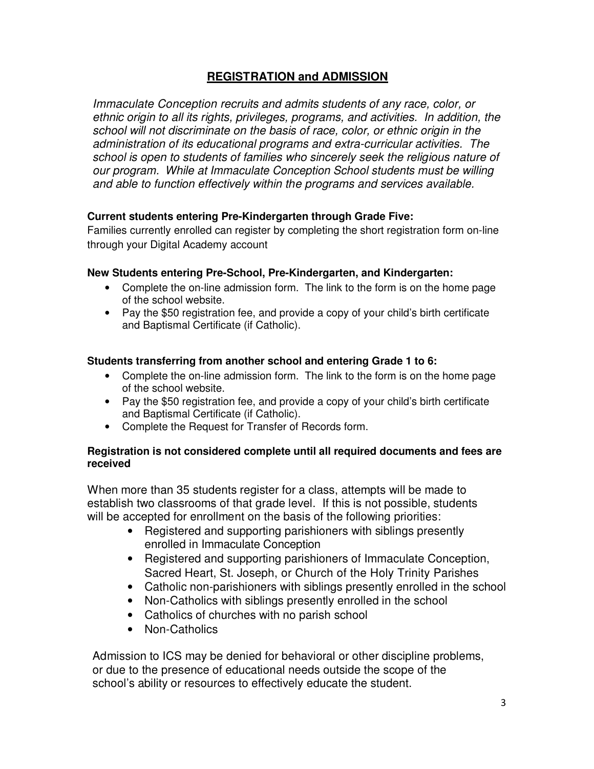## REGISTRATION and ADMISSION

*Immaculate Conception recruits and admits students of any race, color, or ethnic origin to all its rights, privileges, programs, and activities. In addition, the school will not discriminate on the basis of race, color, or ethnic origin in the administration of its educational programs and extra-curricular activities. The school is open to students of families who sincerely seek the religious nature of our program. While at Immaculate Conception School students must be willing and able to function effectively within the programs and services available.*

**Current students entering Pre-Kindergarten through Grade Five:**

Families currently enrolled can register by completing the short registration form on-line through your Digital Academy account

**New Students entering Pre-School, Pre-Kindergarten, and Kindergarten:**

- Complete the on-line admission form. The link to the form is on the home page of the school website.
- Pay the $50 registration fee, and provide a copy of your child's birth certificate and Baptismal Certificate (if Catholic).

**Students transferring from another school and entering Grade 1 to 6:**

- Complete the on-line admission form. The link to the form is on the home page of the school website.
- Pay the $50 registration fee, and provide a copy of your child's birth certificate and Baptismal Certificate (if Catholic).
- Complete the Request for Transfer of Records form.

**Registration is not considered complete until all required documents and fees are received**

When more than 35 students register for a class, attempts will be made to establish two classrooms of that grade level. If this is not possible, students will be accepted for enrollment on the basis of the following priorities:

- Registered and supporting parishioners with siblings presently enrolled in Immaculate Conception
- Registered and supporting parishioners of Immaculate Conception, Sacred Heart, St. Joseph, or Church of the Holy Trinity Parishes
- Catholic non-parishioners with siblings presently enrolled in the school
- Non-Catholics with siblings presently enrolled in the school
- Catholics of churches with no parish school
- Non-Catholics

Admission to ICS may be denied for behavioral or other discipline problems, or due to the presence of educational needs outside the scope of the school's ability or resources to effectively educate the student.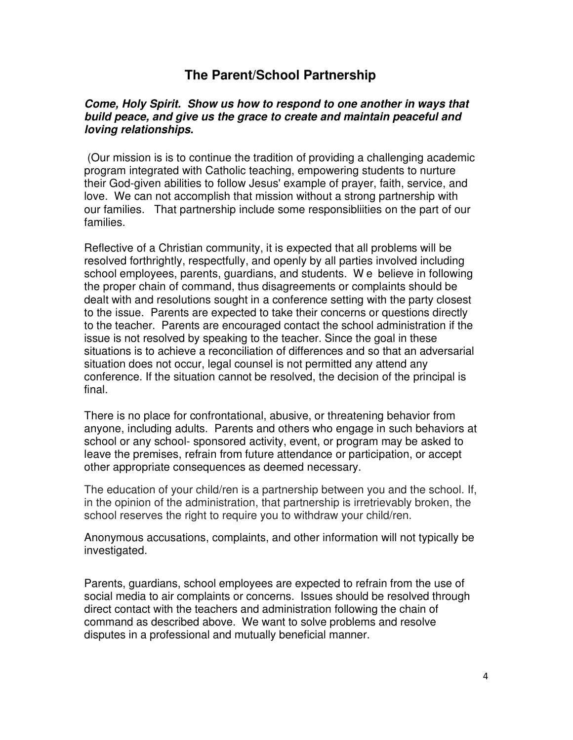## The Parent/School Partnership

***Come, Holy Spirit. Show us how to respond to one another in ways that build peace, and give us the grace to create and maintain peaceful and loving relationships.***

(Our mission is is to continue the tradition of providing a challenging academic program integrated with Catholic teaching, empowering students to nurture their God-given abilities to follow Jesus' example of prayer, faith, service, and love. We can not accomplish that mission without a strong partnership with our families. That partnership include some responsibliities on the part of our families.

Reflective of a Christian community, it is expected that all problems will be resolved forthrightly, respectfully, and openly by all parties involved including school employees, parents, guardians, and students. W e believe in following the proper chain of command, thus disagreements or complaints should be dealt with and resolutions sought in a conference setting with the party closest to the issue. Parents are expected to take their concerns or questions directly to the teacher. Parents are encouraged contact the school administration if the issue is not resolved by speaking to the teacher. Since the goal in these situations is to achieve a reconciliation of differences and so that an adversarial situation does not occur, legal counsel is not permitted any attend any conference. If the situation cannot be resolved, the decision of the principal is final.

There is no place for confrontational, abusive, or threatening behavior from anyone, including adults. Parents and others who engage in such behaviors at school or any school- sponsored activity, event, or program may be asked to leave the premises, refrain from future attendance or participation, or accept other appropriate consequences as deemed necessary.

The education of your child/ren is a partnership between you and the school. If, in the opinion of the administration, that partnership is irretrievably broken, the school reserves the right to require you to withdraw your child/ren.

Anonymous accusations, complaints, and other information will not typically be investigated.

Parents, guardians, school employees are expected to refrain from the use of social media to air complaints or concerns. Issues should be resolved through direct contact with the teachers and administration following the chain of command as described above. We want to solve problems and resolve disputes in a professional and mutually beneficial manner.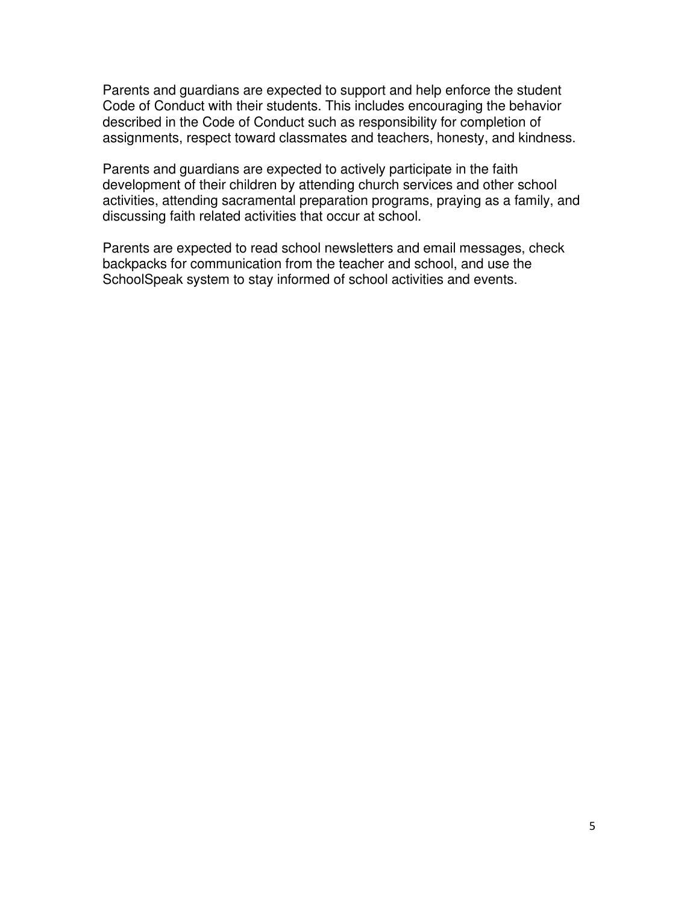Parents and guardians are expected to support and help enforce the student Code of Conduct with their students. This includes encouraging the behavior described in the Code of Conduct such as responsibility for completion of assignments, respect toward classmates and teachers, honesty, and kindness.

Parents and guardians are expected to actively participate in the faith development of their children by attending church services and other school activities, attending sacramental preparation programs, praying as a family, and discussing faith related activities that occur at school.

Parents are expected to read school newsletters and email messages, check backpacks for communication from the teacher and school, and use the SchoolSpeak system to stay informed of school activities and events.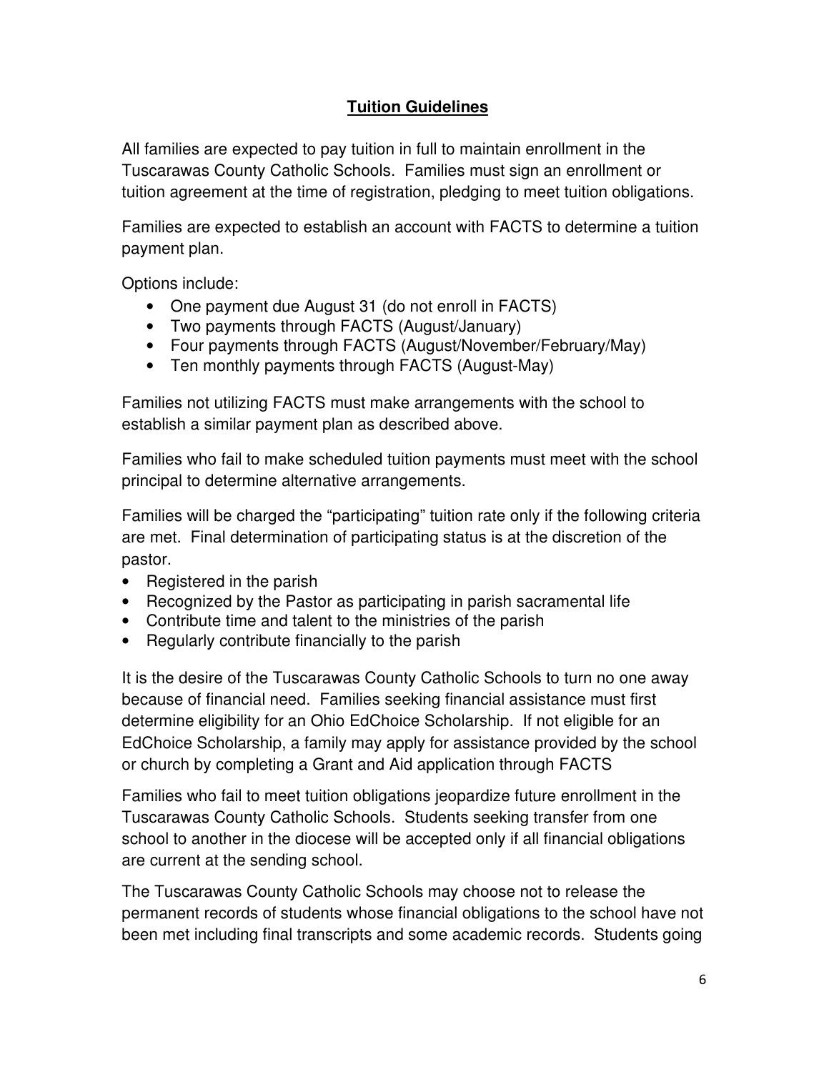## **Tuition Guidelines**

All families are expected to pay tuition in full to maintain enrollment in the Tuscarawas County Catholic Schools. Families must sign an enrollment or tuition agreement at the time of registration, pledging to meet tuition obligations.

Families are expected to establish an account with FACTS to determine a tuition payment plan.

Options include:

- One payment due August 31 (do not enroll in FACTS)
- Two payments through FACTS (August/January)
- Four payments through FACTS (August/November/February/May)
- Ten monthly payments through FACTS (August-May)

Families not utilizing FACTS must make arrangements with the school to establish a similar payment plan as described above.

Families who fail to make scheduled tuition payments must meet with the school principal to determine alternative arrangements.

Families will be charged the "participating" tuition rate only if the following criteria are met. Final determination of participating status is at the discretion of the pastor.

- Registered in the parish
- Recognized by the Pastor as participating in parish sacramental life
- Contribute time and talent to the ministries of the parish
- Regularly contribute financially to the parish

It is the desire of the Tuscarawas County Catholic Schools to turn no one away because of financial need. Families seeking financial assistance must first determine eligibility for an Ohio EdChoice Scholarship. If not eligible for an EdChoice Scholarship, a family may apply for assistance provided by the school or church by completing a Grant and Aid application through FACTS

Families who fail to meet tuition obligations jeopardize future enrollment in the Tuscarawas County Catholic Schools. Students seeking transfer from one school to another in the diocese will be accepted only if all financial obligations are current at the sending school.

The Tuscarawas County Catholic Schools may choose not to release the permanent records of students whose financial obligations to the school have not been met including final transcripts and some academic records. Students going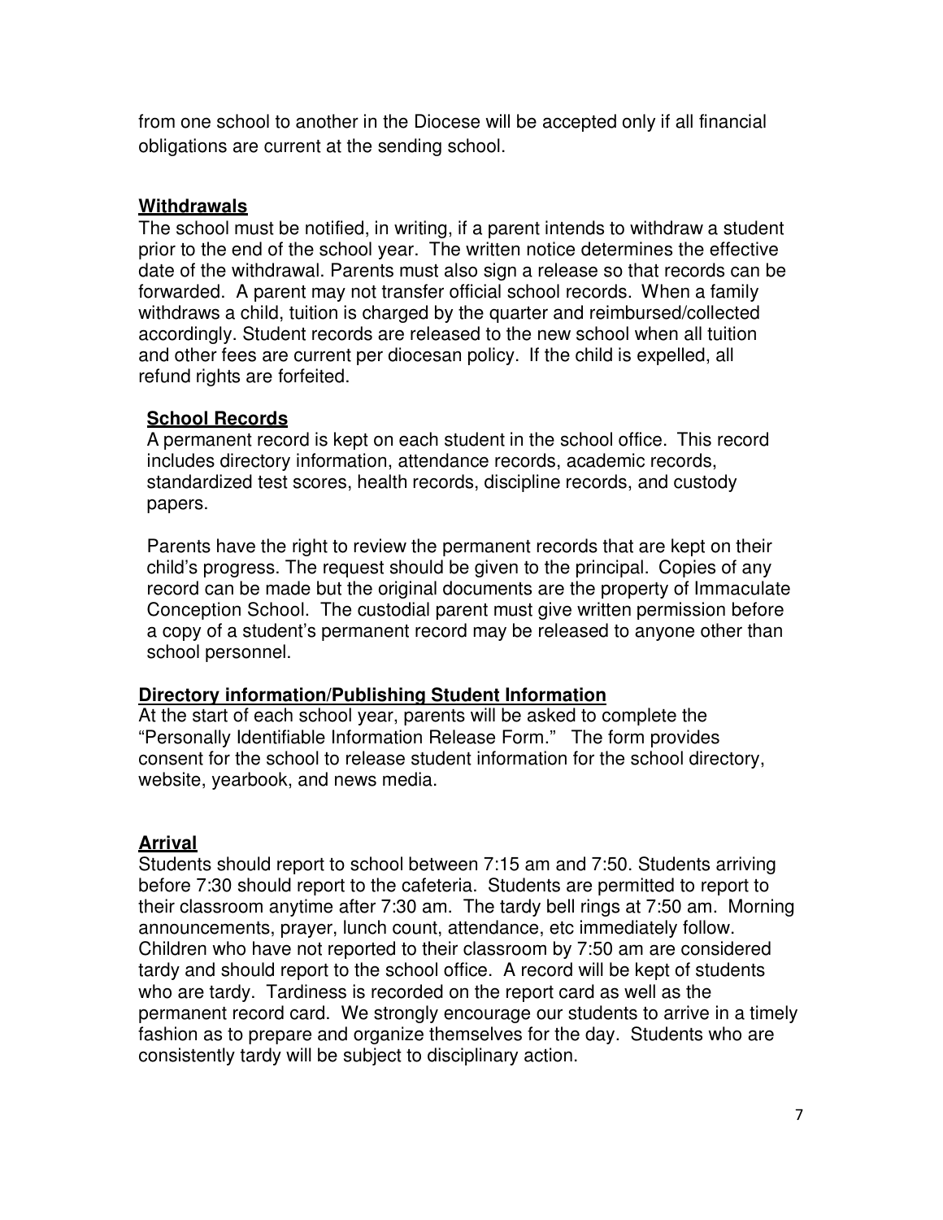from one school to another in the Diocese will be accepted only if all financial obligations are current at the sending school.

**Withdrawals**

The school must be notified, in writing, if a parent intends to withdraw a student prior to the end of the school year. The written notice determines the effective date of the withdrawal. Parents must also sign a release so that records can be forwarded. A parent may not transfer official school records. When a family withdraws a child, tuition is charged by the quarter and reimbursed/collected accordingly. Student records are released to the new school when all tuition and other fees are current per diocesan policy. If the child is expelled, all refund rights are forfeited.

**School Records**

A permanent record is kept on each student in the school office. This record includes directory information, attendance records, academic records, standardized test scores, health records, discipline records, and custody papers.

Parents have the right to review the permanent records that are kept on their child's progress. The request should be given to the principal. Copies of any record can be made but the original documents are the property of Immaculate Conception School. The custodial parent must give written permission before a copy of a student's permanent record may be released to anyone other than school personnel.

**Directory information/Publishing Student Information**

At the start of each school year, parents will be asked to complete the "Personally Identifiable Information Release Form." The form provides consent for the school to release student information for the school directory, website, yearbook, and news media.

**Arrival**

Students should report to school between 7:15 am and 7:50. Students arriving before 7:30 should report to the cafeteria. Students are permitted to report to their classroom anytime after 7:30 am. The tardy bell rings at 7:50 am. Morning announcements, prayer, lunch count, attendance, etc immediately follow. Children who have not reported to their classroom by 7:50 am are considered tardy and should report to the school office. A record will be kept of students who are tardy. Tardiness is recorded on the report card as well as the permanent record card. We strongly encourage our students to arrive in a timely fashion as to prepare and organize themselves for the day. Students who are consistently tardy will be subject to disciplinary action.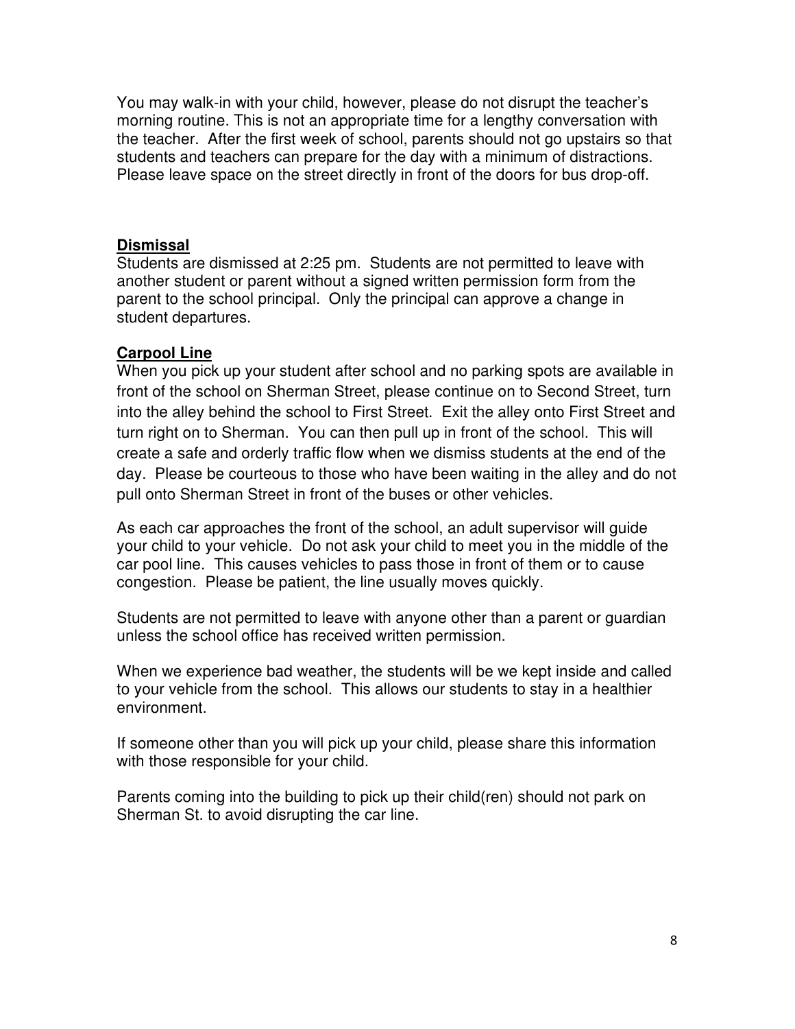You may walk-in with your child, however, please do not disrupt the teacher's morning routine. This is not an appropriate time for a lengthy conversation with the teacher. After the first week of school, parents should not go upstairs so that students and teachers can prepare for the day with a minimum of distractions. Please leave space on the street directly in front of the doors for bus drop-off.

## Dismissal

Students are dismissed at 2:25 pm. Students are not permitted to leave with another student or parent without a signed written permission form from the parent to the school principal. Only the principal can approve a change in student departures.

## Carpool Line

When you pick up your student after school and no parking spots are available in front of the school on Sherman Street, please continue on to Second Street, turn into the alley behind the school to First Street. Exit the alley onto First Street and turn right on to Sherman. You can then pull up in front of the school. This will create a safe and orderly traffic flow when we dismiss students at the end of the day. Please be courteous to those who have been waiting in the alley and do not pull onto Sherman Street in front of the buses or other vehicles.

As each car approaches the front of the school, an adult supervisor will guide your child to your vehicle. Do not ask your child to meet you in the middle of the car pool line. This causes vehicles to pass those in front of them or to cause congestion. Please be patient, the line usually moves quickly.

Students are not permitted to leave with anyone other than a parent or guardian unless the school office has received written permission.

When we experience bad weather, the students will be we kept inside and called to your vehicle from the school. This allows our students to stay in a healthier environment.

If someone other than you will pick up your child, please share this information with those responsible for your child.

Parents coming into the building to pick up their child(ren) should not park on Sherman St. to avoid disrupting the car line.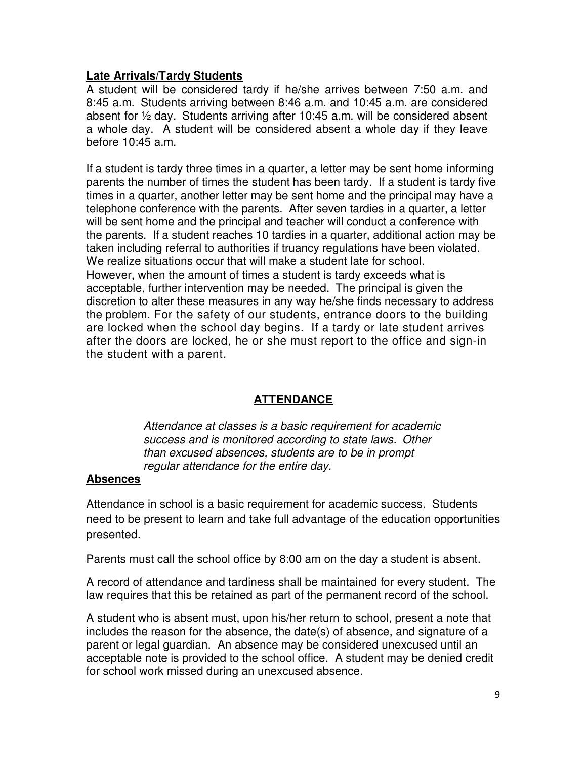### Late Arrivals/Tardy Students

A student will be considered tardy if he/she arrives between 7:50 a.m. and 8:45 a.m. Students arriving between 8:46 a.m. and 10:45 a.m. are considered absent for ½ day. Students arriving after 10:45 a.m. will be considered absent a whole day. A student will be considered absent a whole day if they leave before 10:45 a.m.

If a student is tardy three times in a quarter, a letter may be sent home informing parents the number of times the student has been tardy. If a student is tardy five times in a quarter, another letter may be sent home and the principal may have a telephone conference with the parents. After seven tardies in a quarter, a letter will be sent home and the principal and teacher will conduct a conference with the parents. If a student reaches 10 tardies in a quarter, additional action may be taken including referral to authorities if truancy regulations have been violated. We realize situations occur that will make a student late for school. However, when the amount of times a student is tardy exceeds what is acceptable, further intervention may be needed. The principal is given the discretion to alter these measures in any way he/she finds necessary to address the problem. For the safety of our students, entrance doors to the building are locked when the school day begins. If a tardy or late student arrives after the doors are locked, he or she must report to the office and sign-in the student with a parent.

## ATTENDANCE

*Attendance at classes is a basic requirement for academic success and is monitored according to state laws. Other than excused absences, students are to be in prompt regular attendance for the entire day.*

### Absences

Attendance in school is a basic requirement for academic success. Students need to be present to learn and take full advantage of the education opportunities presented.

Parents must call the school office by 8:00 am on the day a student is absent.

A record of attendance and tardiness shall be maintained for every student. The law requires that this be retained as part of the permanent record of the school.

A student who is absent must, upon his/her return to school, present a note that includes the reason for the absence, the date(s) of absence, and signature of a parent or legal guardian. An absence may be considered unexcused until an acceptable note is provided to the school office. A student may be denied credit for school work missed during an unexcused absence.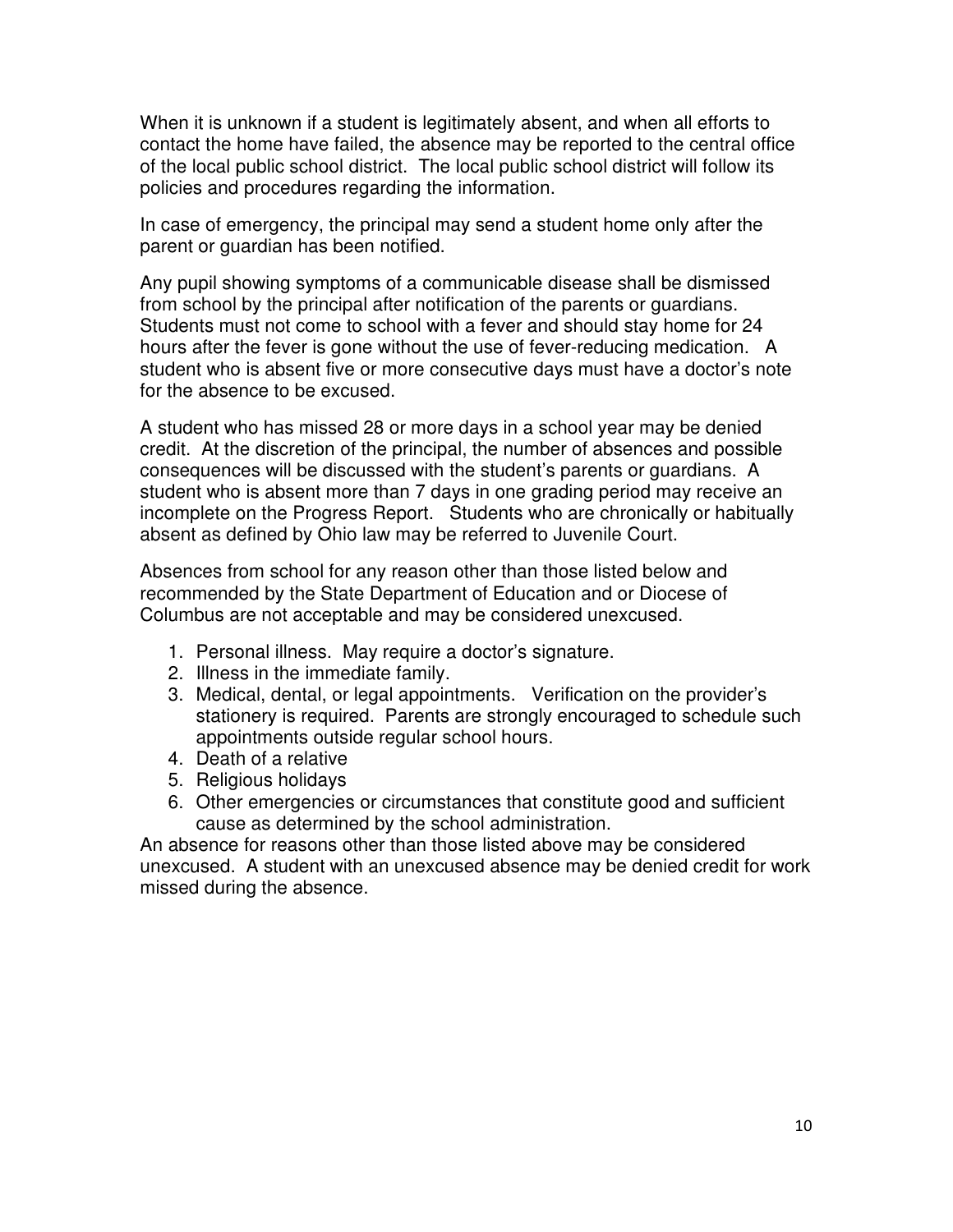When it is unknown if a student is legitimately absent, and when all efforts to contact the home have failed, the absence may be reported to the central office of the local public school district. The local public school district will follow its policies and procedures regarding the information.

In case of emergency, the principal may send a student home only after the parent or guardian has been notified.

Any pupil showing symptoms of a communicable disease shall be dismissed from school by the principal after notification of the parents or guardians. Students must not come to school with a fever and should stay home for 24 hours after the fever is gone without the use of fever-reducing medication. A student who is absent five or more consecutive days must have a doctor's note for the absence to be excused.

A student who has missed 28 or more days in a school year may be denied credit. At the discretion of the principal, the number of absences and possible consequences will be discussed with the student's parents or guardians. A student who is absent more than 7 days in one grading period may receive an incomplete on the Progress Report. Students who are chronically or habitually absent as defined by Ohio law may be referred to Juvenile Court.

Absences from school for any reason other than those listed below and recommended by the State Department of Education and or Diocese of Columbus are not acceptable and may be considered unexcused.

1. Personal illness. May require a doctor's signature.
2. Illness in the immediate family.
3. Medical, dental, or legal appointments. Verification on the provider's stationery is required. Parents are strongly encouraged to schedule such appointments outside regular school hours.
4. Death of a relative
5. Religious holidays
6. Other emergencies or circumstances that constitute good and sufficient cause as determined by the school administration.

An absence for reasons other than those listed above may be considered unexcused. A student with an unexcused absence may be denied credit for work missed during the absence.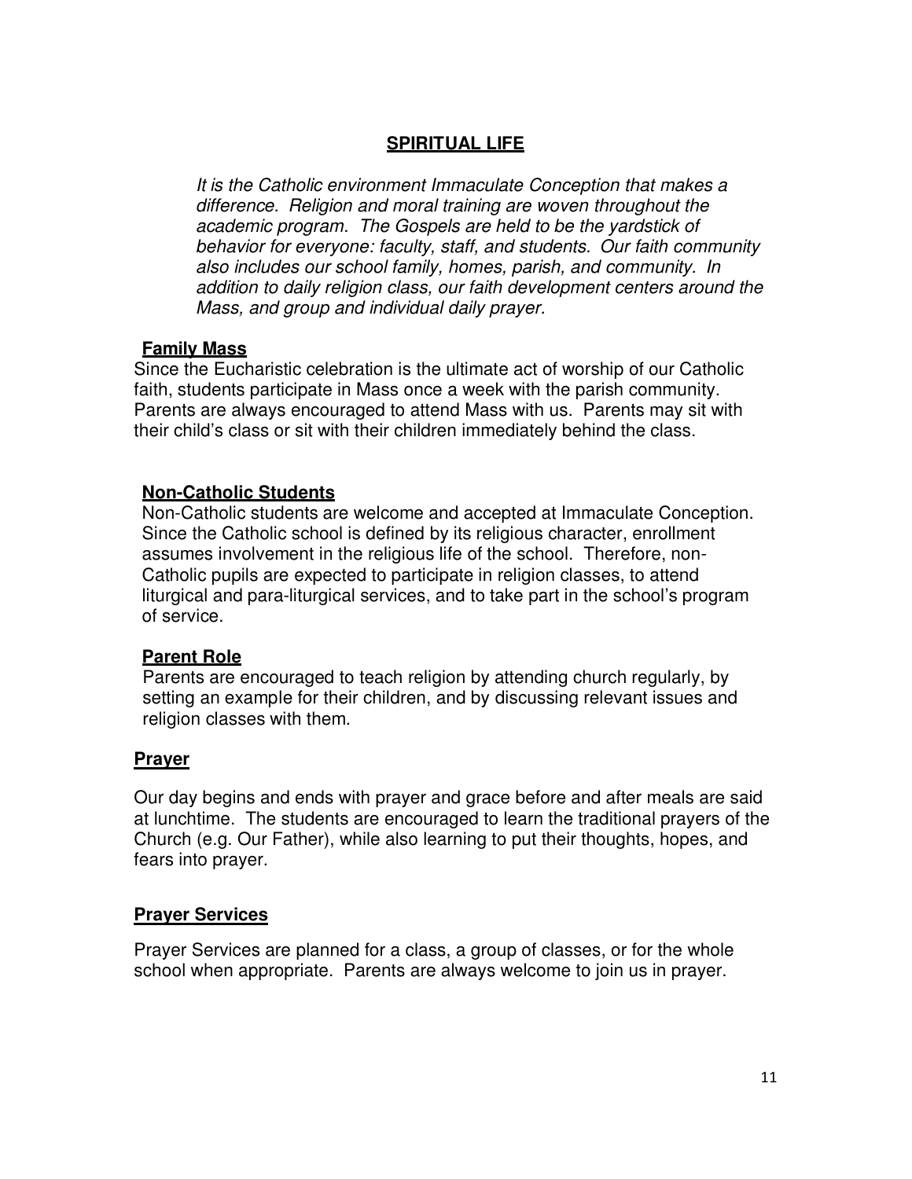## SPIRITUAL LIFE

*It is the Catholic environment Immaculate Conception that makes a difference. Religion and moral training are woven throughout the academic program. The Gospels are held to be the yardstick of behavior for everyone: faculty, staff, and students. Our faith community also includes our school family, homes, parish, and community. In addition to daily religion class, our faith development centers around the Mass, and group and individual daily prayer.*

### Family Mass

Since the Eucharistic celebration is the ultimate act of worship of our Catholic faith, students participate in Mass once a week with the parish community. Parents are always encouraged to attend Mass with us. Parents may sit with their child's class or sit with their children immediately behind the class.

### Non-Catholic Students

Non-Catholic students are welcome and accepted at Immaculate Conception. Since the Catholic school is defined by its religious character, enrollment assumes involvement in the religious life of the school. Therefore, non-Catholic pupils are expected to participate in religion classes, to attend liturgical and para-liturgical services, and to take part in the school's program of service.

### Parent Role

Parents are encouraged to teach religion by attending church regularly, by setting an example for their children, and by discussing relevant issues and religion classes with them.

### Prayer

Our day begins and ends with prayer and grace before and after meals are said at lunchtime. The students are encouraged to learn the traditional prayers of the Church (e.g. Our Father), while also learning to put their thoughts, hopes, and fears into prayer.

### Prayer Services

Prayer Services are planned for a class, a group of classes, or for the whole school when appropriate. Parents are always welcome to join us in prayer.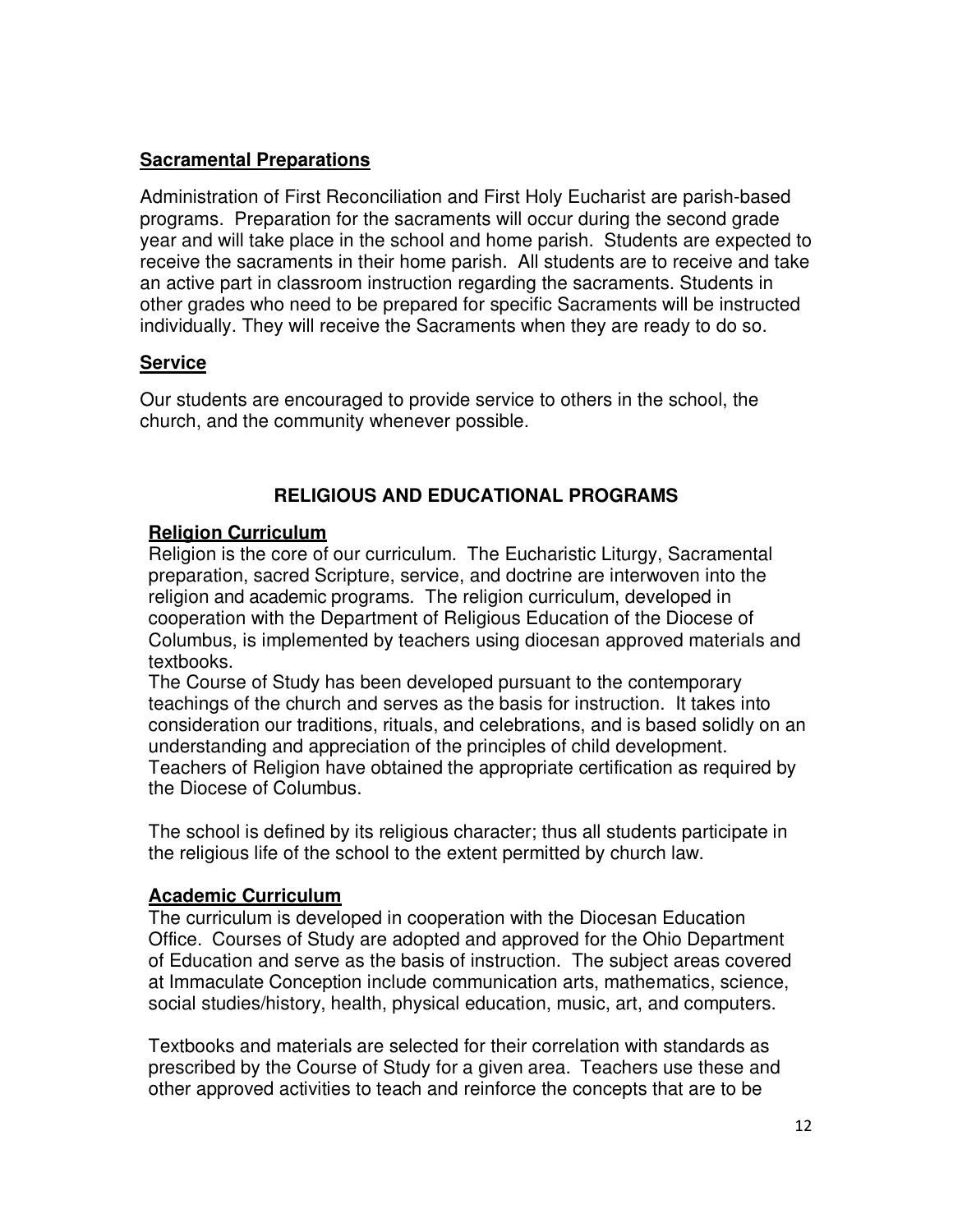**Sacramental Preparations**

Administration of First Reconciliation and First Holy Eucharist are parish-based programs. Preparation for the sacraments will occur during the second grade year and will take place in the school and home parish. Students are expected to receive the sacraments in their home parish. All students are to receive and take an active part in classroom instruction regarding the sacraments. Students in other grades who need to be prepared for specific Sacraments will be instructed individually. They will receive the Sacraments when they are ready to do so.

**Service**

Our students are encouraged to provide service to others in the school, the church, and the community whenever possible.

## RELIGIOUS AND EDUCATIONAL PROGRAMS

**Religion Curriculum**

Religion is the core of our curriculum. The Eucharistic Liturgy, Sacramental preparation, sacred Scripture, service, and doctrine are interwoven into the religion and academic programs. The religion curriculum, developed in cooperation with the Department of Religious Education of the Diocese of Columbus, is implemented by teachers using diocesan approved materials and textbooks.

The Course of Study has been developed pursuant to the contemporary teachings of the church and serves as the basis for instruction. It takes into consideration our traditions, rituals, and celebrations, and is based solidly on an understanding and appreciation of the principles of child development. Teachers of Religion have obtained the appropriate certification as required by the Diocese of Columbus.

The school is defined by its religious character; thus all students participate in the religious life of the school to the extent permitted by church law.

**Academic Curriculum**

The curriculum is developed in cooperation with the Diocesan Education Office. Courses of Study are adopted and approved for the Ohio Department of Education and serve as the basis of instruction. The subject areas covered at Immaculate Conception include communication arts, mathematics, science, social studies/history, health, physical education, music, art, and computers.

Textbooks and materials are selected for their correlation with standards as prescribed by the Course of Study for a given area. Teachers use these and other approved activities to teach and reinforce the concepts that are to be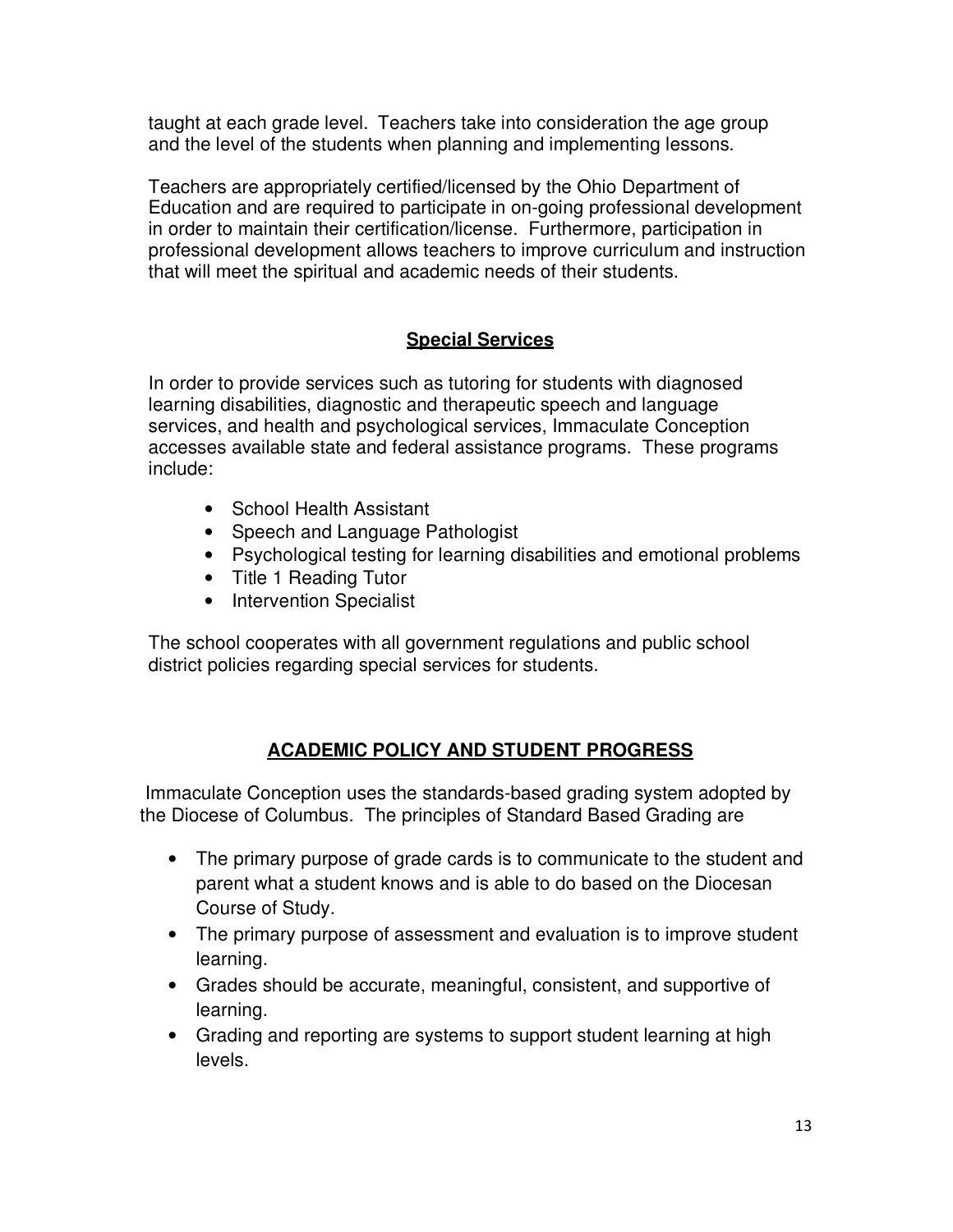taught at each grade level. Teachers take into consideration the age group and the level of the students when planning and implementing lessons.

Teachers are appropriately certified/licensed by the Ohio Department of Education and are required to participate in on-going professional development in order to maintain their certification/license. Furthermore, participation in professional development allows teachers to improve curriculum and instruction that will meet the spiritual and academic needs of their students.

## **Special Services**

In order to provide services such as tutoring for students with diagnosed learning disabilities, diagnostic and therapeutic speech and language services, and health and psychological services, Immaculate Conception accesses available state and federal assistance programs. These programs include:

- School Health Assistant
- Speech and Language Pathologist
- Psychological testing for learning disabilities and emotional problems
- Title 1 Reading Tutor
- Intervention Specialist

The school cooperates with all government regulations and public school district policies regarding special services for students.

## **ACADEMIC POLICY AND STUDENT PROGRESS**

Immaculate Conception uses the standards-based grading system adopted by the Diocese of Columbus. The principles of Standard Based Grading are

- The primary purpose of grade cards is to communicate to the student and parent what a student knows and is able to do based on the Diocesan Course of Study.
- The primary purpose of assessment and evaluation is to improve student learning.
- Grades should be accurate, meaningful, consistent, and supportive of learning.
- Grading and reporting are systems to support student learning at high levels.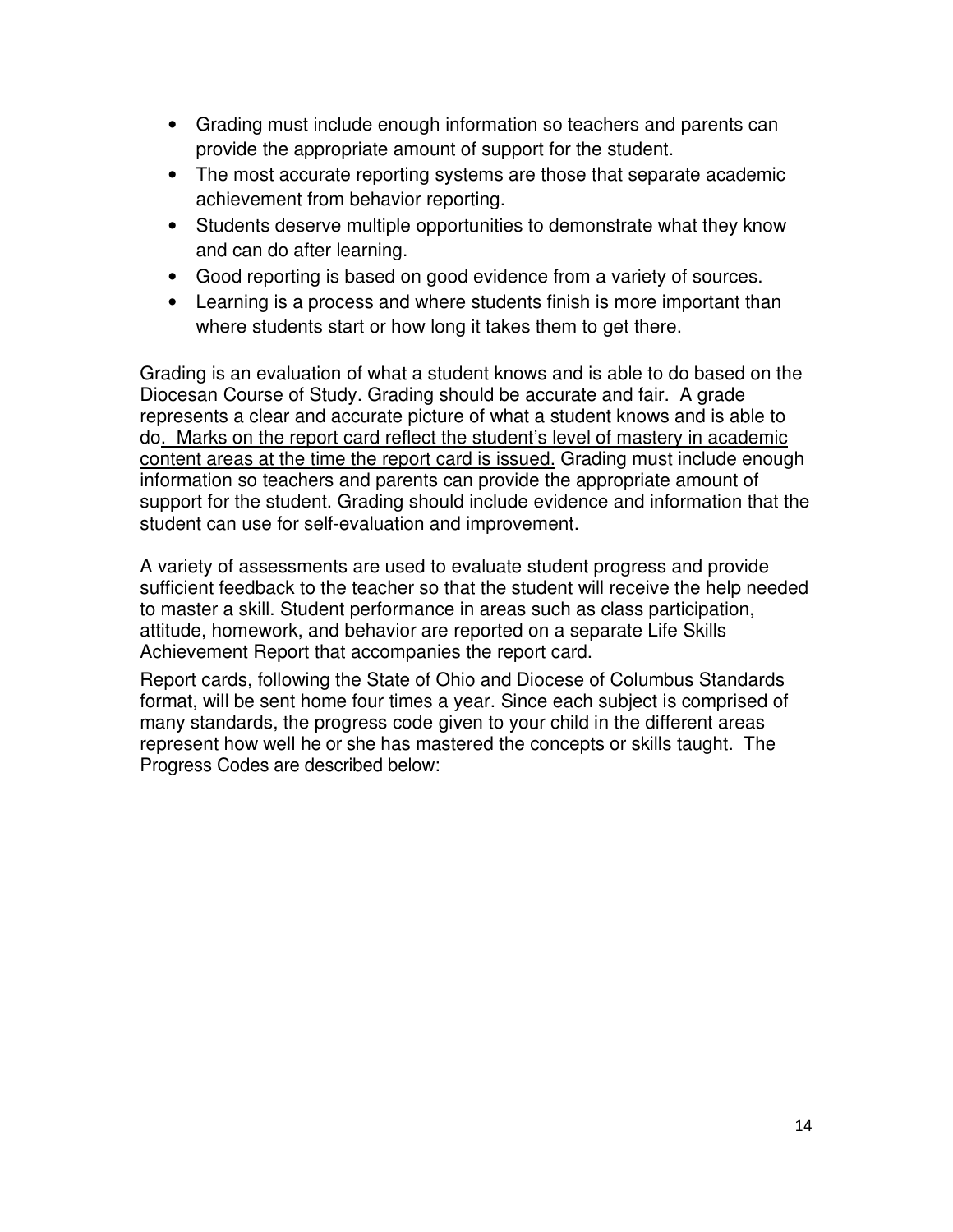- Grading must include enough information so teachers and parents can provide the appropriate amount of support for the student.
- The most accurate reporting systems are those that separate academic achievement from behavior reporting.
- Students deserve multiple opportunities to demonstrate what they know and can do after learning.
- Good reporting is based on good evidence from a variety of sources.
- Learning is a process and where students finish is more important than where students start or how long it takes them to get there.

Grading is an evaluation of what a student knows and is able to do based on the Diocesan Course of Study. Grading should be accurate and fair. A grade represents a clear and accurate picture of what a student knows and is able to do. <u>Marks on the report card reflect the student's level of mastery in academic content areas at the time the report card is issued.</u> Grading must include enough information so teachers and parents can provide the appropriate amount of support for the student. Grading should include evidence and information that the student can use for self-evaluation and improvement.

A variety of assessments are used to evaluate student progress and provide sufficient feedback to the teacher so that the student will receive the help needed to master a skill. Student performance in areas such as class participation, attitude, homework, and behavior are reported on a separate Life Skills Achievement Report that accompanies the report card.

Report cards, following the State of Ohio and Diocese of Columbus Standards format, will be sent home four times a year. Since each subject is comprised of many standards, the progress code given to your child in the different areas represent how well he or she has mastered the concepts or skills taught. The Progress Codes are described below: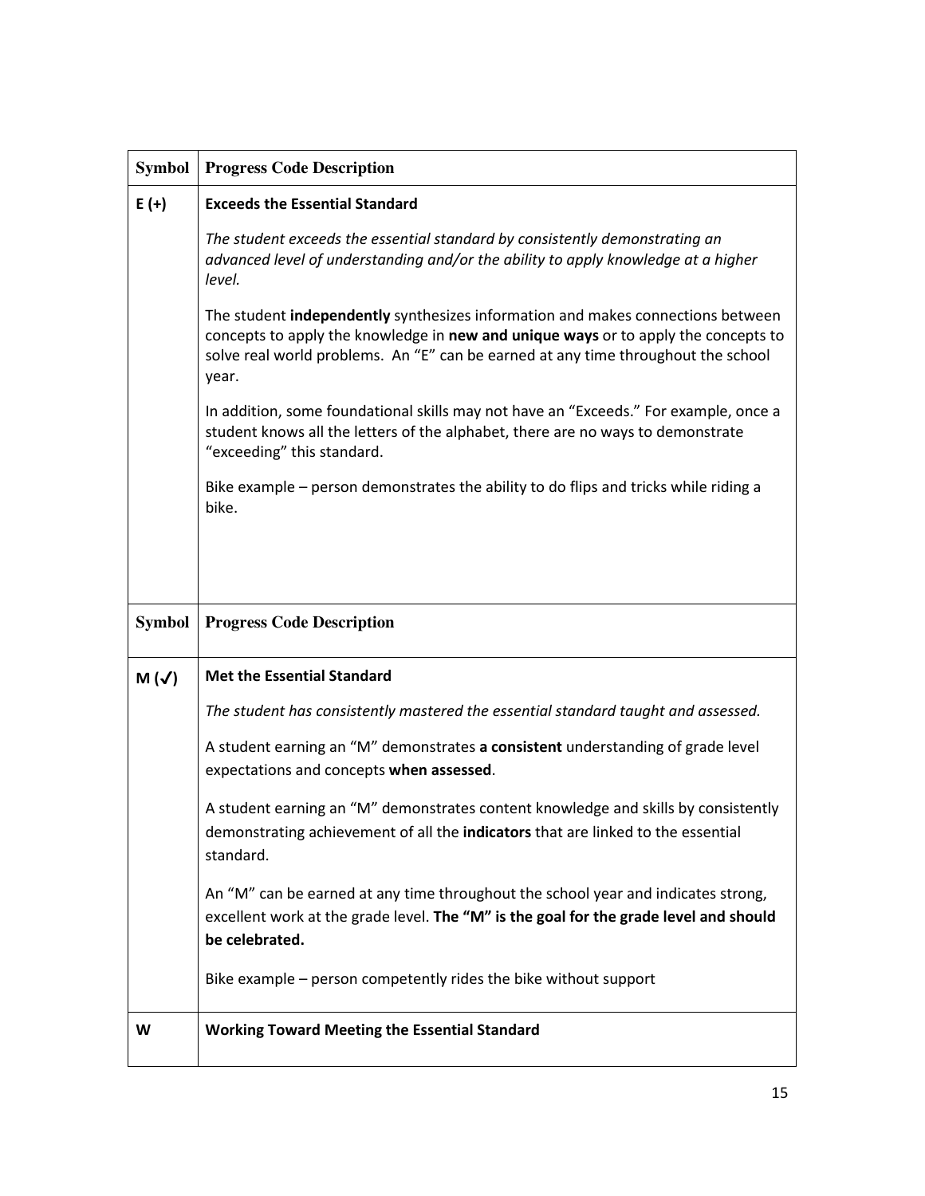| Symbol | Progress Code Description |
|---|---|
| E (+) | **Exceeds the Essential Standard**<br><br>*The student exceeds the essential standard by consistently demonstrating an advanced level of understanding and/or the ability to apply knowledge at a higher level.*<br><br>The student **independently** synthesizes information and makes connections between concepts to apply the knowledge in **new and unique ways** or to apply the concepts to solve real world problems. An "E" can be earned at any time throughout the school year.<br><br>In addition, some foundational skills may not have an "Exceeds." For example, once a student knows all the letters of the alphabet, there are no ways to demonstrate "exceeding" this standard.<br><br>Bike example – person demonstrates the ability to do flips and tricks while riding a bike. |

| Symbol | Progress Code Description |
|---|---|
| M (✓) | **Met the Essential Standard**<br><br>*The student has consistently mastered the essential standard taught and assessed.*<br><br>A student earning an "M" demonstrates **a consistent** understanding of grade level expectations and concepts **when assessed**.<br><br>A student earning an "M" demonstrates content knowledge and skills by consistently demonstrating achievement of all the **indicators** that are linked to the essential standard.<br><br>An "M" can be earned at any time throughout the school year and indicates strong, excellent work at the grade level. **The "M" is the goal for the grade level and should be celebrated.**<br><br>Bike example – person competently rides the bike without support |
| W | **Working Toward Meeting the Essential Standard** |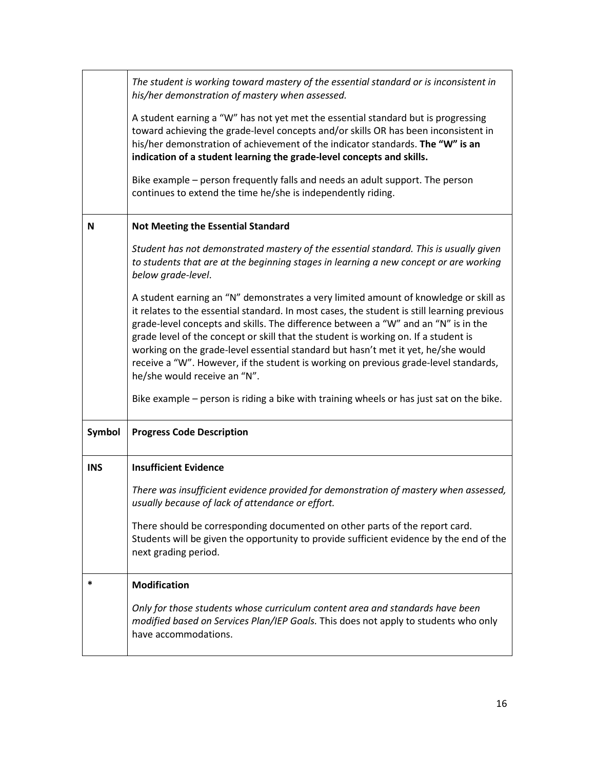| | |
|---|---|
| | *The student is working toward mastery of the essential standard or is inconsistent in his/her demonstration of mastery when assessed.*<br><br>A student earning a "W" has not yet met the essential standard but is progressing toward achieving the grade-level concepts and/or skills OR has been inconsistent in his/her demonstration of achievement of the indicator standards. **The "W" is an indication of a student learning the grade-level concepts and skills.**<br><br>Bike example – person frequently falls and needs an adult support. The person continues to extend the time he/she is independently riding. |
| **N** | **Not Meeting the Essential Standard**<br><br>*Student has not demonstrated mastery of the essential standard. This is usually given to students that are at the beginning stages in learning a new concept or are working below grade-level.*<br><br>A student earning an "N" demonstrates a very limited amount of knowledge or skill as it relates to the essential standard. In most cases, the student is still learning previous grade-level concepts and skills. The difference between a "W" and an "N" is in the grade level of the concept or skill that the student is working on. If a student is working on the grade-level essential standard but hasn't met it yet, he/she would receive a "W". However, if the student is working on previous grade-level standards, he/she would receive an "N".<br><br>Bike example – person is riding a bike with training wheels or has just sat on the bike. |
| **Symbol** | **Progress Code Description** |
| **INS** | **Insufficient Evidence**<br><br>*There was insufficient evidence provided for demonstration of mastery when assessed, usually because of lack of attendance or effort.*<br><br>There should be corresponding documented on other parts of the report card. Students will be given the opportunity to provide sufficient evidence by the end of the next grading period. |
| ***** | **Modification**<br><br>*Only for those students whose curriculum content area and standards have been modified based on Services Plan/IEP Goals.* This does not apply to students who only have accommodations. |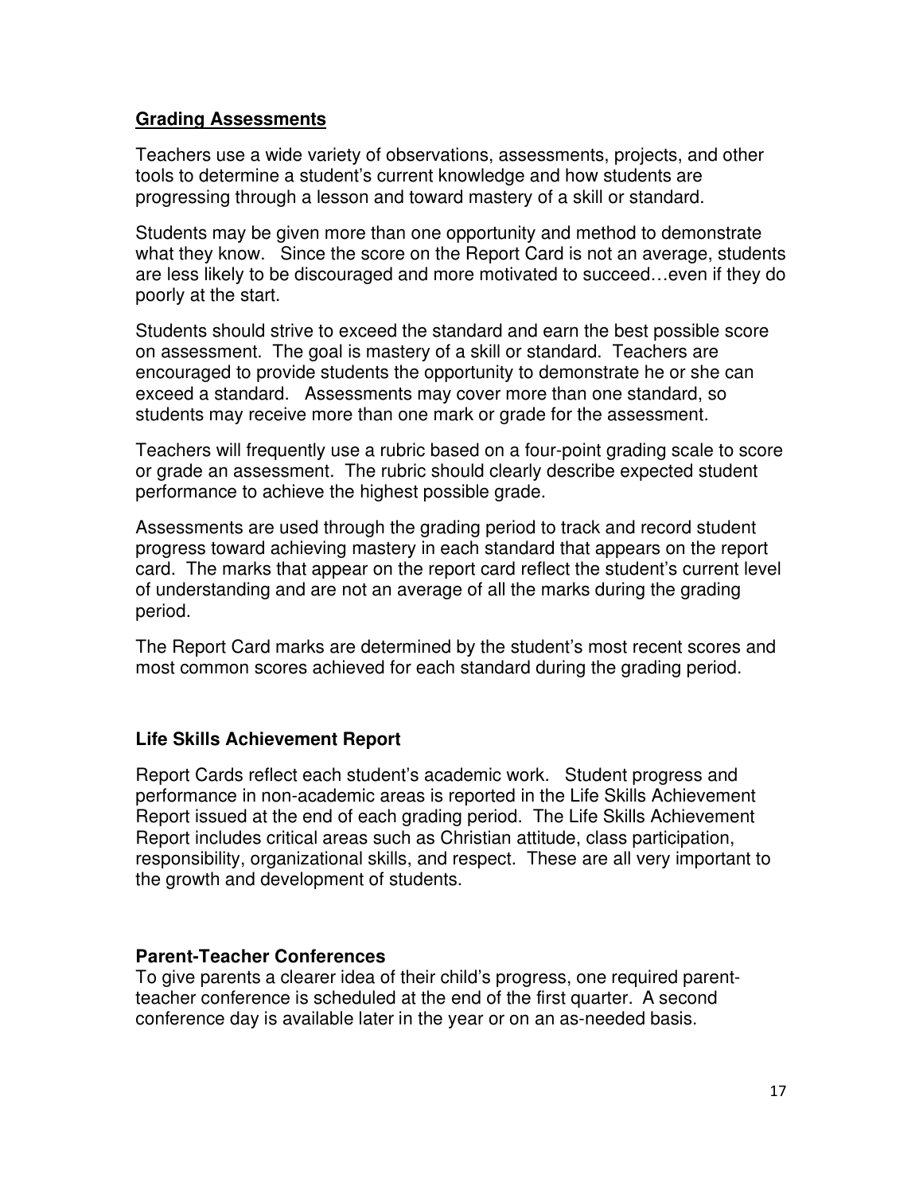## Grading Assessments

Teachers use a wide variety of observations, assessments, projects, and other tools to determine a student's current knowledge and how students are progressing through a lesson and toward mastery of a skill or standard.

Students may be given more than one opportunity and method to demonstrate what they know. Since the score on the Report Card is not an average, students are less likely to be discouraged and more motivated to succeed…even if they do poorly at the start.

Students should strive to exceed the standard and earn the best possible score on assessment. The goal is mastery of a skill or standard. Teachers are encouraged to provide students the opportunity to demonstrate he or she can exceed a standard. Assessments may cover more than one standard, so students may receive more than one mark or grade for the assessment.

Teachers will frequently use a rubric based on a four-point grading scale to score or grade an assessment. The rubric should clearly describe expected student performance to achieve the highest possible grade.

Assessments are used through the grading period to track and record student progress toward achieving mastery in each standard that appears on the report card. The marks that appear on the report card reflect the student's current level of understanding and are not an average of all the marks during the grading period.

The Report Card marks are determined by the student's most recent scores and most common scores achieved for each standard during the grading period.

### Life Skills Achievement Report

Report Cards reflect each student's academic work. Student progress and performance in non-academic areas is reported in the Life Skills Achievement Report issued at the end of each grading period. The Life Skills Achievement Report includes critical areas such as Christian attitude, class participation, responsibility, organizational skills, and respect. These are all very important to the growth and development of students.

### Parent-Teacher Conferences

To give parents a clearer idea of their child's progress, one required parent-teacher conference is scheduled at the end of the first quarter. A second conference day is available later in the year or on an as-needed basis.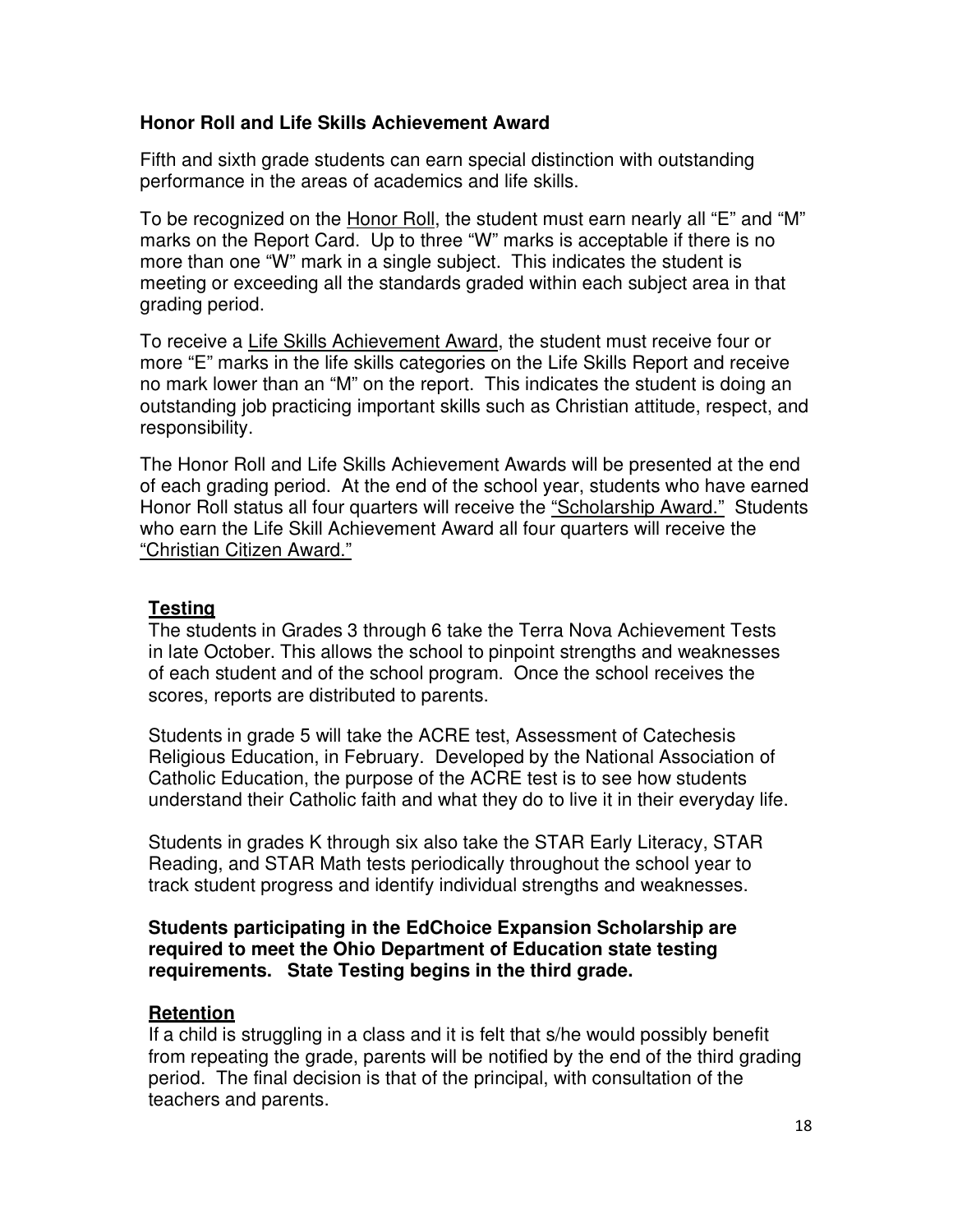### Honor Roll and Life Skills Achievement Award

Fifth and sixth grade students can earn special distinction with outstanding performance in the areas of academics and life skills.

To be recognized on the Honor Roll, the student must earn nearly all "E" and "M" marks on the Report Card. Up to three "W" marks is acceptable if there is no more than one "W" mark in a single subject. This indicates the student is meeting or exceeding all the standards graded within each subject area in that grading period.

To receive a Life Skills Achievement Award, the student must receive four or more "E" marks in the life skills categories on the Life Skills Report and receive no mark lower than an "M" on the report. This indicates the student is doing an outstanding job practicing important skills such as Christian attitude, respect, and responsibility.

The Honor Roll and Life Skills Achievement Awards will be presented at the end of each grading period. At the end of the school year, students who have earned Honor Roll status all four quarters will receive the "Scholarship Award." Students who earn the Life Skill Achievement Award all four quarters will receive the "Christian Citizen Award."

### Testing

The students in Grades 3 through 6 take the Terra Nova Achievement Tests in late October. This allows the school to pinpoint strengths and weaknesses of each student and of the school program. Once the school receives the scores, reports are distributed to parents.

Students in grade 5 will take the ACRE test, Assessment of Catechesis Religious Education, in February. Developed by the National Association of Catholic Education, the purpose of the ACRE test is to see how students understand their Catholic faith and what they do to live it in their everyday life.

Students in grades K through six also take the STAR Early Literacy, STAR Reading, and STAR Math tests periodically throughout the school year to track student progress and identify individual strengths and weaknesses.

**Students participating in the EdChoice Expansion Scholarship are required to meet the Ohio Department of Education state testing requirements. State Testing begins in the third grade.**

### Retention

If a child is struggling in a class and it is felt that s/he would possibly benefit from repeating the grade, parents will be notified by the end of the third grading period. The final decision is that of the principal, with consultation of the teachers and parents.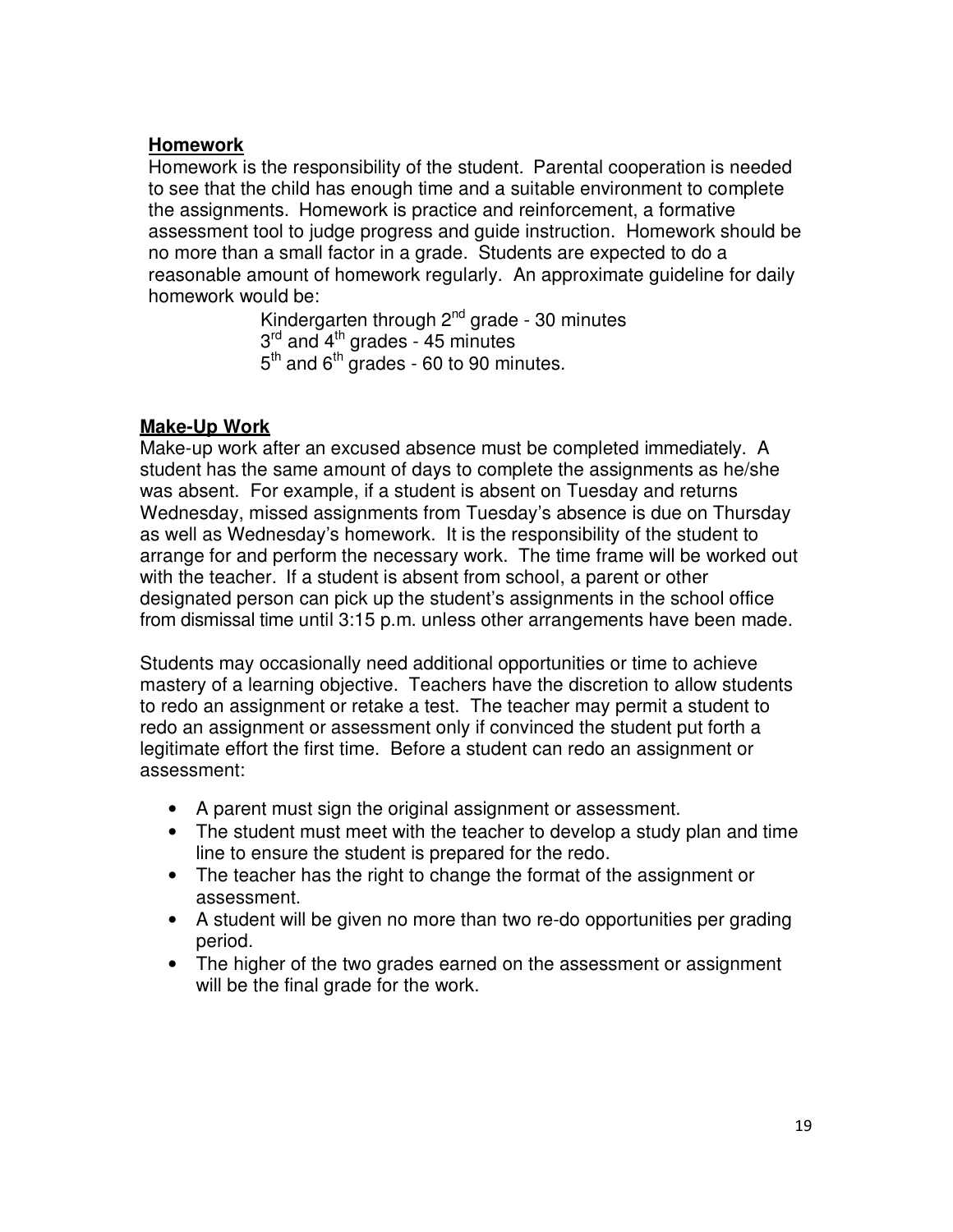**Homework**

Homework is the responsibility of the student. Parental cooperation is needed to see that the child has enough time and a suitable environment to complete the assignments. Homework is practice and reinforcement, a formative assessment tool to judge progress and guide instruction. Homework should be no more than a small factor in a grade. Students are expected to do a reasonable amount of homework regularly. An approximate guideline for daily homework would be:

Kindergarten through 2nd grade - 30 minutes
3rd and 4th grades - 45 minutes
5th and 6th grades - 60 to 90 minutes.

**Make-Up Work**

Make-up work after an excused absence must be completed immediately. A student has the same amount of days to complete the assignments as he/she was absent. For example, if a student is absent on Tuesday and returns Wednesday, missed assignments from Tuesday's absence is due on Thursday as well as Wednesday's homework. It is the responsibility of the student to arrange for and perform the necessary work. The time frame will be worked out with the teacher. If a student is absent from school, a parent or other designated person can pick up the student's assignments in the school office from dismissal time until 3:15 p.m. unless other arrangements have been made.

Students may occasionally need additional opportunities or time to achieve mastery of a learning objective. Teachers have the discretion to allow students to redo an assignment or retake a test. The teacher may permit a student to redo an assignment or assessment only if convinced the student put forth a legitimate effort the first time. Before a student can redo an assignment or assessment:

- A parent must sign the original assignment or assessment.
- The student must meet with the teacher to develop a study plan and time line to ensure the student is prepared for the redo.
- The teacher has the right to change the format of the assignment or assessment.
- A student will be given no more than two re-do opportunities per grading period.
- The higher of the two grades earned on the assessment or assignment will be the final grade for the work.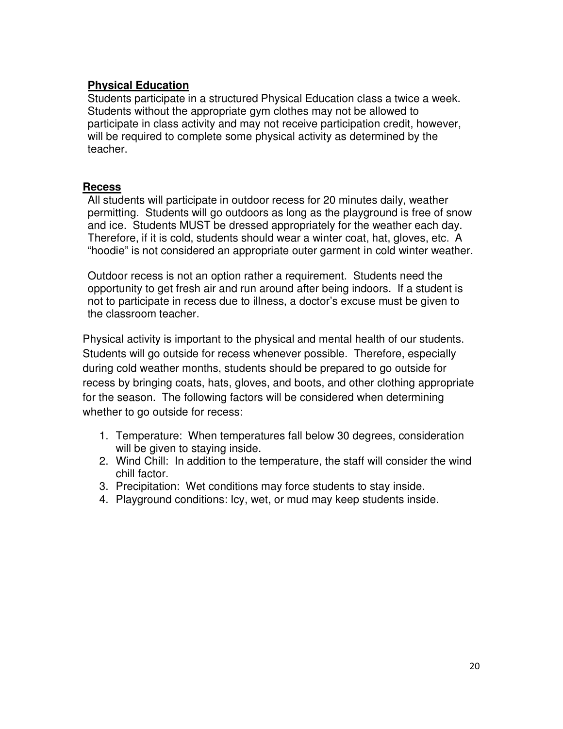**Physical Education**

Students participate in a structured Physical Education class a twice a week. Students without the appropriate gym clothes may not be allowed to participate in class activity and may not receive participation credit, however, will be required to complete some physical activity as determined by the teacher.

**Recess**

All students will participate in outdoor recess for 20 minutes daily, weather permitting. Students will go outdoors as long as the playground is free of snow and ice. Students MUST be dressed appropriately for the weather each day. Therefore, if it is cold, students should wear a winter coat, hat, gloves, etc. A "hoodie" is not considered an appropriate outer garment in cold winter weather.

Outdoor recess is not an option rather a requirement. Students need the opportunity to get fresh air and run around after being indoors. If a student is not to participate in recess due to illness, a doctor's excuse must be given to the classroom teacher.

Physical activity is important to the physical and mental health of our students. Students will go outside for recess whenever possible. Therefore, especially during cold weather months, students should be prepared to go outside for recess by bringing coats, hats, gloves, and boots, and other clothing appropriate for the season. The following factors will be considered when determining whether to go outside for recess:

1. Temperature: When temperatures fall below 30 degrees, consideration will be given to staying inside.
2. Wind Chill: In addition to the temperature, the staff will consider the wind chill factor.
3. Precipitation: Wet conditions may force students to stay inside.
4. Playground conditions: Icy, wet, or mud may keep students inside.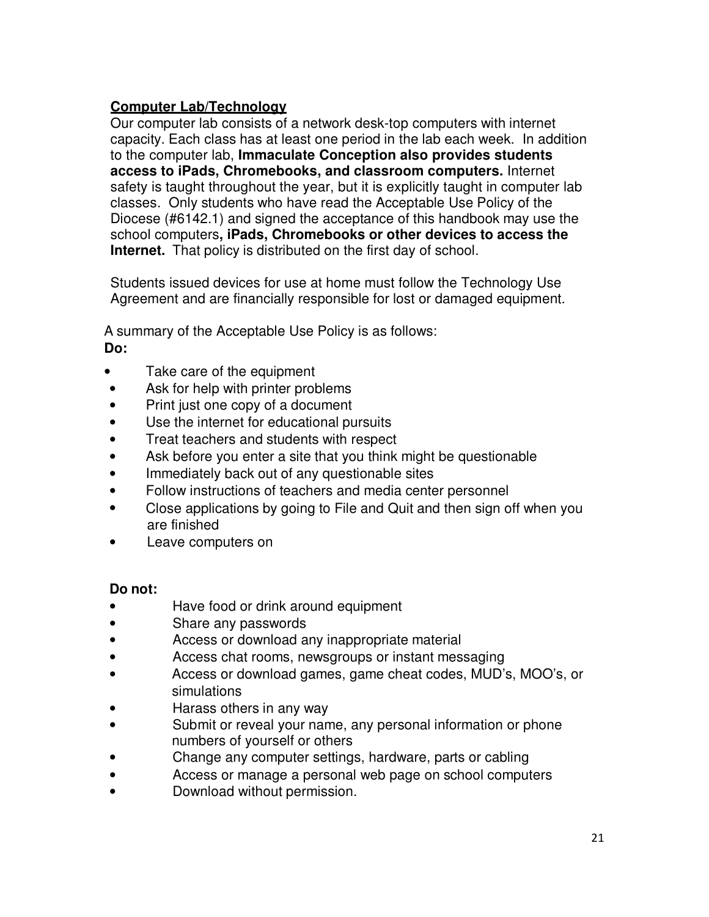## Computer Lab/Technology

Our computer lab consists of a network desk-top computers with internet capacity. Each class has at least one period in the lab each week. In addition to the computer lab, **Immaculate Conception also provides students access to iPads, Chromebooks, and classroom computers.** Internet safety is taught throughout the year, but it is explicitly taught in computer lab classes. Only students who have read the Acceptable Use Policy of the Diocese (#6142.1) and signed the acceptance of this handbook may use the school computers**, iPads, Chromebooks or other devices to access the Internet.** That policy is distributed on the first day of school.

Students issued devices for use at home must follow the Technology Use Agreement and are financially responsible for lost or damaged equipment.

A summary of the Acceptable Use Policy is as follows:

**Do:**

- Take care of the equipment
- Ask for help with printer problems
- Print just one copy of a document
- Use the internet for educational pursuits
- Treat teachers and students with respect
- Ask before you enter a site that you think might be questionable
- Immediately back out of any questionable sites
- Follow instructions of teachers and media center personnel
- Close applications by going to File and Quit and then sign off when you are finished
- Leave computers on

**Do not:**

- Have food or drink around equipment
- Share any passwords
- Access or download any inappropriate material
- Access chat rooms, newsgroups or instant messaging
- Access or download games, game cheat codes, MUD's, MOO's, or simulations
- Harass others in any way
- Submit or reveal your name, any personal information or phone numbers of yourself or others
- Change any computer settings, hardware, parts or cabling
- Access or manage a personal web page on school computers
- Download without permission.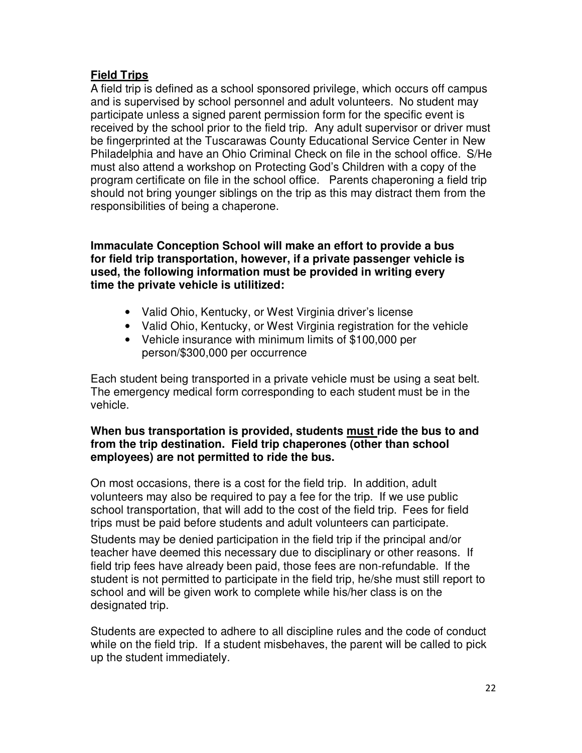## <u>Field Trips</u>

A field trip is defined as a school sponsored privilege, which occurs off campus and is supervised by school personnel and adult volunteers. No student may participate unless a signed parent permission form for the specific event is received by the school prior to the field trip. Any adult supervisor or driver must be fingerprinted at the Tuscarawas County Educational Service Center in New Philadelphia and have an Ohio Criminal Check on file in the school office. S/He must also attend a workshop on Protecting God's Children with a copy of the program certificate on file in the school office. Parents chaperoning a field trip should not bring younger siblings on the trip as this may distract them from the responsibilities of being a chaperone.

**Immaculate Conception School will make an effort to provide a bus for field trip transportation, however, if a private passenger vehicle is used, the following information must be provided in writing every time the private vehicle is utilitized:**

- Valid Ohio, Kentucky, or West Virginia driver's license
- Valid Ohio, Kentucky, or West Virginia registration for the vehicle
- Vehicle insurance with minimum limits of $100,000 per person/$300,000 per occurrence

Each student being transported in a private vehicle must be using a seat belt. The emergency medical form corresponding to each student must be in the vehicle.

**When bus transportation is provided, students <u>must</u> ride the bus to and from the trip destination. Field trip chaperones (other than school employees) are not permitted to ride the bus.**

On most occasions, there is a cost for the field trip. In addition, adult volunteers may also be required to pay a fee for the trip. If we use public school transportation, that will add to the cost of the field trip. Fees for field trips must be paid before students and adult volunteers can participate.

Students may be denied participation in the field trip if the principal and/or teacher have deemed this necessary due to disciplinary or other reasons. If field trip fees have already been paid, those fees are non-refundable. If the student is not permitted to participate in the field trip, he/she must still report to school and will be given work to complete while his/her class is on the designated trip.

Students are expected to adhere to all discipline rules and the code of conduct while on the field trip. If a student misbehaves, the parent will be called to pick up the student immediately.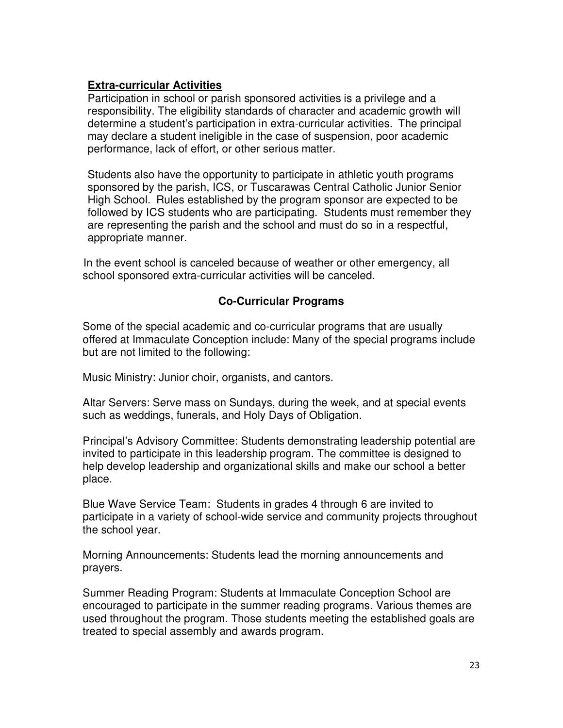**Extra-curricular Activities**

Participation in school or parish sponsored activities is a privilege and a responsibility. The eligibility standards of character and academic growth will determine a student's participation in extra-curricular activities. The principal may declare a student ineligible in the case of suspension, poor academic performance, lack of effort, or other serious matter.

Students also have the opportunity to participate in athletic youth programs sponsored by the parish, ICS, or Tuscarawas Central Catholic Junior Senior High School. Rules established by the program sponsor are expected to be followed by ICS students who are participating. Students must remember they are representing the parish and the school and must do so in a respectful, appropriate manner.

In the event school is canceled because of weather or other emergency, all school sponsored extra-curricular activities will be canceled.

## Co-Curricular Programs

Some of the special academic and co-curricular programs that are usually offered at Immaculate Conception include: Many of the special programs include but are not limited to the following:

Music Ministry: Junior choir, organists, and cantors.

Altar Servers: Serve mass on Sundays, during the week, and at special events such as weddings, funerals, and Holy Days of Obligation.

Principal's Advisory Committee: Students demonstrating leadership potential are invited to participate in this leadership program. The committee is designed to help develop leadership and organizational skills and make our school a better place.

Blue Wave Service Team: Students in grades 4 through 6 are invited to participate in a variety of school-wide service and community projects throughout the school year.

Morning Announcements: Students lead the morning announcements and prayers.

Summer Reading Program: Students at Immaculate Conception School are encouraged to participate in the summer reading programs. Various themes are used throughout the program. Those students meeting the established goals are treated to special assembly and awards program.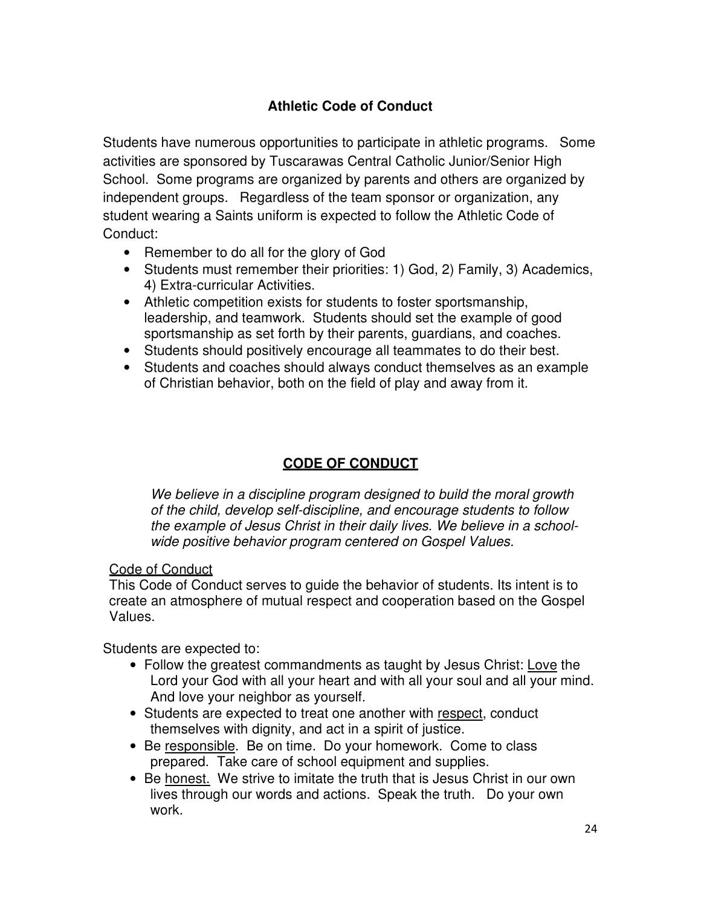## Athletic Code of Conduct

Students have numerous opportunities to participate in athletic programs. Some activities are sponsored by Tuscarawas Central Catholic Junior/Senior High School. Some programs are organized by parents and others are organized by independent groups. Regardless of the team sponsor or organization, any student wearing a Saints uniform is expected to follow the Athletic Code of Conduct:

- Remember to do all for the glory of God
- Students must remember their priorities: 1) God, 2) Family, 3) Academics, 4) Extra-curricular Activities.
- Athletic competition exists for students to foster sportsmanship, leadership, and teamwork. Students should set the example of good sportsmanship as set forth by their parents, guardians, and coaches.
- Students should positively encourage all teammates to do their best.
- Students and coaches should always conduct themselves as an example of Christian behavior, both on the field of play and away from it.

## CODE OF CONDUCT

*We believe in a discipline program designed to build the moral growth of the child, develop self-discipline, and encourage students to follow the example of Jesus Christ in their daily lives. We believe in a school-wide positive behavior program centered on Gospel Values.*

Code of Conduct

This Code of Conduct serves to guide the behavior of students. Its intent is to create an atmosphere of mutual respect and cooperation based on the Gospel Values.

Students are expected to:

- Follow the greatest commandments as taught by Jesus Christ: Love the Lord your God with all your heart and with all your soul and all your mind. And love your neighbor as yourself.
- Students are expected to treat one another with respect, conduct themselves with dignity, and act in a spirit of justice.
- Be responsible. Be on time. Do your homework. Come to class prepared. Take care of school equipment and supplies.
- Be honest. We strive to imitate the truth that is Jesus Christ in our own lives through our words and actions. Speak the truth. Do your own work.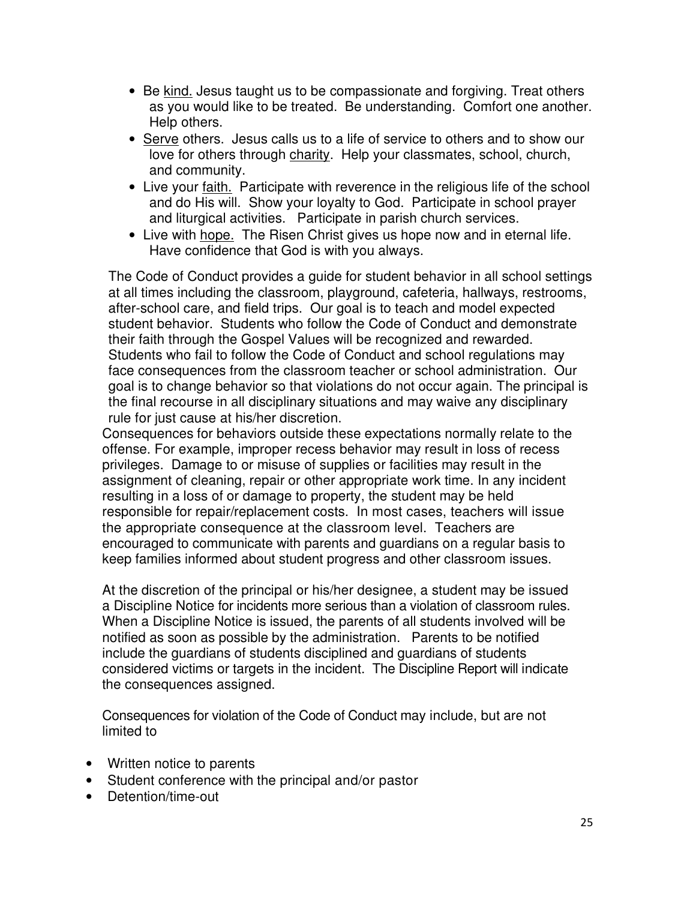- Be <u>kind.</u> Jesus taught us to be compassionate and forgiving. Treat others as you would like to be treated. Be understanding. Comfort one another. Help others.
- <u>Serve</u> others. Jesus calls us to a life of service to others and to show our love for others through <u>charity</u>. Help your classmates, school, church, and community.
- Live your <u>faith.</u> Participate with reverence in the religious life of the school and do His will. Show your loyalty to God. Participate in school prayer and liturgical activities. Participate in parish church services.
- Live with <u>hope.</u> The Risen Christ gives us hope now and in eternal life. Have confidence that God is with you always.

The Code of Conduct provides a guide for student behavior in all school settings at all times including the classroom, playground, cafeteria, hallways, restrooms, after-school care, and field trips. Our goal is to teach and model expected student behavior. Students who follow the Code of Conduct and demonstrate their faith through the Gospel Values will be recognized and rewarded. Students who fail to follow the Code of Conduct and school regulations may face consequences from the classroom teacher or school administration. Our goal is to change behavior so that violations do not occur again. The principal is the final recourse in all disciplinary situations and may waive any disciplinary rule for just cause at his/her discretion.

Consequences for behaviors outside these expectations normally relate to the offense. For example, improper recess behavior may result in loss of recess privileges. Damage to or misuse of supplies or facilities may result in the assignment of cleaning, repair or other appropriate work time. In any incident resulting in a loss of or damage to property, the student may be held responsible for repair/replacement costs. In most cases, teachers will issue the appropriate consequence at the classroom level. Teachers are encouraged to communicate with parents and guardians on a regular basis to keep families informed about student progress and other classroom issues.

At the discretion of the principal or his/her designee, a student may be issued a Discipline Notice for incidents more serious than a violation of classroom rules. When a Discipline Notice is issued, the parents of all students involved will be notified as soon as possible by the administration. Parents to be notified include the guardians of students disciplined and guardians of students considered victims or targets in the incident. The Discipline Report will indicate the consequences assigned.

Consequences for violation of the Code of Conduct may include, but are not limited to

- Written notice to parents
- Student conference with the principal and/or pastor
- Detention/time-out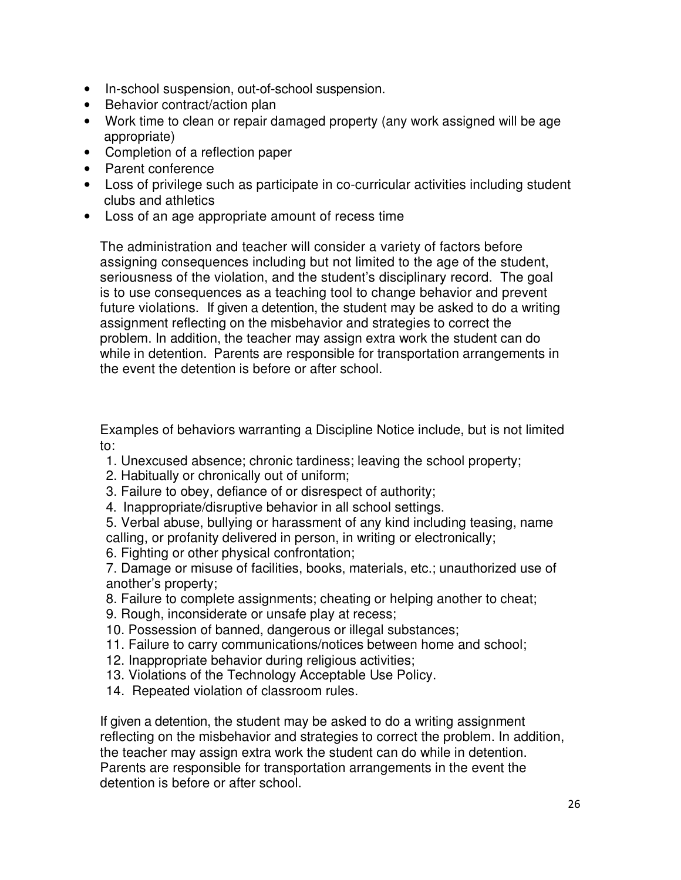- In-school suspension, out-of-school suspension.
- Behavior contract/action plan
- Work time to clean or repair damaged property (any work assigned will be age appropriate)
- Completion of a reflection paper
- Parent conference
- Loss of privilege such as participate in co-curricular activities including student clubs and athletics
- Loss of an age appropriate amount of recess time

The administration and teacher will consider a variety of factors before assigning consequences including but not limited to the age of the student, seriousness of the violation, and the student's disciplinary record. The goal is to use consequences as a teaching tool to change behavior and prevent future violations. If given a detention, the student may be asked to do a writing assignment reflecting on the misbehavior and strategies to correct the problem. In addition, the teacher may assign extra work the student can do while in detention. Parents are responsible for transportation arrangements in the event the detention is before or after school.

Examples of behaviors warranting a Discipline Notice include, but is not limited to:

1. Unexcused absence; chronic tardiness; leaving the school property;
2. Habitually or chronically out of uniform;
3. Failure to obey, defiance of or disrespect of authority;
4. Inappropriate/disruptive behavior in all school settings.
5. Verbal abuse, bullying or harassment of any kind including teasing, name calling, or profanity delivered in person, in writing or electronically;
6. Fighting or other physical confrontation;
7. Damage or misuse of facilities, books, materials, etc.; unauthorized use of another's property;
8. Failure to complete assignments; cheating or helping another to cheat;
9. Rough, inconsiderate or unsafe play at recess;
10. Possession of banned, dangerous or illegal substances;
11. Failure to carry communications/notices between home and school;
12. Inappropriate behavior during religious activities;
13. Violations of the Technology Acceptable Use Policy.
14. Repeated violation of classroom rules.

If given a detention, the student may be asked to do a writing assignment reflecting on the misbehavior and strategies to correct the problem. In addition, the teacher may assign extra work the student can do while in detention. Parents are responsible for transportation arrangements in the event the detention is before or after school.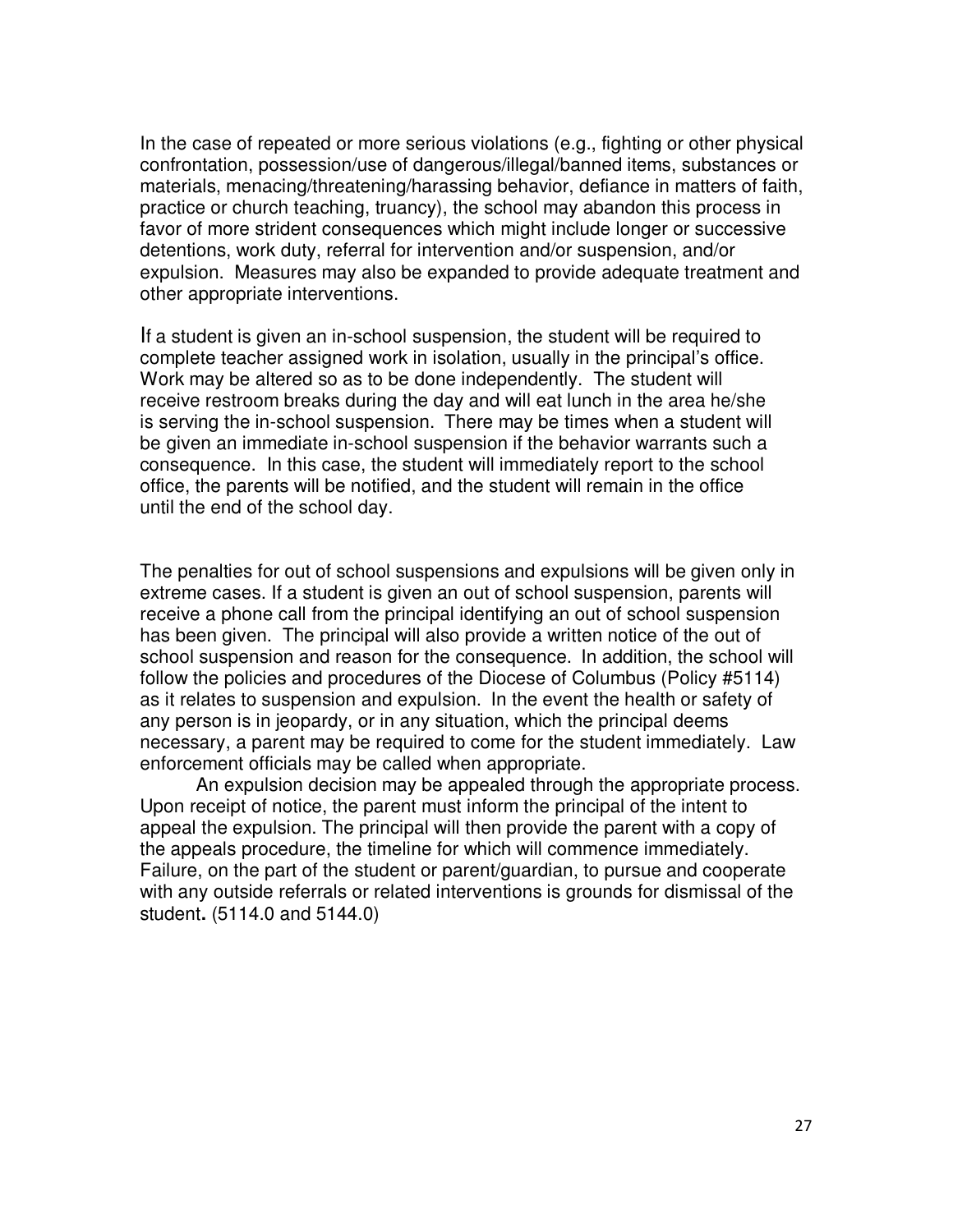In the case of repeated or more serious violations (e.g., fighting or other physical confrontation, possession/use of dangerous/illegal/banned items, substances or materials, menacing/threatening/harassing behavior, defiance in matters of faith, practice or church teaching, truancy), the school may abandon this process in favor of more strident consequences which might include longer or successive detentions, work duty, referral for intervention and/or suspension, and/or expulsion. Measures may also be expanded to provide adequate treatment and other appropriate interventions.

If a student is given an in-school suspension, the student will be required to complete teacher assigned work in isolation, usually in the principal's office. Work may be altered so as to be done independently. The student will receive restroom breaks during the day and will eat lunch in the area he/she is serving the in-school suspension. There may be times when a student will be given an immediate in-school suspension if the behavior warrants such a consequence. In this case, the student will immediately report to the school office, the parents will be notified, and the student will remain in the office until the end of the school day.

The penalties for out of school suspensions and expulsions will be given only in extreme cases. If a student is given an out of school suspension, parents will receive a phone call from the principal identifying an out of school suspension has been given. The principal will also provide a written notice of the out of school suspension and reason for the consequence. In addition, the school will follow the policies and procedures of the Diocese of Columbus (Policy #5114) as it relates to suspension and expulsion. In the event the health or safety of any person is in jeopardy, or in any situation, which the principal deems necessary, a parent may be required to come for the student immediately. Law enforcement officials may be called when appropriate.

An expulsion decision may be appealed through the appropriate process. Upon receipt of notice, the parent must inform the principal of the intent to appeal the expulsion. The principal will then provide the parent with a copy of the appeals procedure, the timeline for which will commence immediately. Failure, on the part of the student or parent/guardian, to pursue and cooperate with any outside referrals or related interventions is grounds for dismissal of the student**.** (5114.0 and 5144.0)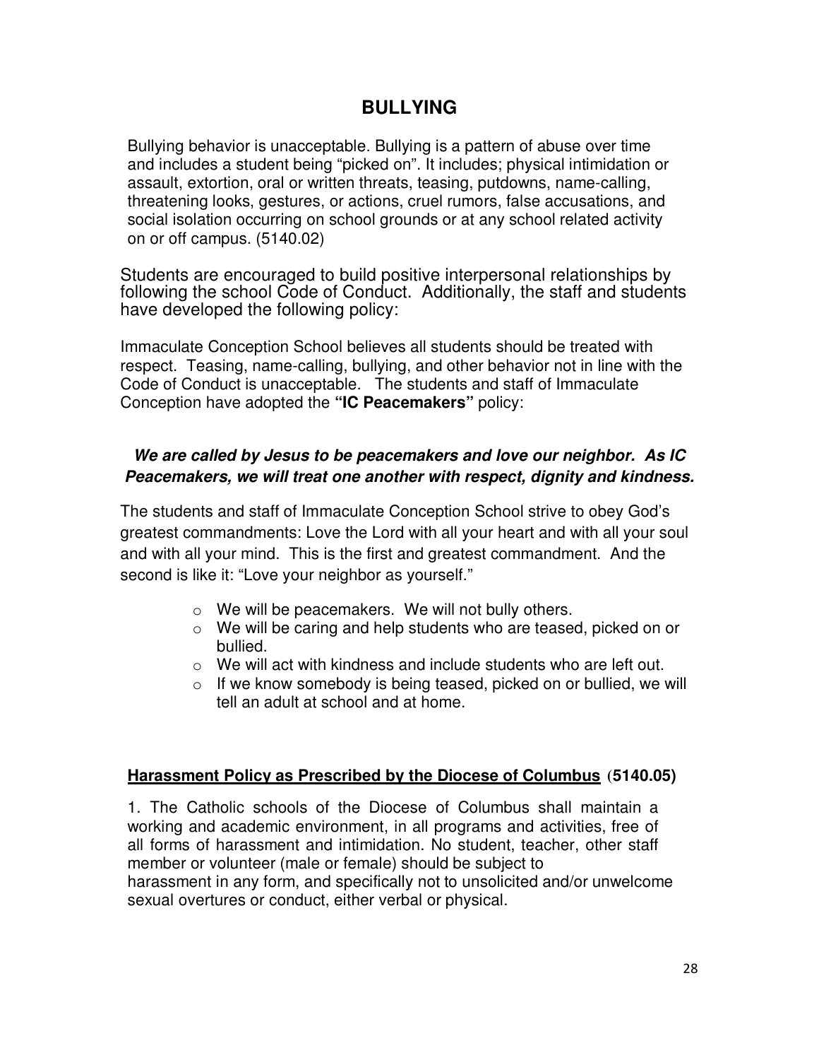# BULLYING

Bullying behavior is unacceptable. Bullying is a pattern of abuse over time and includes a student being "picked on". It includes; physical intimidation or assault, extortion, oral or written threats, teasing, putdowns, name-calling, threatening looks, gestures, or actions, cruel rumors, false accusations, and social isolation occurring on school grounds or at any school related activity on or off campus. (5140.02)

Students are encouraged to build positive interpersonal relationships by following the school Code of Conduct. Additionally, the staff and students have developed the following policy:

Immaculate Conception School believes all students should be treated with respect. Teasing, name-calling, bullying, and other behavior not in line with the Code of Conduct is unacceptable. The students and staff of Immaculate Conception have adopted the **"IC Peacemakers"** policy:

***We are called by Jesus to be peacemakers and love our neighbor. As IC Peacemakers, we will treat one another with respect, dignity and kindness.***

The students and staff of Immaculate Conception School strive to obey God's greatest commandments: Love the Lord with all your heart and with all your soul and with all your mind. This is the first and greatest commandment. And the second is like it: "Love your neighbor as yourself."

- We will be peacemakers. We will not bully others.
- We will be caring and help students who are teased, picked on or bullied.
- We will act with kindness and include students who are left out.
- If we know somebody is being teased, picked on or bullied, we will tell an adult at school and at home.

**Harassment Policy as Prescribed by the Diocese of Columbus (5140.05)**

1. The Catholic schools of the Diocese of Columbus shall maintain a working and academic environment, in all programs and activities, free of all forms of harassment and intimidation. No student, teacher, other staff member or volunteer (male or female) should be subject to harassment in any form, and specifically not to unsolicited and/or unwelcome sexual overtures or conduct, either verbal or physical.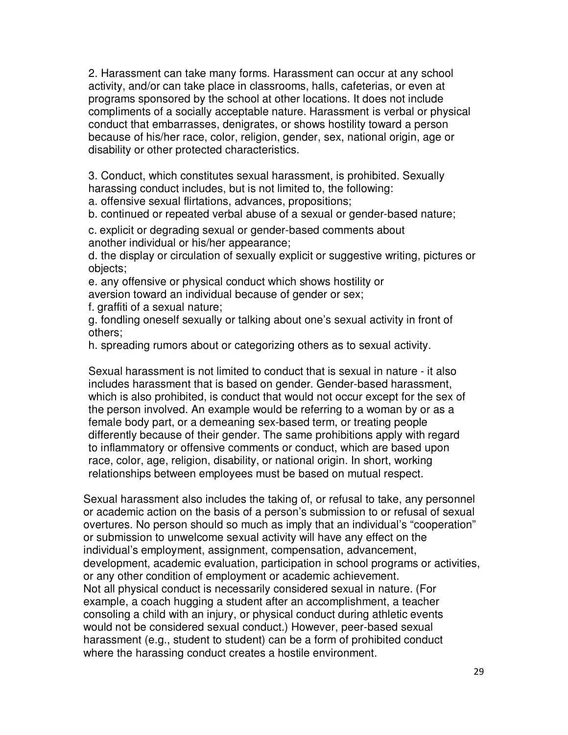2. Harassment can take many forms. Harassment can occur at any school activity, and/or can take place in classrooms, halls, cafeterias, or even at programs sponsored by the school at other locations. It does not include compliments of a socially acceptable nature. Harassment is verbal or physical conduct that embarrasses, denigrates, or shows hostility toward a person because of his/her race, color, religion, gender, sex, national origin, age or disability or other protected characteristics.

3. Conduct, which constitutes sexual harassment, is prohibited. Sexually harassing conduct includes, but is not limited to, the following:

a. offensive sexual flirtations, advances, propositions;
b. continued or repeated verbal abuse of a sexual or gender-based nature;
c. explicit or degrading sexual or gender-based comments about another individual or his/her appearance;
d. the display or circulation of sexually explicit or suggestive writing, pictures or objects;
e. any offensive or physical conduct which shows hostility or aversion toward an individual because of gender or sex;
f. graffiti of a sexual nature;
g. fondling oneself sexually or talking about one's sexual activity in front of others;
h. spreading rumors about or categorizing others as to sexual activity.

Sexual harassment is not limited to conduct that is sexual in nature - it also includes harassment that is based on gender. Gender-based harassment, which is also prohibited, is conduct that would not occur except for the sex of the person involved. An example would be referring to a woman by or as a female body part, or a demeaning sex-based term, or treating people differently because of their gender. The same prohibitions apply with regard to inflammatory or offensive comments or conduct, which are based upon race, color, age, religion, disability, or national origin. In short, working relationships between employees must be based on mutual respect.

Sexual harassment also includes the taking of, or refusal to take, any personnel or academic action on the basis of a person's submission to or refusal of sexual overtures. No person should so much as imply that an individual's "cooperation" or submission to unwelcome sexual activity will have any effect on the individual's employment, assignment, compensation, advancement, development, academic evaluation, participation in school programs or activities, or any other condition of employment or academic achievement.
Not all physical conduct is necessarily considered sexual in nature. (For example, a coach hugging a student after an accomplishment, a teacher consoling a child with an injury, or physical conduct during athletic events would not be considered sexual conduct.) However, peer-based sexual harassment (e.g., student to student) can be a form of prohibited conduct where the harassing conduct creates a hostile environment.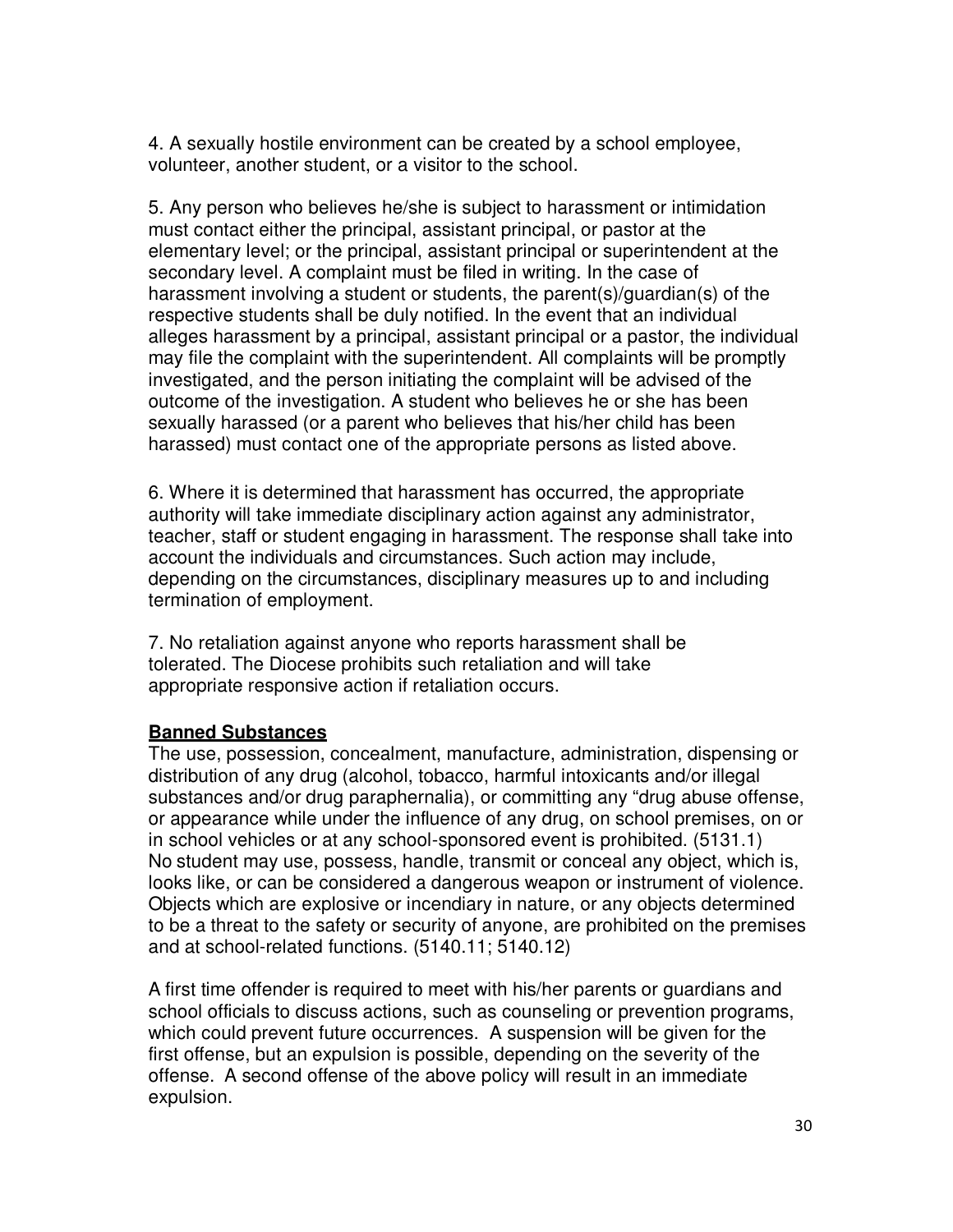4. A sexually hostile environment can be created by a school employee, volunteer, another student, or a visitor to the school.

5. Any person who believes he/she is subject to harassment or intimidation must contact either the principal, assistant principal, or pastor at the elementary level; or the principal, assistant principal or superintendent at the secondary level. A complaint must be filed in writing. In the case of harassment involving a student or students, the parent(s)/guardian(s) of the respective students shall be duly notified. In the event that an individual alleges harassment by a principal, assistant principal or a pastor, the individual may file the complaint with the superintendent. All complaints will be promptly investigated, and the person initiating the complaint will be advised of the outcome of the investigation. A student who believes he or she has been sexually harassed (or a parent who believes that his/her child has been harassed) must contact one of the appropriate persons as listed above.

6. Where it is determined that harassment has occurred, the appropriate authority will take immediate disciplinary action against any administrator, teacher, staff or student engaging in harassment. The response shall take into account the individuals and circumstances. Such action may include, depending on the circumstances, disciplinary measures up to and including termination of employment.

7. No retaliation against anyone who reports harassment shall be tolerated. The Diocese prohibits such retaliation and will take appropriate responsive action if retaliation occurs.

**Banned Substances**

The use, possession, concealment, manufacture, administration, dispensing or distribution of any drug (alcohol, tobacco, harmful intoxicants and/or illegal substances and/or drug paraphernalia), or committing any "drug abuse offense, or appearance while under the influence of any drug, on school premises, on or in school vehicles or at any school-sponsored event is prohibited. (5131.1) No student may use, possess, handle, transmit or conceal any object, which is, looks like, or can be considered a dangerous weapon or instrument of violence. Objects which are explosive or incendiary in nature, or any objects determined to be a threat to the safety or security of anyone, are prohibited on the premises and at school-related functions. (5140.11; 5140.12)

A first time offender is required to meet with his/her parents or guardians and school officials to discuss actions, such as counseling or prevention programs, which could prevent future occurrences. A suspension will be given for the first offense, but an expulsion is possible, depending on the severity of the offense. A second offense of the above policy will result in an immediate expulsion.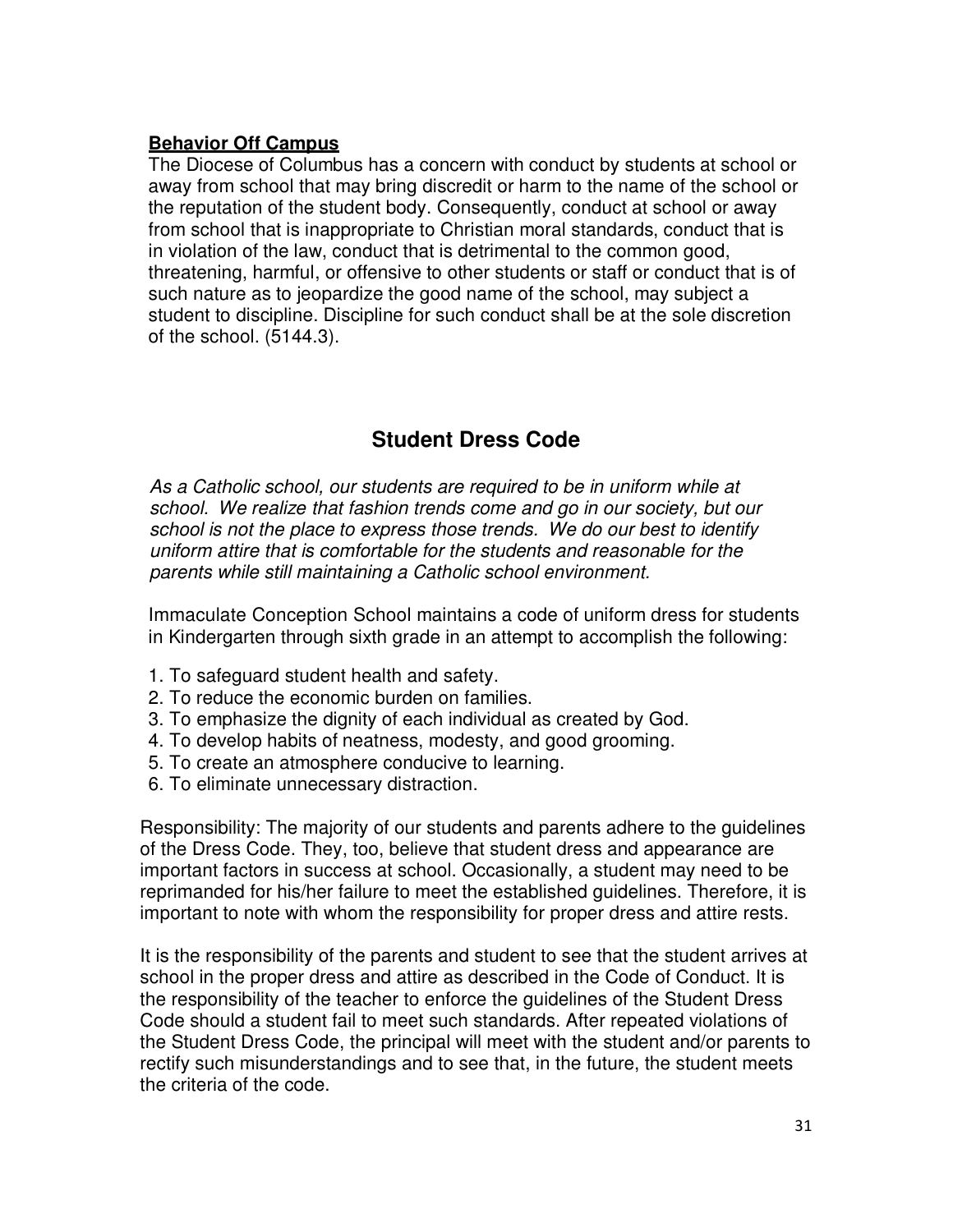**Behavior Off Campus**

The Diocese of Columbus has a concern with conduct by students at school or away from school that may bring discredit or harm to the name of the school or the reputation of the student body. Consequently, conduct at school or away from school that is inappropriate to Christian moral standards, conduct that is in violation of the law, conduct that is detrimental to the common good, threatening, harmful, or offensive to other students or staff or conduct that is of such nature as to jeopardize the good name of the school, may subject a student to discipline. Discipline for such conduct shall be at the sole discretion of the school. (5144.3).

## Student Dress Code

*As a Catholic school, our students are required to be in uniform while at school. We realize that fashion trends come and go in our society, but our school is not the place to express those trends. We do our best to identify uniform attire that is comfortable for the students and reasonable for the parents while still maintaining a Catholic school environment.*

Immaculate Conception School maintains a code of uniform dress for students in Kindergarten through sixth grade in an attempt to accomplish the following:

1. To safeguard student health and safety.
2. To reduce the economic burden on families.
3. To emphasize the dignity of each individual as created by God.
4. To develop habits of neatness, modesty, and good grooming.
5. To create an atmosphere conducive to learning.
6. To eliminate unnecessary distraction.

Responsibility: The majority of our students and parents adhere to the guidelines of the Dress Code. They, too, believe that student dress and appearance are important factors in success at school. Occasionally, a student may need to be reprimanded for his/her failure to meet the established guidelines. Therefore, it is important to note with whom the responsibility for proper dress and attire rests.

It is the responsibility of the parents and student to see that the student arrives at school in the proper dress and attire as described in the Code of Conduct. It is the responsibility of the teacher to enforce the guidelines of the Student Dress Code should a student fail to meet such standards. After repeated violations of the Student Dress Code, the principal will meet with the student and/or parents to rectify such misunderstandings and to see that, in the future, the student meets the criteria of the code.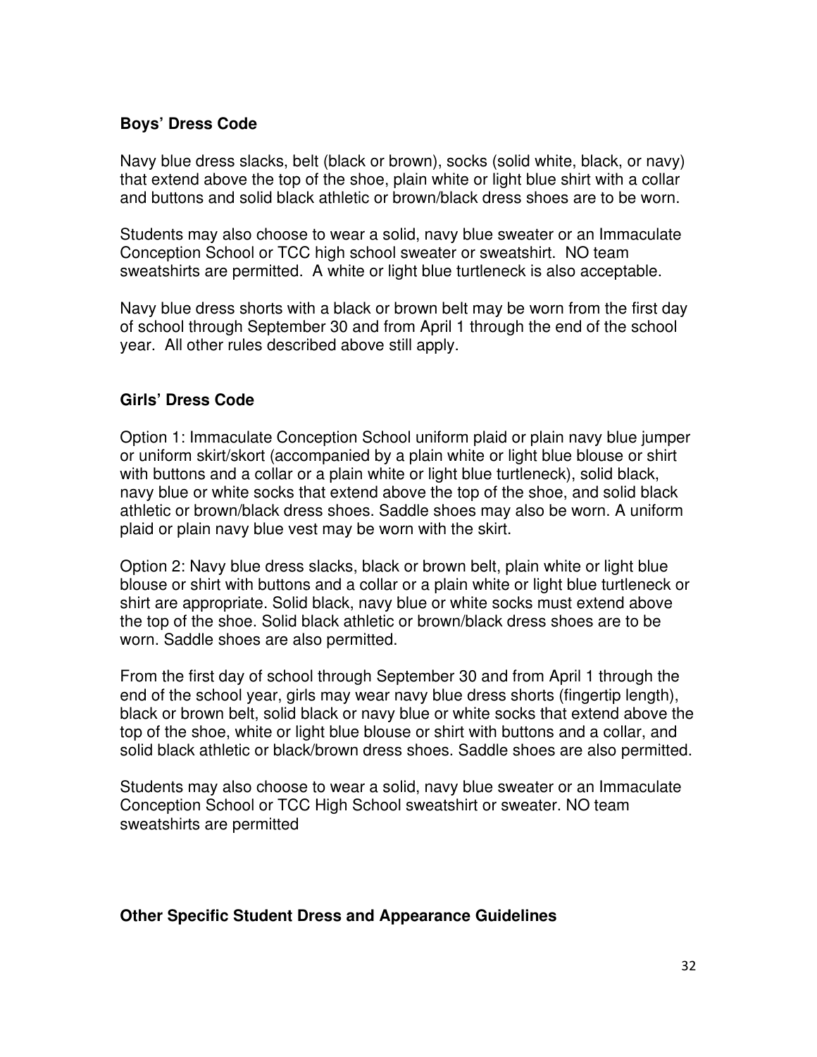### Boys' Dress Code

Navy blue dress slacks, belt (black or brown), socks (solid white, black, or navy) that extend above the top of the shoe, plain white or light blue shirt with a collar and buttons and solid black athletic or brown/black dress shoes are to be worn.

Students may also choose to wear a solid, navy blue sweater or an Immaculate Conception School or TCC high school sweater or sweatshirt. NO team sweatshirts are permitted. A white or light blue turtleneck is also acceptable.

Navy blue dress shorts with a black or brown belt may be worn from the first day of school through September 30 and from April 1 through the end of the school year. All other rules described above still apply.

### Girls' Dress Code

Option 1: Immaculate Conception School uniform plaid or plain navy blue jumper or uniform skirt/skort (accompanied by a plain white or light blue blouse or shirt with buttons and a collar or a plain white or light blue turtleneck), solid black, navy blue or white socks that extend above the top of the shoe, and solid black athletic or brown/black dress shoes. Saddle shoes may also be worn. A uniform plaid or plain navy blue vest may be worn with the skirt.

Option 2: Navy blue dress slacks, black or brown belt, plain white or light blue blouse or shirt with buttons and a collar or a plain white or light blue turtleneck or shirt are appropriate. Solid black, navy blue or white socks must extend above the top of the shoe. Solid black athletic or brown/black dress shoes are to be worn. Saddle shoes are also permitted.

From the first day of school through September 30 and from April 1 through the end of the school year, girls may wear navy blue dress shorts (fingertip length), black or brown belt, solid black or navy blue or white socks that extend above the top of the shoe, white or light blue blouse or shirt with buttons and a collar, and solid black athletic or black/brown dress shoes. Saddle shoes are also permitted.

Students may also choose to wear a solid, navy blue sweater or an Immaculate Conception School or TCC High School sweatshirt or sweater. NO team sweatshirts are permitted

### Other Specific Student Dress and Appearance Guidelines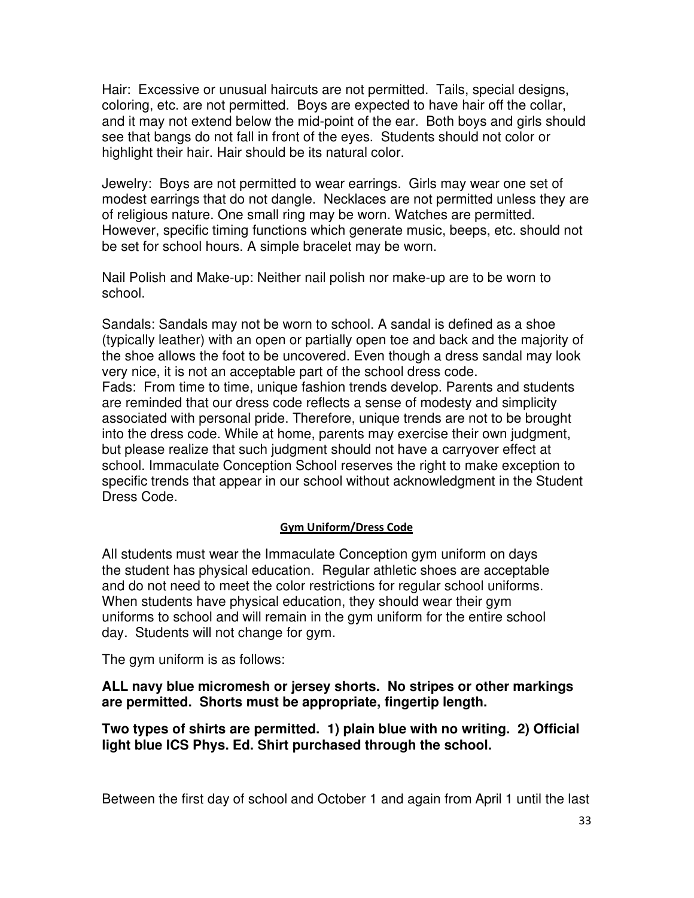Hair: Excessive or unusual haircuts are not permitted. Tails, special designs, coloring, etc. are not permitted. Boys are expected to have hair off the collar, and it may not extend below the mid-point of the ear. Both boys and girls should see that bangs do not fall in front of the eyes. Students should not color or highlight their hair. Hair should be its natural color.

Jewelry: Boys are not permitted to wear earrings. Girls may wear one set of modest earrings that do not dangle. Necklaces are not permitted unless they are of religious nature. One small ring may be worn. Watches are permitted. However, specific timing functions which generate music, beeps, etc. should not be set for school hours. A simple bracelet may be worn.

Nail Polish and Make-up: Neither nail polish nor make-up are to be worn to school.

Sandals: Sandals may not be worn to school. A sandal is defined as a shoe (typically leather) with an open or partially open toe and back and the majority of the shoe allows the foot to be uncovered. Even though a dress sandal may look very nice, it is not an acceptable part of the school dress code.

Fads: From time to time, unique fashion trends develop. Parents and students are reminded that our dress code reflects a sense of modesty and simplicity associated with personal pride. Therefore, unique trends are not to be brought into the dress code. While at home, parents may exercise their own judgment, but please realize that such judgment should not have a carryover effect at school. Immaculate Conception School reserves the right to make exception to specific trends that appear in our school without acknowledgment in the Student Dress Code.

## Gym Uniform/Dress Code

All students must wear the Immaculate Conception gym uniform on days the student has physical education. Regular athletic shoes are acceptable and do not need to meet the color restrictions for regular school uniforms. When students have physical education, they should wear their gym uniforms to school and will remain in the gym uniform for the entire school day. Students will not change for gym.

The gym uniform is as follows:

**ALL navy blue micromesh or jersey shorts. No stripes or other markings are permitted. Shorts must be appropriate, fingertip length.**

**Two types of shirts are permitted. 1) plain blue with no writing. 2) Official light blue ICS Phys. Ed. Shirt purchased through the school.**

Between the first day of school and October 1 and again from April 1 until the last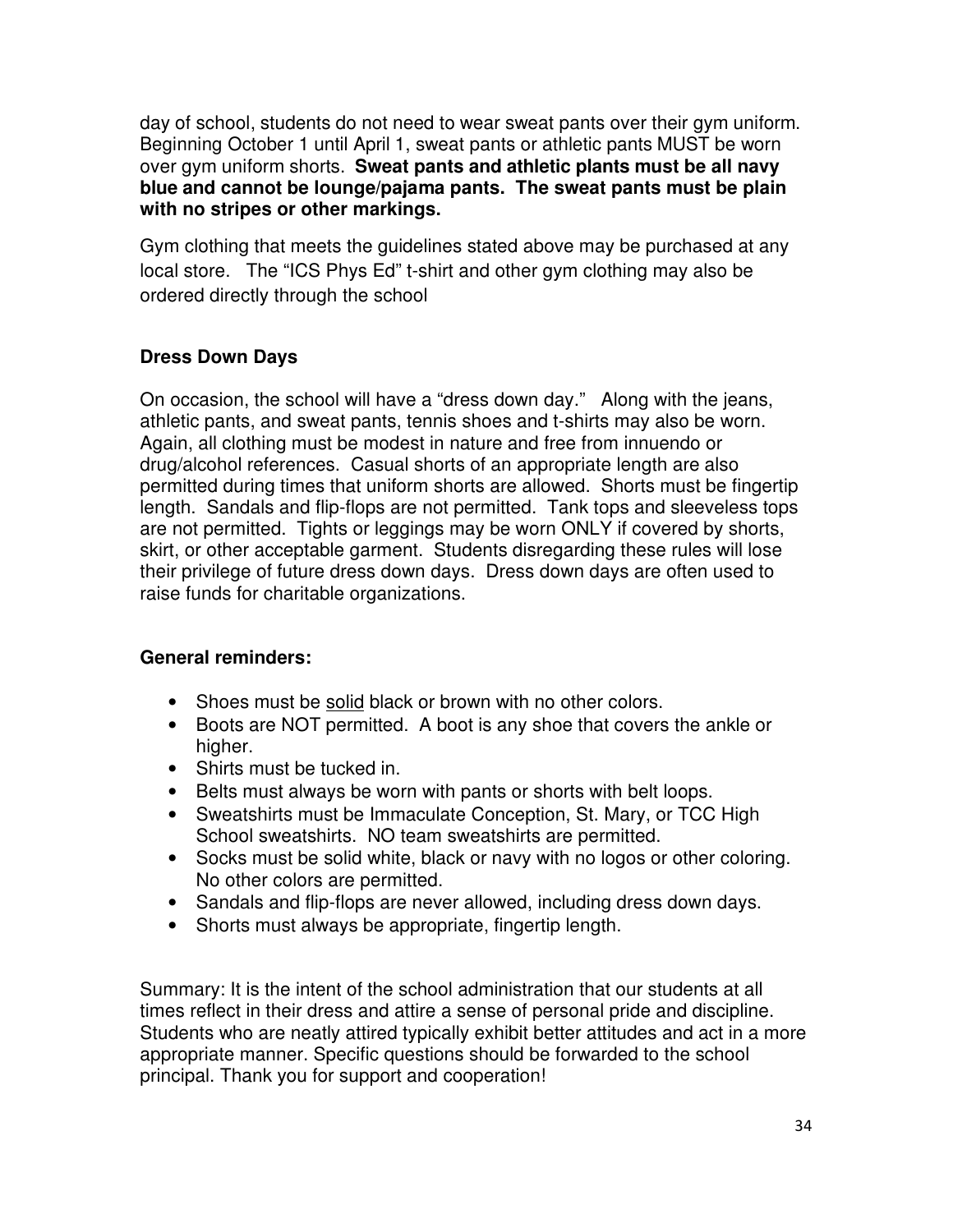day of school, students do not need to wear sweat pants over their gym uniform. Beginning October 1 until April 1, sweat pants or athletic pants MUST be worn over gym uniform shorts. **Sweat pants and athletic plants must be all navy blue and cannot be lounge/pajama pants. The sweat pants must be plain with no stripes or other markings.**

Gym clothing that meets the guidelines stated above may be purchased at any local store. The "ICS Phys Ed" t-shirt and other gym clothing may also be ordered directly through the school

### Dress Down Days

On occasion, the school will have a "dress down day." Along with the jeans, athletic pants, and sweat pants, tennis shoes and t-shirts may also be worn. Again, all clothing must be modest in nature and free from innuendo or drug/alcohol references. Casual shorts of an appropriate length are also permitted during times that uniform shorts are allowed. Shorts must be fingertip length. Sandals and flip-flops are not permitted. Tank tops and sleeveless tops are not permitted. Tights or leggings may be worn ONLY if covered by shorts, skirt, or other acceptable garment. Students disregarding these rules will lose their privilege of future dress down days. Dress down days are often used to raise funds for charitable organizations.

### General reminders:

- Shoes must be solid black or brown with no other colors.
- Boots are NOT permitted. A boot is any shoe that covers the ankle or higher.
- Shirts must be tucked in.
- Belts must always be worn with pants or shorts with belt loops.
- Sweatshirts must be Immaculate Conception, St. Mary, or TCC High School sweatshirts. NO team sweatshirts are permitted.
- Socks must be solid white, black or navy with no logos or other coloring. No other colors are permitted.
- Sandals and flip-flops are never allowed, including dress down days.
- Shorts must always be appropriate, fingertip length.

Summary: It is the intent of the school administration that our students at all times reflect in their dress and attire a sense of personal pride and discipline. Students who are neatly attired typically exhibit better attitudes and act in a more appropriate manner. Specific questions should be forwarded to the school principal. Thank you for support and cooperation!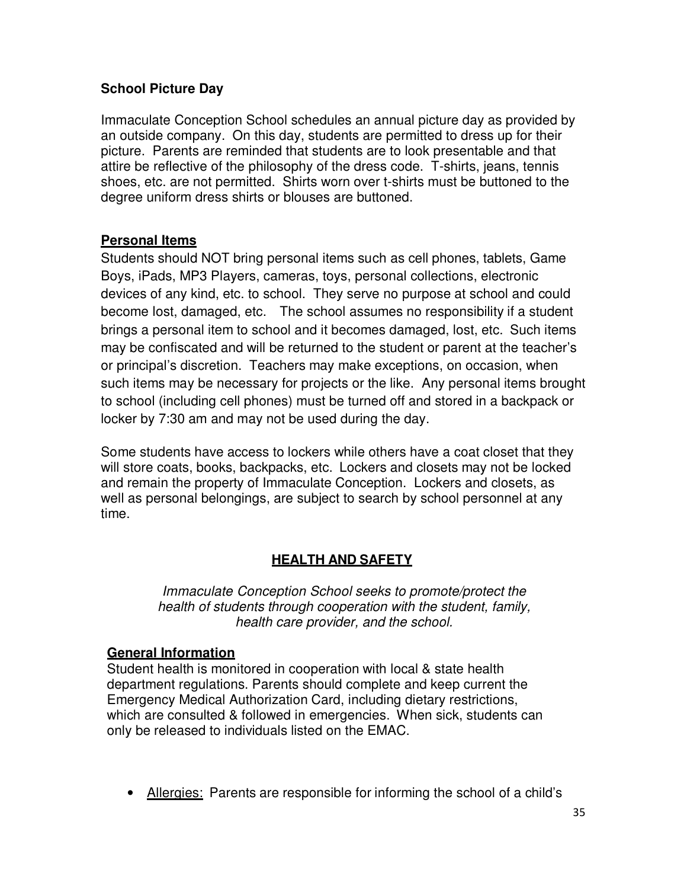### School Picture Day

Immaculate Conception School schedules an annual picture day as provided by an outside company. On this day, students are permitted to dress up for their picture. Parents are reminded that students are to look presentable and that attire be reflective of the philosophy of the dress code. T-shirts, jeans, tennis shoes, etc. are not permitted. Shirts worn over t-shirts must be buttoned to the degree uniform dress shirts or blouses are buttoned.

### Personal Items

Students should NOT bring personal items such as cell phones, tablets, Game Boys, iPads, MP3 Players, cameras, toys, personal collections, electronic devices of any kind, etc. to school. They serve no purpose at school and could become lost, damaged, etc. The school assumes no responsibility if a student brings a personal item to school and it becomes damaged, lost, etc. Such items may be confiscated and will be returned to the student or parent at the teacher's or principal's discretion. Teachers may make exceptions, on occasion, when such items may be necessary for projects or the like. Any personal items brought to school (including cell phones) must be turned off and stored in a backpack or locker by 7:30 am and may not be used during the day.

Some students have access to lockers while others have a coat closet that they will store coats, books, backpacks, etc. Lockers and closets may not be locked and remain the property of Immaculate Conception. Lockers and closets, as well as personal belongings, are subject to search by school personnel at any time.

## HEALTH AND SAFETY

*Immaculate Conception School seeks to promote/protect the health of students through cooperation with the student, family, health care provider, and the school.*

### General Information

Student health is monitored in cooperation with local & state health department regulations. Parents should complete and keep current the Emergency Medical Authorization Card, including dietary restrictions, which are consulted & followed in emergencies. When sick, students can only be released to individuals listed on the EMAC.

- Allergies: Parents are responsible for informing the school of a child's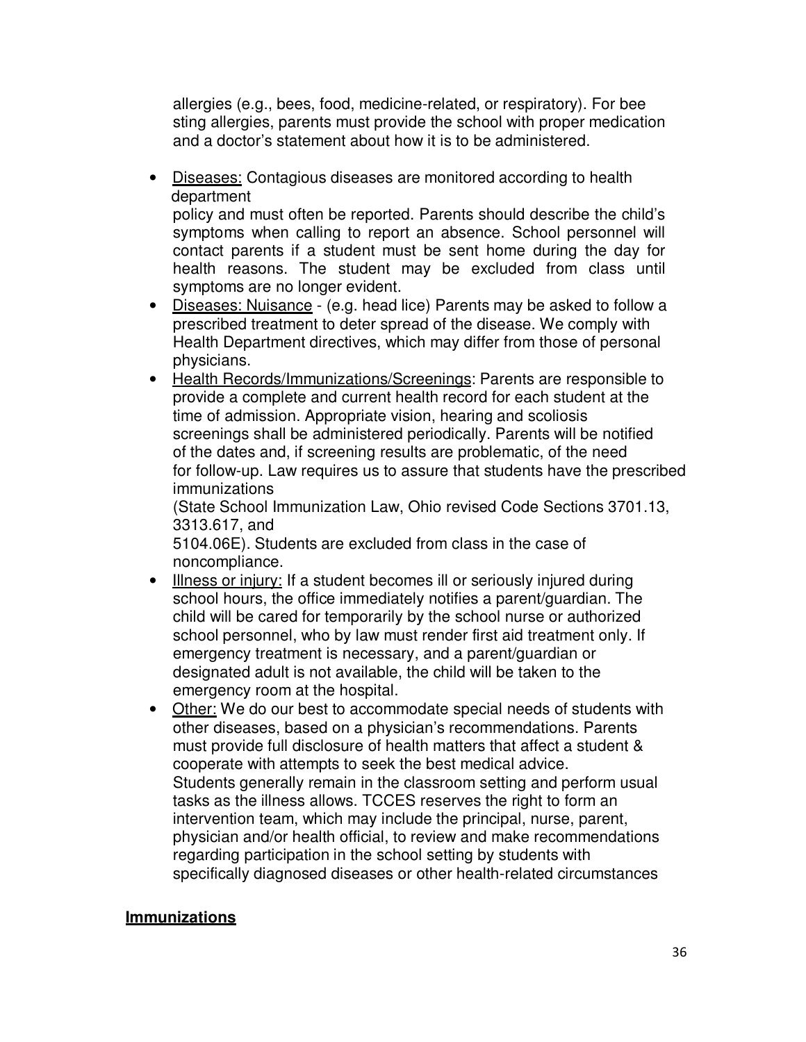allergies (e.g., bees, food, medicine-related, or respiratory). For bee sting allergies, parents must provide the school with proper medication and a doctor's statement about how it is to be administered.

- <u>Diseases:</u> Contagious diseases are monitored according to health department policy and must often be reported. Parents should describe the child's symptoms when calling to report an absence. School personnel will contact parents if a student must be sent home during the day for health reasons. The student may be excluded from class until symptoms are no longer evident.
- <u>Diseases: Nuisance</u> - (e.g. head lice) Parents may be asked to follow a prescribed treatment to deter spread of the disease. We comply with Health Department directives, which may differ from those of personal physicians.
- <u>Health Records/Immunizations/Screenings</u>: Parents are responsible to provide a complete and current health record for each student at the time of admission. Appropriate vision, hearing and scoliosis screenings shall be administered periodically. Parents will be notified of the dates and, if screening results are problematic, of the need for follow-up. Law requires us to assure that students have the prescribed immunizations (State School Immunization Law, Ohio revised Code Sections 3701.13, 3313.617, and 5104.06E). Students are excluded from class in the case of noncompliance.
- <u>Illness or injury:</u> If a student becomes ill or seriously injured during school hours, the office immediately notifies a parent/guardian. The child will be cared for temporarily by the school nurse or authorized school personnel, who by law must render first aid treatment only. If emergency treatment is necessary, and a parent/guardian or designated adult is not available, the child will be taken to the emergency room at the hospital.
- <u>Other:</u> We do our best to accommodate special needs of students with other diseases, based on a physician's recommendations. Parents must provide full disclosure of health matters that affect a student & cooperate with attempts to seek the best medical advice. Students generally remain in the classroom setting and perform usual tasks as the illness allows. TCCES reserves the right to form an intervention team, which may include the principal, nurse, parent, physician and/or health official, to review and make recommendations regarding participation in the school setting by students with specifically diagnosed diseases or other health-related circumstances

## **<u>Immunizations</u>**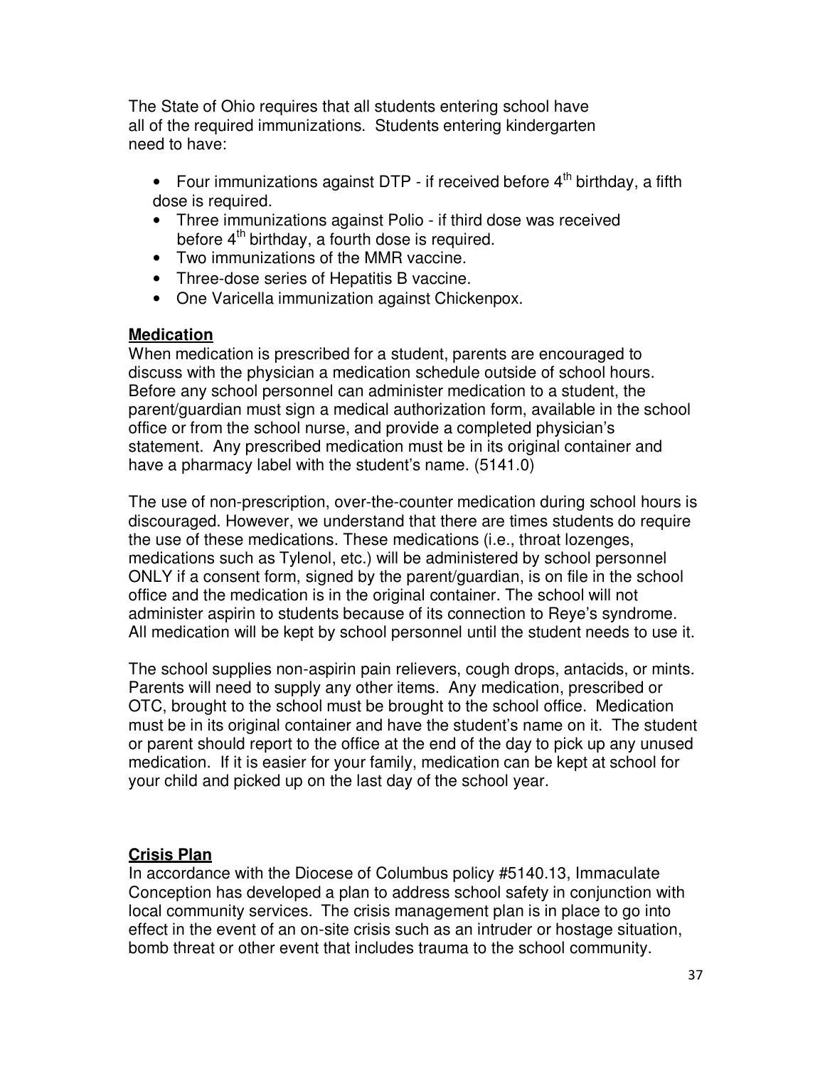The State of Ohio requires that all students entering school have all of the required immunizations. Students entering kindergarten need to have:

- Four immunizations against DTP - if received before 4th birthday, a fifth dose is required.
- Three immunizations against Polio - if third dose was received before 4th birthday, a fourth dose is required.
- Two immunizations of the MMR vaccine.
- Three-dose series of Hepatitis B vaccine.
- One Varicella immunization against Chickenpox.

## Medication

When medication is prescribed for a student, parents are encouraged to discuss with the physician a medication schedule outside of school hours. Before any school personnel can administer medication to a student, the parent/guardian must sign a medical authorization form, available in the school office or from the school nurse, and provide a completed physician's statement. Any prescribed medication must be in its original container and have a pharmacy label with the student's name. (5141.0)

The use of non-prescription, over-the-counter medication during school hours is discouraged. However, we understand that there are times students do require the use of these medications. These medications (i.e., throat lozenges, medications such as Tylenol, etc.) will be administered by school personnel ONLY if a consent form, signed by the parent/guardian, is on file in the school office and the medication is in the original container. The school will not administer aspirin to students because of its connection to Reye's syndrome. All medication will be kept by school personnel until the student needs to use it.

The school supplies non-aspirin pain relievers, cough drops, antacids, or mints. Parents will need to supply any other items. Any medication, prescribed or OTC, brought to the school must be brought to the school office. Medication must be in its original container and have the student's name on it. The student or parent should report to the office at the end of the day to pick up any unused medication. If it is easier for your family, medication can be kept at school for your child and picked up on the last day of the school year.

## Crisis Plan

In accordance with the Diocese of Columbus policy #5140.13, Immaculate Conception has developed a plan to address school safety in conjunction with local community services. The crisis management plan is in place to go into effect in the event of an on-site crisis such as an intruder or hostage situation, bomb threat or other event that includes trauma to the school community.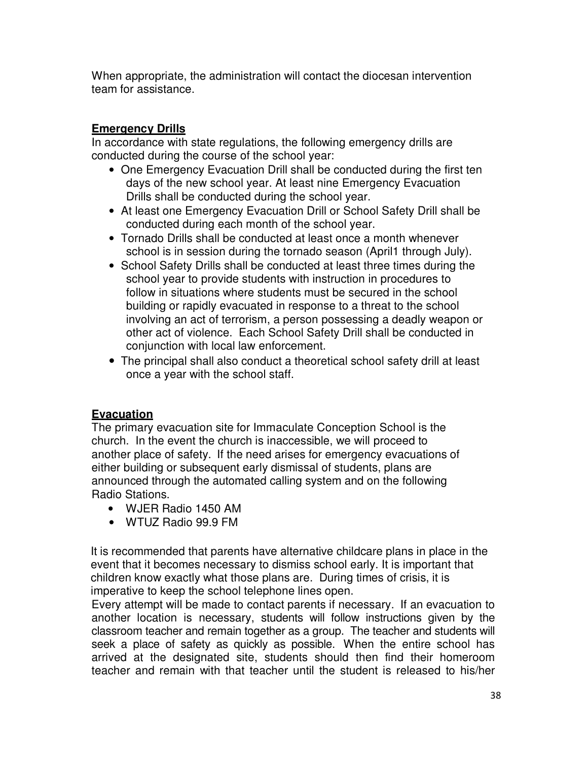When appropriate, the administration will contact the diocesan intervention team for assistance.

**Emergency Drills**

In accordance with state regulations, the following emergency drills are conducted during the course of the school year:

- One Emergency Evacuation Drill shall be conducted during the first ten days of the new school year. At least nine Emergency Evacuation Drills shall be conducted during the school year.
- At least one Emergency Evacuation Drill or School Safety Drill shall be conducted during each month of the school year.
- Tornado Drills shall be conducted at least once a month whenever school is in session during the tornado season (April1 through July).
- School Safety Drills shall be conducted at least three times during the school year to provide students with instruction in procedures to follow in situations where students must be secured in the school building or rapidly evacuated in response to a threat to the school involving an act of terrorism, a person possessing a deadly weapon or other act of violence. Each School Safety Drill shall be conducted in conjunction with local law enforcement.
- The principal shall also conduct a theoretical school safety drill at least once a year with the school staff.

**Evacuation**

The primary evacuation site for Immaculate Conception School is the church. In the event the church is inaccessible, we will proceed to another place of safety. If the need arises for emergency evacuations of either building or subsequent early dismissal of students, plans are announced through the automated calling system and on the following Radio Stations.

- WJER Radio 1450 AM
- WTUZ Radio 99.9 FM

It is recommended that parents have alternative childcare plans in place in the event that it becomes necessary to dismiss school early. It is important that children know exactly what those plans are. During times of crisis, it is imperative to keep the school telephone lines open.

Every attempt will be made to contact parents if necessary. If an evacuation to another location is necessary, students will follow instructions given by the classroom teacher and remain together as a group. The teacher and students will seek a place of safety as quickly as possible. When the entire school has arrived at the designated site, students should then find their homeroom teacher and remain with that teacher until the student is released to his/her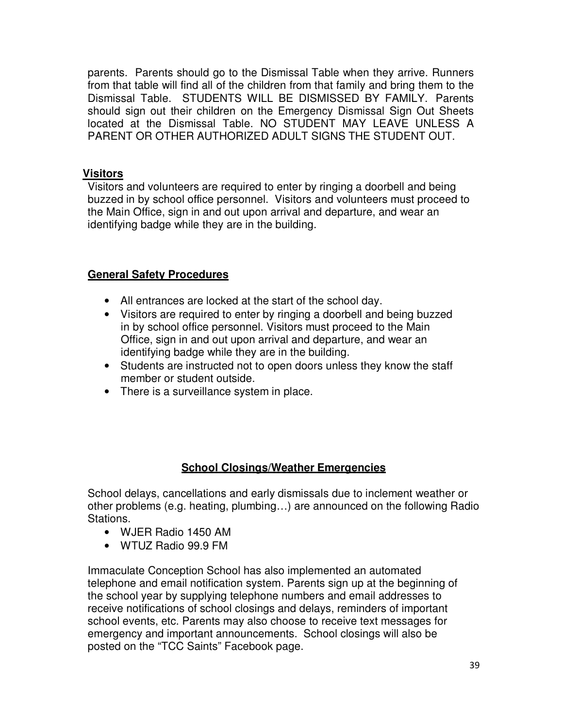parents. Parents should go to the Dismissal Table when they arrive. Runners from that table will find all of the children from that family and bring them to the Dismissal Table. STUDENTS WILL BE DISMISSED BY FAMILY. Parents should sign out their children on the Emergency Dismissal Sign Out Sheets located at the Dismissal Table. NO STUDENT MAY LEAVE UNLESS A PARENT OR OTHER AUTHORIZED ADULT SIGNS THE STUDENT OUT.

### Visitors

Visitors and volunteers are required to enter by ringing a doorbell and being buzzed in by school office personnel. Visitors and volunteers must proceed to the Main Office, sign in and out upon arrival and departure, and wear an identifying badge while they are in the building.

### General Safety Procedures

- All entrances are locked at the start of the school day.
- Visitors are required to enter by ringing a doorbell and being buzzed in by school office personnel. Visitors must proceed to the Main Office, sign in and out upon arrival and departure, and wear an identifying badge while they are in the building.
- Students are instructed not to open doors unless they know the staff member or student outside.
- There is a surveillance system in place.

## School Closings/Weather Emergencies

School delays, cancellations and early dismissals due to inclement weather or other problems (e.g. heating, plumbing…) are announced on the following Radio Stations.

- WJER Radio 1450 AM
- WTUZ Radio 99.9 FM

Immaculate Conception School has also implemented an automated telephone and email notification system. Parents sign up at the beginning of the school year by supplying telephone numbers and email addresses to receive notifications of school closings and delays, reminders of important school events, etc. Parents may also choose to receive text messages for emergency and important announcements. School closings will also be posted on the "TCC Saints" Facebook page.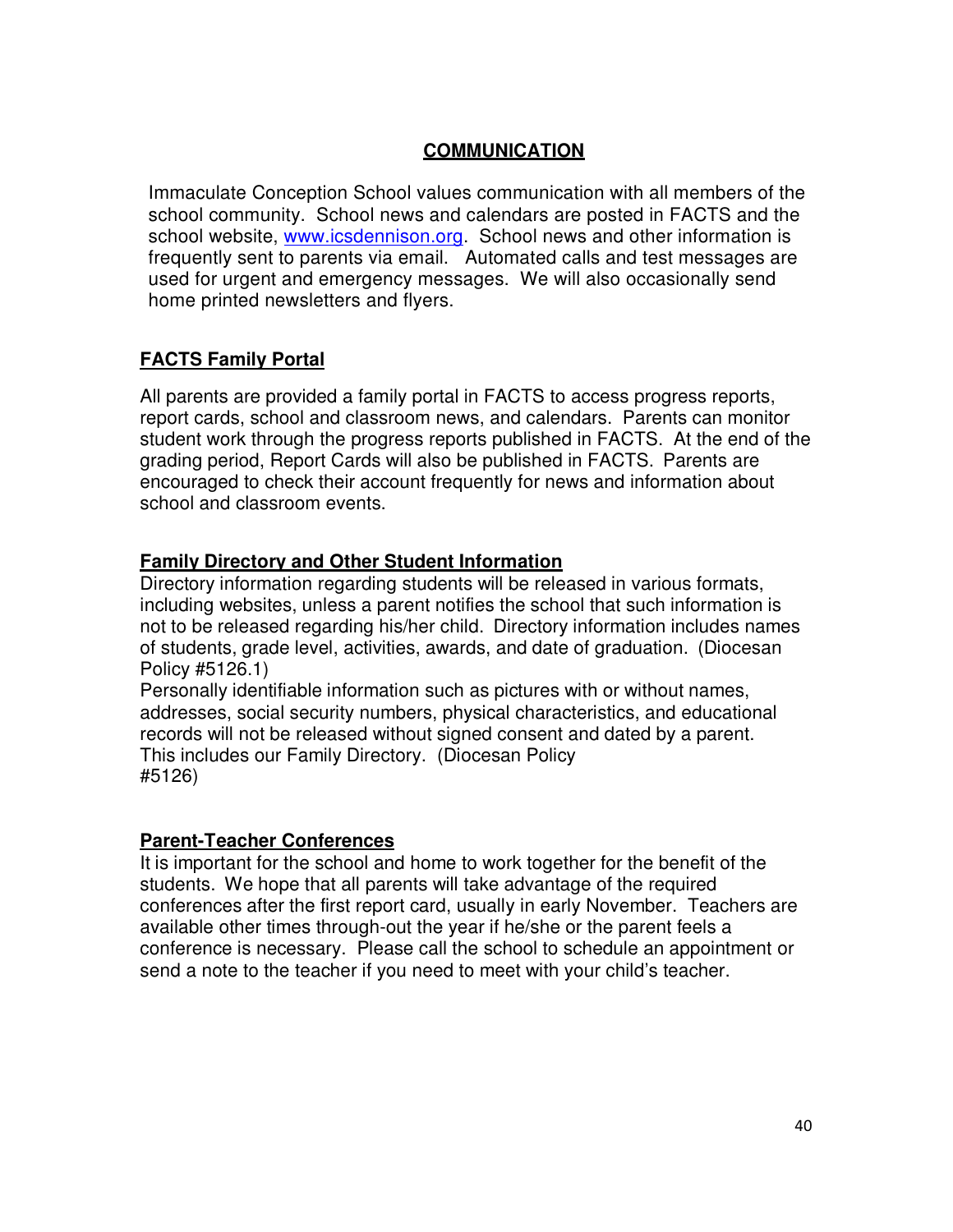## COMMUNICATION

Immaculate Conception School values communication with all members of the school community. School news and calendars are posted in FACTS and the school website, www.icsdennison.org. School news and other information is frequently sent to parents via email. Automated calls and test messages are used for urgent and emergency messages. We will also occasionally send home printed newsletters and flyers.

### FACTS Family Portal

All parents are provided a family portal in FACTS to access progress reports, report cards, school and classroom news, and calendars. Parents can monitor student work through the progress reports published in FACTS. At the end of the grading period, Report Cards will also be published in FACTS. Parents are encouraged to check their account frequently for news and information about school and classroom events.

### Family Directory and Other Student Information

Directory information regarding students will be released in various formats, including websites, unless a parent notifies the school that such information is not to be released regarding his/her child. Directory information includes names of students, grade level, activities, awards, and date of graduation. (Diocesan Policy #5126.1)

Personally identifiable information such as pictures with or without names, addresses, social security numbers, physical characteristics, and educational records will not be released without signed consent and dated by a parent. This includes our Family Directory. (Diocesan Policy #5126)

### Parent-Teacher Conferences

It is important for the school and home to work together for the benefit of the students. We hope that all parents will take advantage of the required conferences after the first report card, usually in early November. Teachers are available other times through-out the year if he/she or the parent feels a conference is necessary. Please call the school to schedule an appointment or send a note to the teacher if you need to meet with your child's teacher.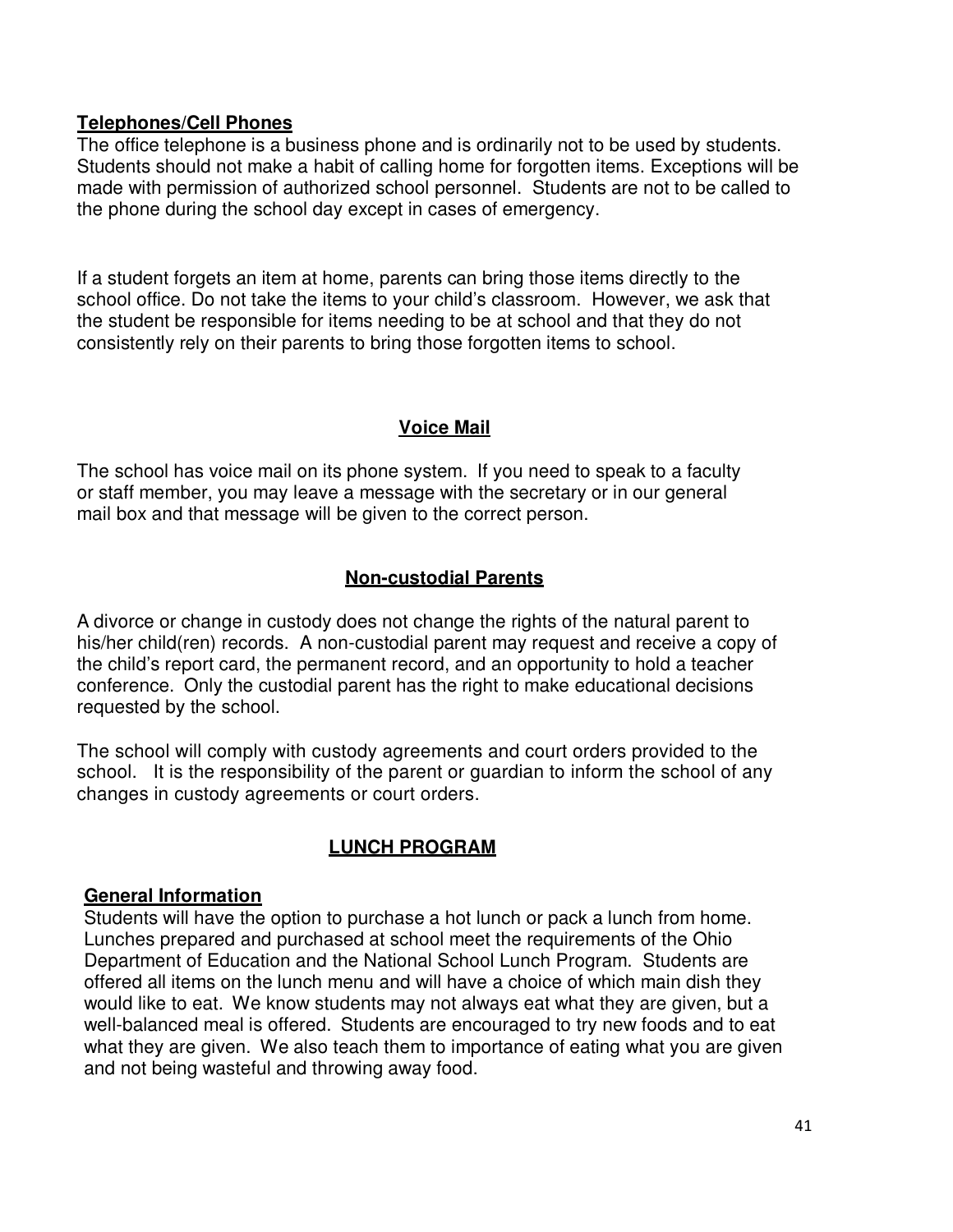**Telephones/Cell Phones**

The office telephone is a business phone and is ordinarily not to be used by students. Students should not make a habit of calling home for forgotten items. Exceptions will be made with permission of authorized school personnel. Students are not to be called to the phone during the school day except in cases of emergency.

If a student forgets an item at home, parents can bring those items directly to the school office. Do not take the items to your child's classroom. However, we ask that the student be responsible for items needing to be at school and that they do not consistently rely on their parents to bring those forgotten items to school.

## Voice Mail

The school has voice mail on its phone system. If you need to speak to a faculty or staff member, you may leave a message with the secretary or in our general mail box and that message will be given to the correct person.

## Non-custodial Parents

A divorce or change in custody does not change the rights of the natural parent to his/her child(ren) records. A non-custodial parent may request and receive a copy of the child's report card, the permanent record, and an opportunity to hold a teacher conference. Only the custodial parent has the right to make educational decisions requested by the school.

The school will comply with custody agreements and court orders provided to the school. It is the responsibility of the parent or guardian to inform the school of any changes in custody agreements or court orders.

## LUNCH PROGRAM

**General Information**

Students will have the option to purchase a hot lunch or pack a lunch from home. Lunches prepared and purchased at school meet the requirements of the Ohio Department of Education and the National School Lunch Program. Students are offered all items on the lunch menu and will have a choice of which main dish they would like to eat. We know students may not always eat what they are given, but a well-balanced meal is offered. Students are encouraged to try new foods and to eat what they are given. We also teach them to importance of eating what you are given and not being wasteful and throwing away food.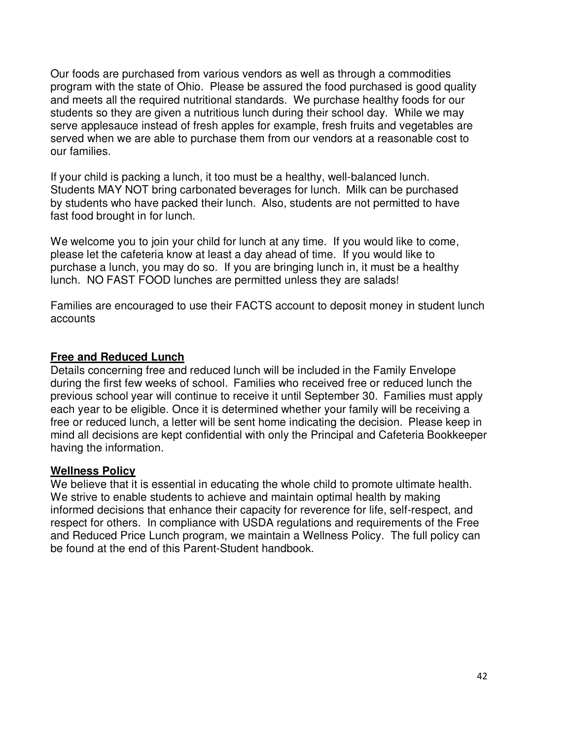Our foods are purchased from various vendors as well as through a commodities program with the state of Ohio. Please be assured the food purchased is good quality and meets all the required nutritional standards. We purchase healthy foods for our students so they are given a nutritious lunch during their school day. While we may serve applesauce instead of fresh apples for example, fresh fruits and vegetables are served when we are able to purchase them from our vendors at a reasonable cost to our families.

If your child is packing a lunch, it too must be a healthy, well-balanced lunch. Students MAY NOT bring carbonated beverages for lunch. Milk can be purchased by students who have packed their lunch. Also, students are not permitted to have fast food brought in for lunch.

We welcome you to join your child for lunch at any time. If you would like to come, please let the cafeteria know at least a day ahead of time. If you would like to purchase a lunch, you may do so. If you are bringing lunch in, it must be a healthy lunch. NO FAST FOOD lunches are permitted unless they are salads!

Families are encouraged to use their FACTS account to deposit money in student lunch accounts

**Free and Reduced Lunch**

Details concerning free and reduced lunch will be included in the Family Envelope during the first few weeks of school. Families who received free or reduced lunch the previous school year will continue to receive it until September 30. Families must apply each year to be eligible. Once it is determined whether your family will be receiving a free or reduced lunch, a letter will be sent home indicating the decision. Please keep in mind all decisions are kept confidential with only the Principal and Cafeteria Bookkeeper having the information.

**Wellness Policy**

We believe that it is essential in educating the whole child to promote ultimate health. We strive to enable students to achieve and maintain optimal health by making informed decisions that enhance their capacity for reverence for life, self-respect, and respect for others. In compliance with USDA regulations and requirements of the Free and Reduced Price Lunch program, we maintain a Wellness Policy. The full policy can be found at the end of this Parent-Student handbook.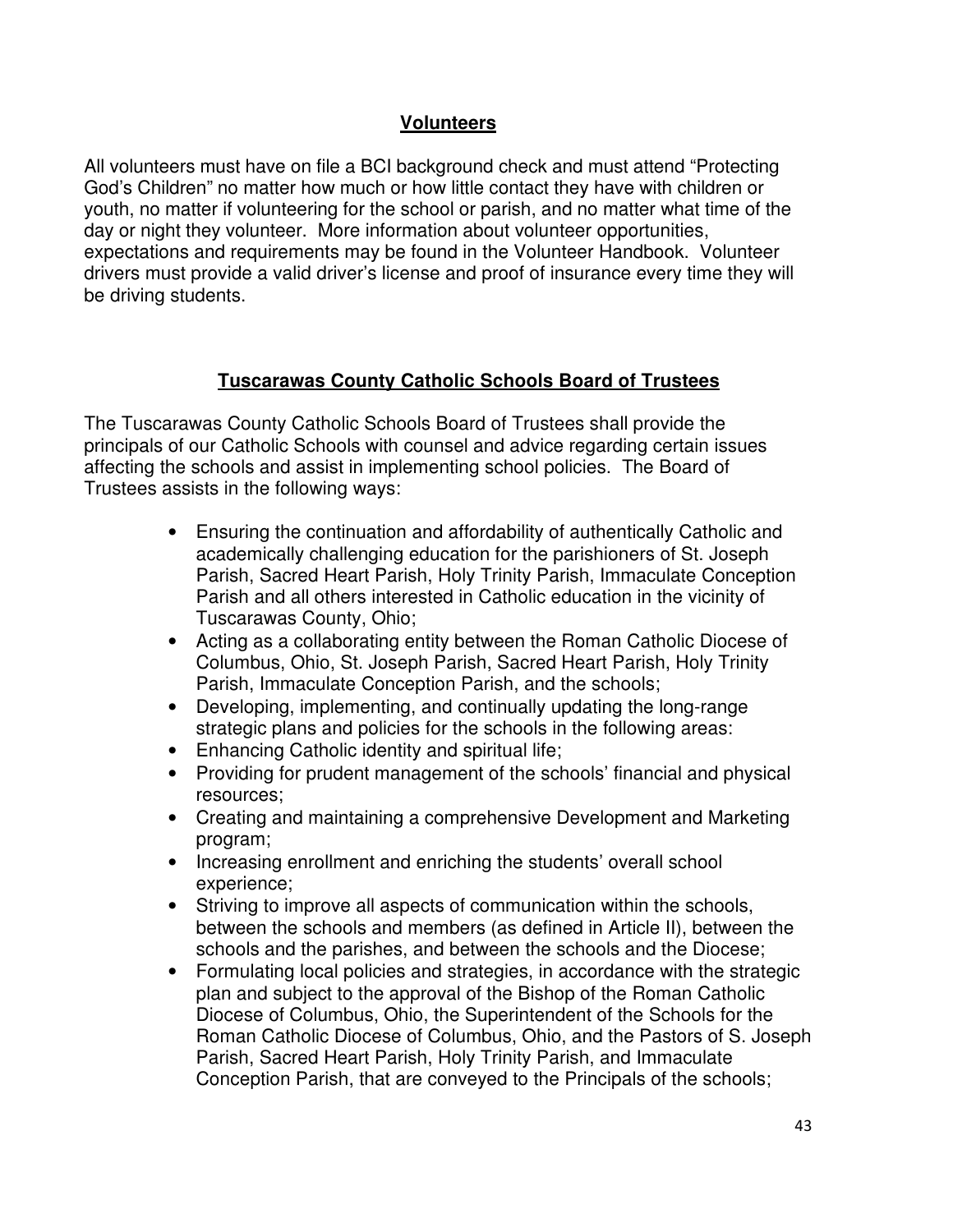## Volunteers

All volunteers must have on file a BCI background check and must attend "Protecting God's Children" no matter how much or how little contact they have with children or youth, no matter if volunteering for the school or parish, and no matter what time of the day or night they volunteer. More information about volunteer opportunities, expectations and requirements may be found in the Volunteer Handbook. Volunteer drivers must provide a valid driver's license and proof of insurance every time they will be driving students.

## Tuscarawas County Catholic Schools Board of Trustees

The Tuscarawas County Catholic Schools Board of Trustees shall provide the principals of our Catholic Schools with counsel and advice regarding certain issues affecting the schools and assist in implementing school policies. The Board of Trustees assists in the following ways:

- Ensuring the continuation and affordability of authentically Catholic and academically challenging education for the parishioners of St. Joseph Parish, Sacred Heart Parish, Holy Trinity Parish, Immaculate Conception Parish and all others interested in Catholic education in the vicinity of Tuscarawas County, Ohio;
- Acting as a collaborating entity between the Roman Catholic Diocese of Columbus, Ohio, St. Joseph Parish, Sacred Heart Parish, Holy Trinity Parish, Immaculate Conception Parish, and the schools;
- Developing, implementing, and continually updating the long-range strategic plans and policies for the schools in the following areas:
- Enhancing Catholic identity and spiritual life;
- Providing for prudent management of the schools' financial and physical resources;
- Creating and maintaining a comprehensive Development and Marketing program;
- Increasing enrollment and enriching the students' overall school experience;
- Striving to improve all aspects of communication within the schools, between the schools and members (as defined in Article II), between the schools and the parishes, and between the schools and the Diocese;
- Formulating local policies and strategies, in accordance with the strategic plan and subject to the approval of the Bishop of the Roman Catholic Diocese of Columbus, Ohio, the Superintendent of the Schools for the Roman Catholic Diocese of Columbus, Ohio, and the Pastors of S. Joseph Parish, Sacred Heart Parish, Holy Trinity Parish, and Immaculate Conception Parish, that are conveyed to the Principals of the schools;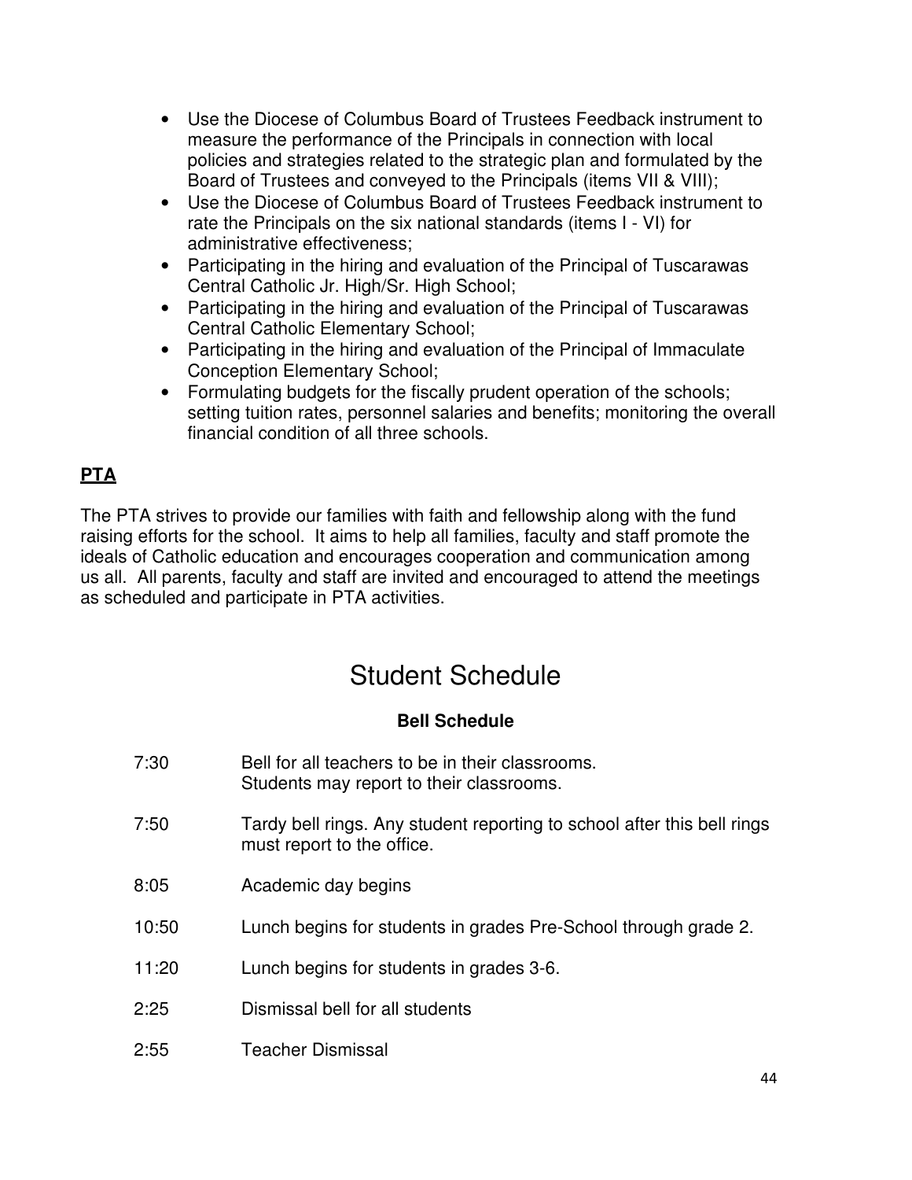- Use the Diocese of Columbus Board of Trustees Feedback instrument to measure the performance of the Principals in connection with local policies and strategies related to the strategic plan and formulated by the Board of Trustees and conveyed to the Principals (items VII & VIII);
- Use the Diocese of Columbus Board of Trustees Feedback instrument to rate the Principals on the six national standards (items I - VI) for administrative effectiveness;
- Participating in the hiring and evaluation of the Principal of Tuscarawas Central Catholic Jr. High/Sr. High School;
- Participating in the hiring and evaluation of the Principal of Tuscarawas Central Catholic Elementary School;
- Participating in the hiring and evaluation of the Principal of Immaculate Conception Elementary School;
- Formulating budgets for the fiscally prudent operation of the schools; setting tuition rates, personnel salaries and benefits; monitoring the overall financial condition of all three schools.

**PTA**

The PTA strives to provide our families with faith and fellowship along with the fund raising efforts for the school. It aims to help all families, faculty and staff promote the ideals of Catholic education and encourages cooperation and communication among us all. All parents, faculty and staff are invited and encouraged to attend the meetings as scheduled and participate in PTA activities.

# Student Schedule

### Bell Schedule

| | |
|---|---|
| 7:30 | Bell for all teachers to be in their classrooms. Students may report to their classrooms. |
| 7:50 | Tardy bell rings. Any student reporting to school after this bell rings must report to the office. |
| 8:05 | Academic day begins |
| 10:50 | Lunch begins for students in grades Pre-School through grade 2. |
| 11:20 | Lunch begins for students in grades 3-6. |
| 2:25 | Dismissal bell for all students |
| 2:55 | Teacher Dismissal |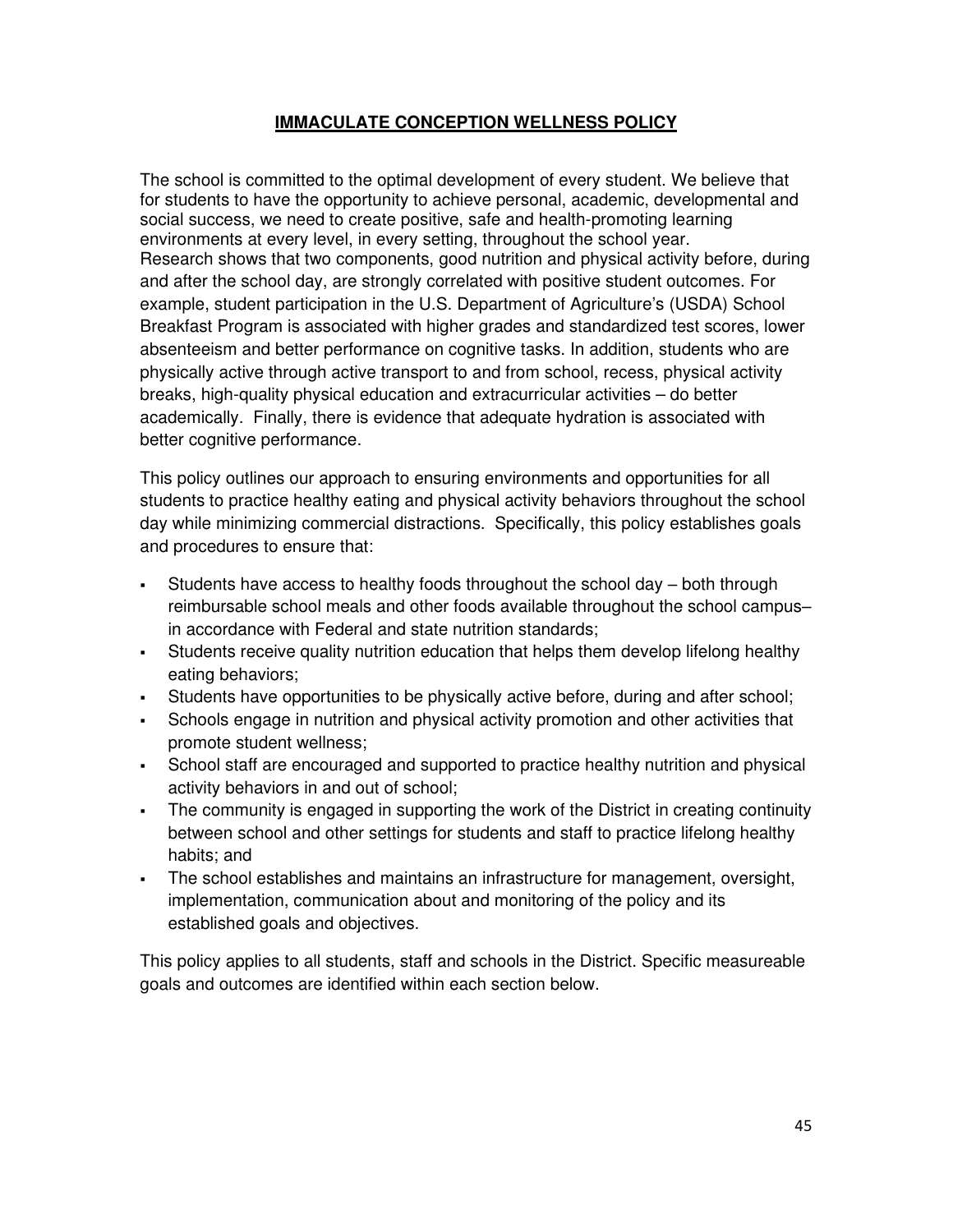# **IMMACULATE CONCEPTION WELLNESS POLICY**

The school is committed to the optimal development of every student. We believe that for students to have the opportunity to achieve personal, academic, developmental and social success, we need to create positive, safe and health-promoting learning environments at every level, in every setting, throughout the school year. Research shows that two components, good nutrition and physical activity before, during and after the school day, are strongly correlated with positive student outcomes. For example, student participation in the U.S. Department of Agriculture's (USDA) School Breakfast Program is associated with higher grades and standardized test scores, lower absenteeism and better performance on cognitive tasks. In addition, students who are physically active through active transport to and from school, recess, physical activity breaks, high-quality physical education and extracurricular activities – do better academically. Finally, there is evidence that adequate hydration is associated with better cognitive performance.

This policy outlines our approach to ensuring environments and opportunities for all students to practice healthy eating and physical activity behaviors throughout the school day while minimizing commercial distractions. Specifically, this policy establishes goals and procedures to ensure that:

- Students have access to healthy foods throughout the school day – both through reimbursable school meals and other foods available throughout the school campus– in accordance with Federal and state nutrition standards;
- Students receive quality nutrition education that helps them develop lifelong healthy eating behaviors;
- Students have opportunities to be physically active before, during and after school;
- Schools engage in nutrition and physical activity promotion and other activities that promote student wellness;
- School staff are encouraged and supported to practice healthy nutrition and physical activity behaviors in and out of school;
- The community is engaged in supporting the work of the District in creating continuity between school and other settings for students and staff to practice lifelong healthy habits; and
- The school establishes and maintains an infrastructure for management, oversight, implementation, communication about and monitoring of the policy and its established goals and objectives.

This policy applies to all students, staff and schools in the District. Specific measureable goals and outcomes are identified within each section below.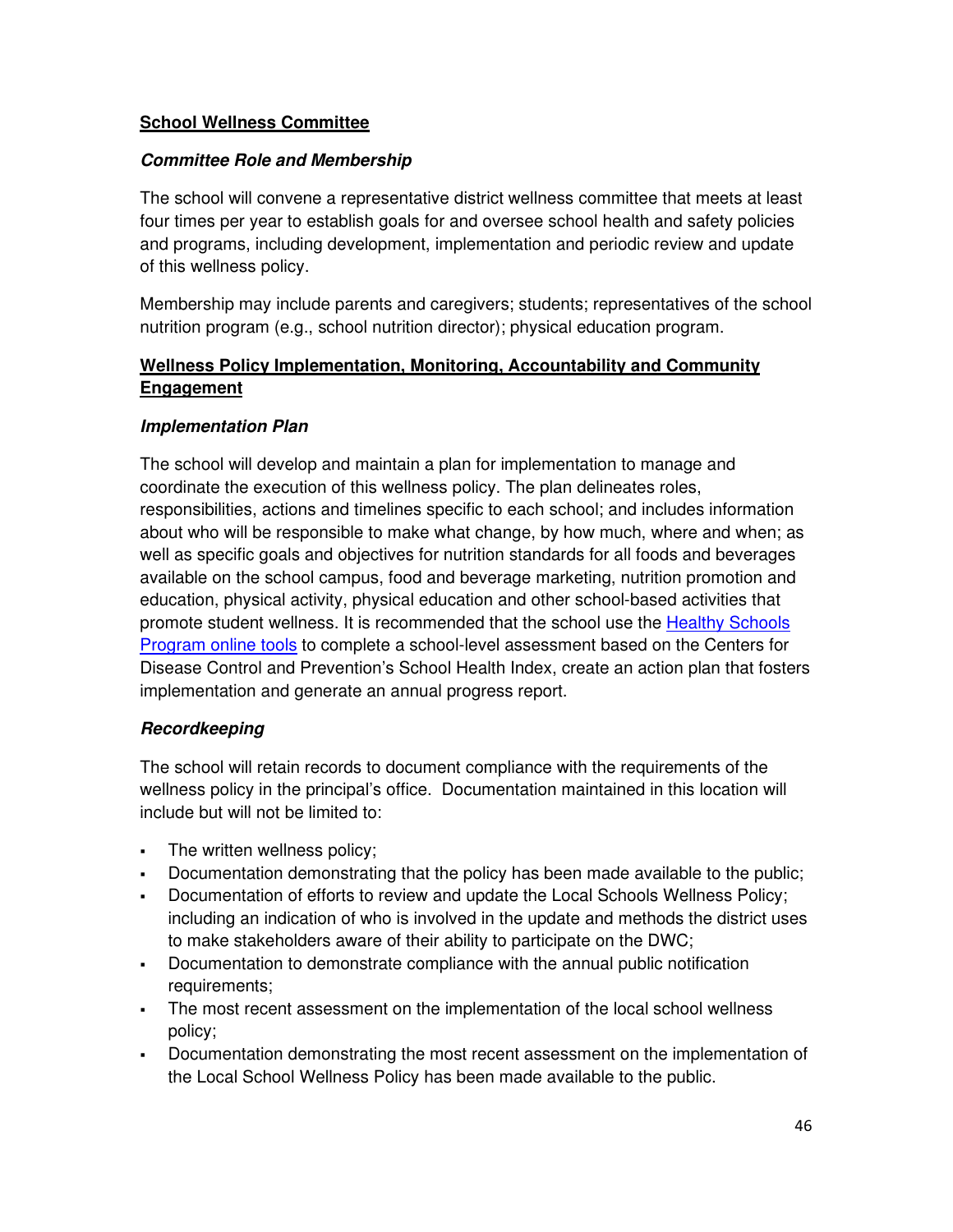## School Wellness Committee

### *Committee Role and Membership*

The school will convene a representative district wellness committee that meets at least four times per year to establish goals for and oversee school health and safety policies and programs, including development, implementation and periodic review and update of this wellness policy.

Membership may include parents and caregivers; students; representatives of the school nutrition program (e.g., school nutrition director); physical education program.

## Wellness Policy Implementation, Monitoring, Accountability and Community Engagement

### *Implementation Plan*

The school will develop and maintain a plan for implementation to manage and coordinate the execution of this wellness policy. The plan delineates roles, responsibilities, actions and timelines specific to each school; and includes information about who will be responsible to make what change, by how much, where and when; as well as specific goals and objectives for nutrition standards for all foods and beverages available on the school campus, food and beverage marketing, nutrition promotion and education, physical activity, physical education and other school-based activities that promote student wellness. It is recommended that the school use the Healthy Schools Program online tools to complete a school-level assessment based on the Centers for Disease Control and Prevention's School Health Index, create an action plan that fosters implementation and generate an annual progress report.

### *Recordkeeping*

The school will retain records to document compliance with the requirements of the wellness policy in the principal's office. Documentation maintained in this location will include but will not be limited to:

- The written wellness policy;
- Documentation demonstrating that the policy has been made available to the public;
- Documentation of efforts to review and update the Local Schools Wellness Policy; including an indication of who is involved in the update and methods the district uses to make stakeholders aware of their ability to participate on the DWC;
- Documentation to demonstrate compliance with the annual public notification requirements;
- The most recent assessment on the implementation of the local school wellness policy;
- Documentation demonstrating the most recent assessment on the implementation of the Local School Wellness Policy has been made available to the public.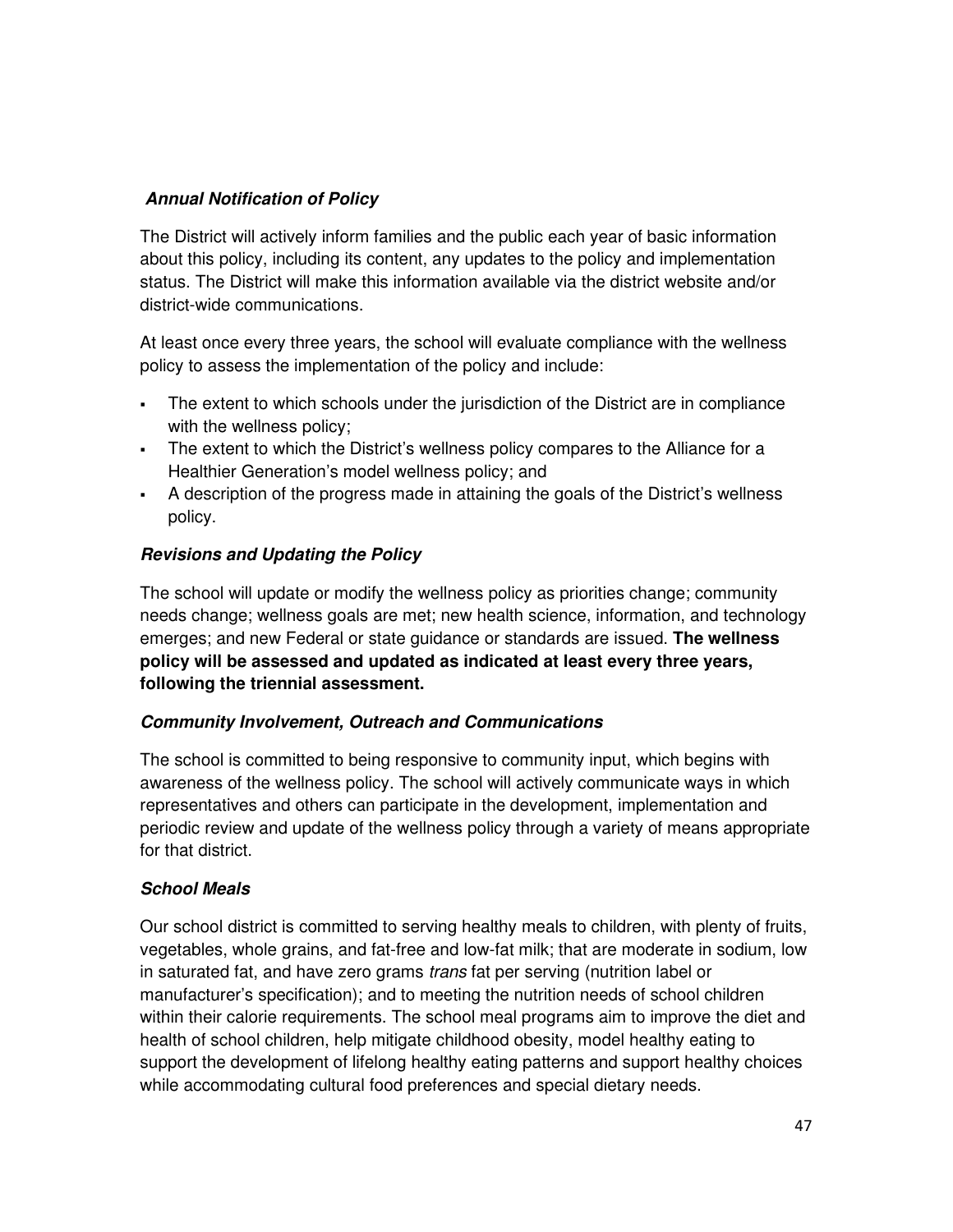***Annual Notification of Policy***

The District will actively inform families and the public each year of basic information about this policy, including its content, any updates to the policy and implementation status. The District will make this information available via the district website and/or district-wide communications.

At least once every three years, the school will evaluate compliance with the wellness policy to assess the implementation of the policy and include:

- The extent to which schools under the jurisdiction of the District are in compliance with the wellness policy;
- The extent to which the District's wellness policy compares to the Alliance for a Healthier Generation's model wellness policy; and
- A description of the progress made in attaining the goals of the District's wellness policy.

***Revisions and Updating the Policy***

The school will update or modify the wellness policy as priorities change; community needs change; wellness goals are met; new health science, information, and technology emerges; and new Federal or state guidance or standards are issued. **The wellness policy will be assessed and updated as indicated at least every three years, following the triennial assessment.**

***Community Involvement, Outreach and Communications***

The school is committed to being responsive to community input, which begins with awareness of the wellness policy. The school will actively communicate ways in which representatives and others can participate in the development, implementation and periodic review and update of the wellness policy through a variety of means appropriate for that district.

***School Meals***

Our school district is committed to serving healthy meals to children, with plenty of fruits, vegetables, whole grains, and fat-free and low-fat milk; that are moderate in sodium, low in saturated fat, and have zero grams *trans* fat per serving (nutrition label or manufacturer's specification); and to meeting the nutrition needs of school children within their calorie requirements. The school meal programs aim to improve the diet and health of school children, help mitigate childhood obesity, model healthy eating to support the development of lifelong healthy eating patterns and support healthy choices while accommodating cultural food preferences and special dietary needs.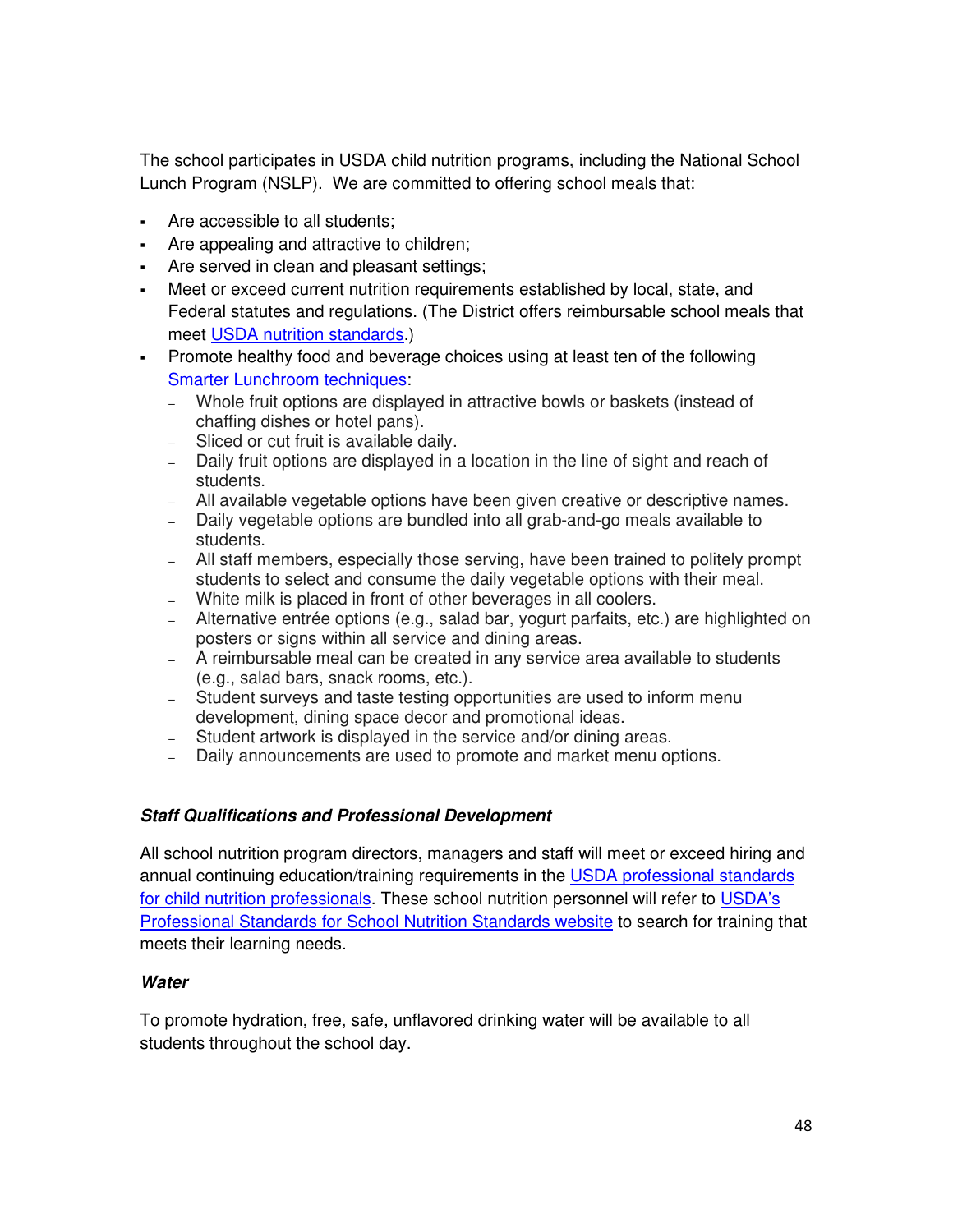The school participates in USDA child nutrition programs, including the National School Lunch Program (NSLP). We are committed to offering school meals that:

- Are accessible to all students;
- Are appealing and attractive to children;
- Are served in clean and pleasant settings;
- Meet or exceed current nutrition requirements established by local, state, and Federal statutes and regulations. (The District offers reimbursable school meals that meet USDA nutrition standards.)
- Promote healthy food and beverage choices using at least ten of the following Smarter Lunchroom techniques:
  - Whole fruit options are displayed in attractive bowls or baskets (instead of chaffing dishes or hotel pans).
  - Sliced or cut fruit is available daily.
  - Daily fruit options are displayed in a location in the line of sight and reach of students.
  - All available vegetable options have been given creative or descriptive names.
  - Daily vegetable options are bundled into all grab-and-go meals available to students.
  - All staff members, especially those serving, have been trained to politely prompt students to select and consume the daily vegetable options with their meal.
  - White milk is placed in front of other beverages in all coolers.
  - Alternative entrée options (e.g., salad bar, yogurt parfaits, etc.) are highlighted on posters or signs within all service and dining areas.
  - A reimbursable meal can be created in any service area available to students (e.g., salad bars, snack rooms, etc.).
  - Student surveys and taste testing opportunities are used to inform menu development, dining space decor and promotional ideas.
  - Student artwork is displayed in the service and/or dining areas.
  - Daily announcements are used to promote and market menu options.

***Staff Qualifications and Professional Development***

All school nutrition program directors, managers and staff will meet or exceed hiring and annual continuing education/training requirements in the USDA professional standards for child nutrition professionals. These school nutrition personnel will refer to USDA's Professional Standards for School Nutrition Standards website to search for training that meets their learning needs.

***Water***

To promote hydration, free, safe, unflavored drinking water will be available to all students throughout the school day.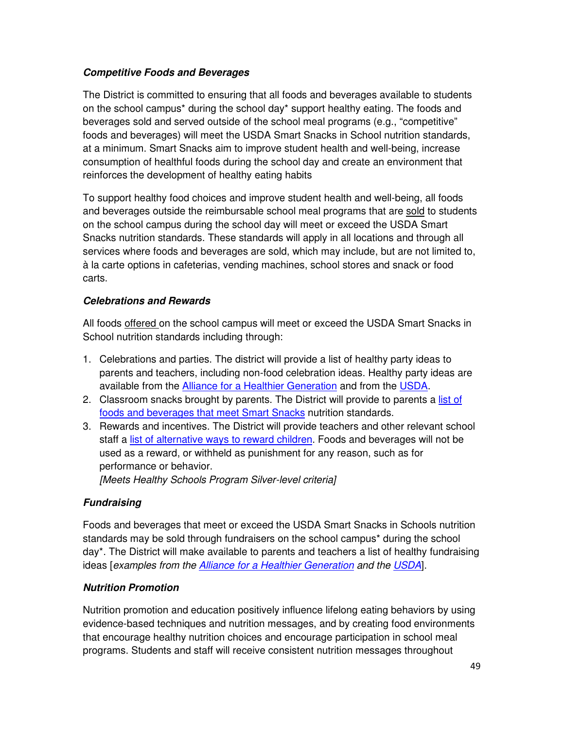***Competitive Foods and Beverages***

The District is committed to ensuring that all foods and beverages available to students on the school campus* during the school day* support healthy eating. The foods and beverages sold and served outside of the school meal programs (e.g., "competitive" foods and beverages) will meet the USDA Smart Snacks in School nutrition standards, at a minimum. Smart Snacks aim to improve student health and well-being, increase consumption of healthful foods during the school day and create an environment that reinforces the development of healthy eating habits

To support healthy food choices and improve student health and well-being, all foods and beverages outside the reimbursable school meal programs that are sold to students on the school campus during the school day will meet or exceed the USDA Smart Snacks nutrition standards. These standards will apply in all locations and through all services where foods and beverages are sold, which may include, but are not limited to, à la carte options in cafeterias, vending machines, school stores and snack or food carts.

***Celebrations and Rewards***

All foods offered on the school campus will meet or exceed the USDA Smart Snacks in School nutrition standards including through:

1. Celebrations and parties. The district will provide a list of healthy party ideas to parents and teachers, including non-food celebration ideas. Healthy party ideas are available from the Alliance for a Healthier Generation and from the USDA.
2. Classroom snacks brought by parents. The District will provide to parents a list of foods and beverages that meet Smart Snacks nutrition standards.
3. Rewards and incentives. The District will provide teachers and other relevant school staff a list of alternative ways to reward children. Foods and beverages will not be used as a reward, or withheld as punishment for any reason, such as for performance or behavior.
   *[Meets Healthy Schools Program Silver-level criteria]*

***Fundraising***

Foods and beverages that meet or exceed the USDA Smart Snacks in Schools nutrition standards may be sold through fundraisers on the school campus* during the school day*. The District will make available to parents and teachers a list of healthy fundraising ideas [*examples from the Alliance for a Healthier Generation and the USDA*].

***Nutrition Promotion***

Nutrition promotion and education positively influence lifelong eating behaviors by using evidence-based techniques and nutrition messages, and by creating food environments that encourage healthy nutrition choices and encourage participation in school meal programs. Students and staff will receive consistent nutrition messages throughout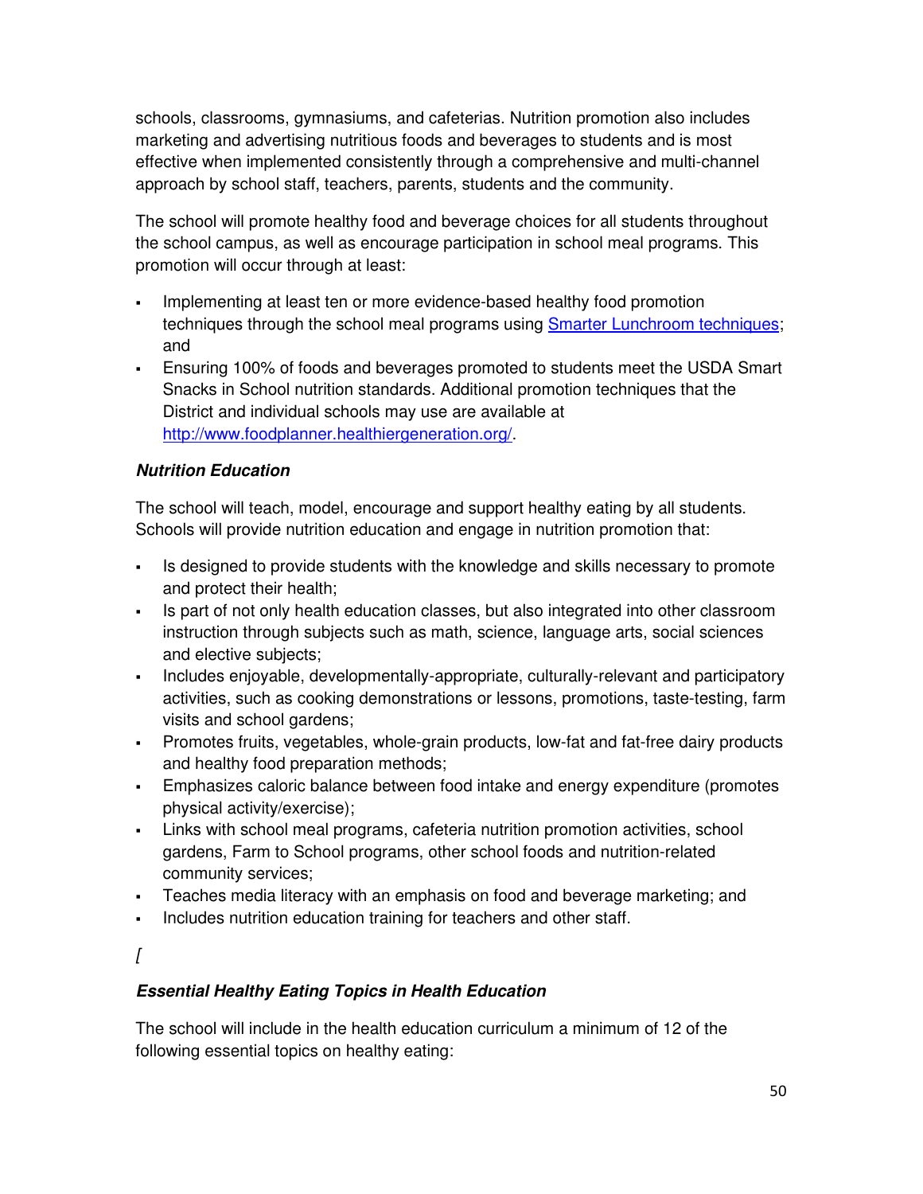schools, classrooms, gymnasiums, and cafeterias. Nutrition promotion also includes marketing and advertising nutritious foods and beverages to students and is most effective when implemented consistently through a comprehensive and multi-channel approach by school staff, teachers, parents, students and the community.

The school will promote healthy food and beverage choices for all students throughout the school campus, as well as encourage participation in school meal programs. This promotion will occur through at least:

- Implementing at least ten or more evidence-based healthy food promotion techniques through the school meal programs using Smarter Lunchroom techniques; and
- Ensuring 100% of foods and beverages promoted to students meet the USDA Smart Snacks in School nutrition standards. Additional promotion techniques that the District and individual schools may use are available at http://www.foodplanner.healthiergeneration.org/.

### *Nutrition Education*

The school will teach, model, encourage and support healthy eating by all students. Schools will provide nutrition education and engage in nutrition promotion that:

- Is designed to provide students with the knowledge and skills necessary to promote and protect their health;
- Is part of not only health education classes, but also integrated into other classroom instruction through subjects such as math, science, language arts, social sciences and elective subjects;
- Includes enjoyable, developmentally-appropriate, culturally-relevant and participatory activities, such as cooking demonstrations or lessons, promotions, taste-testing, farm visits and school gardens;
- Promotes fruits, vegetables, whole-grain products, low-fat and fat-free dairy products and healthy food preparation methods;
- Emphasizes caloric balance between food intake and energy expenditure (promotes physical activity/exercise);
- Links with school meal programs, cafeteria nutrition promotion activities, school gardens, Farm to School programs, other school foods and nutrition-related community services;
- Teaches media literacy with an emphasis on food and beverage marketing; and
- Includes nutrition education training for teachers and other staff.

*[*

### *Essential Healthy Eating Topics in Health Education*

The school will include in the health education curriculum a minimum of 12 of the following essential topics on healthy eating: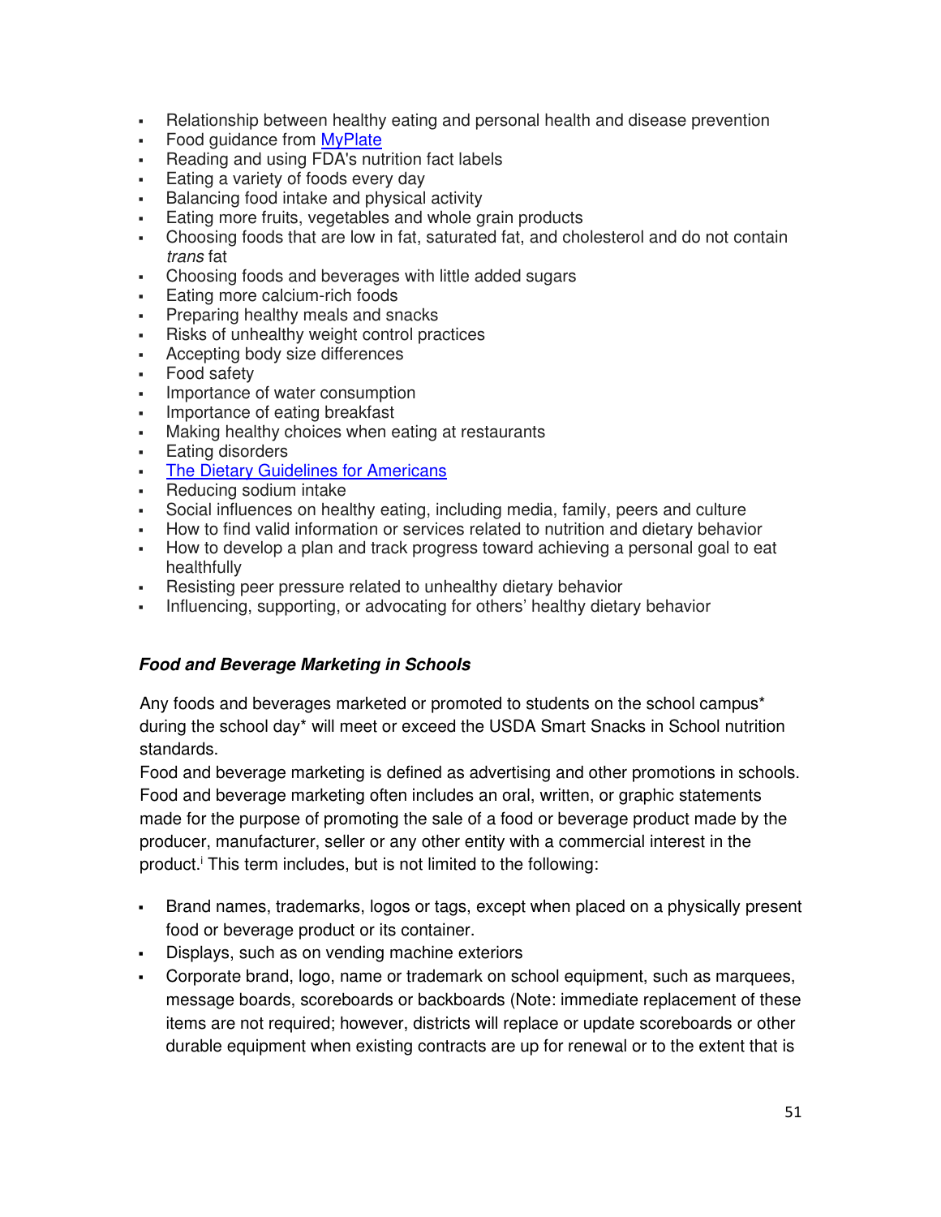- Relationship between healthy eating and personal health and disease prevention
- Food guidance from [MyPlate]
- Reading and using FDA's nutrition fact labels
- Eating a variety of foods every day
- Balancing food intake and physical activity
- Eating more fruits, vegetables and whole grain products
- Choosing foods that are low in fat, saturated fat, and cholesterol and do not contain *trans* fat
- Choosing foods and beverages with little added sugars
- Eating more calcium-rich foods
- Preparing healthy meals and snacks
- Risks of unhealthy weight control practices
- Accepting body size differences
- Food safety
- Importance of water consumption
- Importance of eating breakfast
- Making healthy choices when eating at restaurants
- Eating disorders
- [The Dietary Guidelines for Americans]
- Reducing sodium intake
- Social influences on healthy eating, including media, family, peers and culture
- How to find valid information or services related to nutrition and dietary behavior
- How to develop a plan and track progress toward achieving a personal goal to eat healthfully
- Resisting peer pressure related to unhealthy dietary behavior
- Influencing, supporting, or advocating for others' healthy dietary behavior

### ***Food and Beverage Marketing in Schools***

Any foods and beverages marketed or promoted to students on the school campus* during the school day* will meet or exceed the USDA Smart Snacks in School nutrition standards.

Food and beverage marketing is defined as advertising and other promotions in schools. Food and beverage marketing often includes an oral, written, or graphic statements made for the purpose of promoting the sale of a food or beverage product made by the producer, manufacturer, seller or any other entity with a commercial interest in the product.[i] This term includes, but is not limited to the following:

- Brand names, trademarks, logos or tags, except when placed on a physically present food or beverage product or its container.
- Displays, such as on vending machine exteriors
- Corporate brand, logo, name or trademark on school equipment, such as marquees, message boards, scoreboards or backboards (Note: immediate replacement of these items are not required; however, districts will replace or update scoreboards or other durable equipment when existing contracts are up for renewal or to the extent that is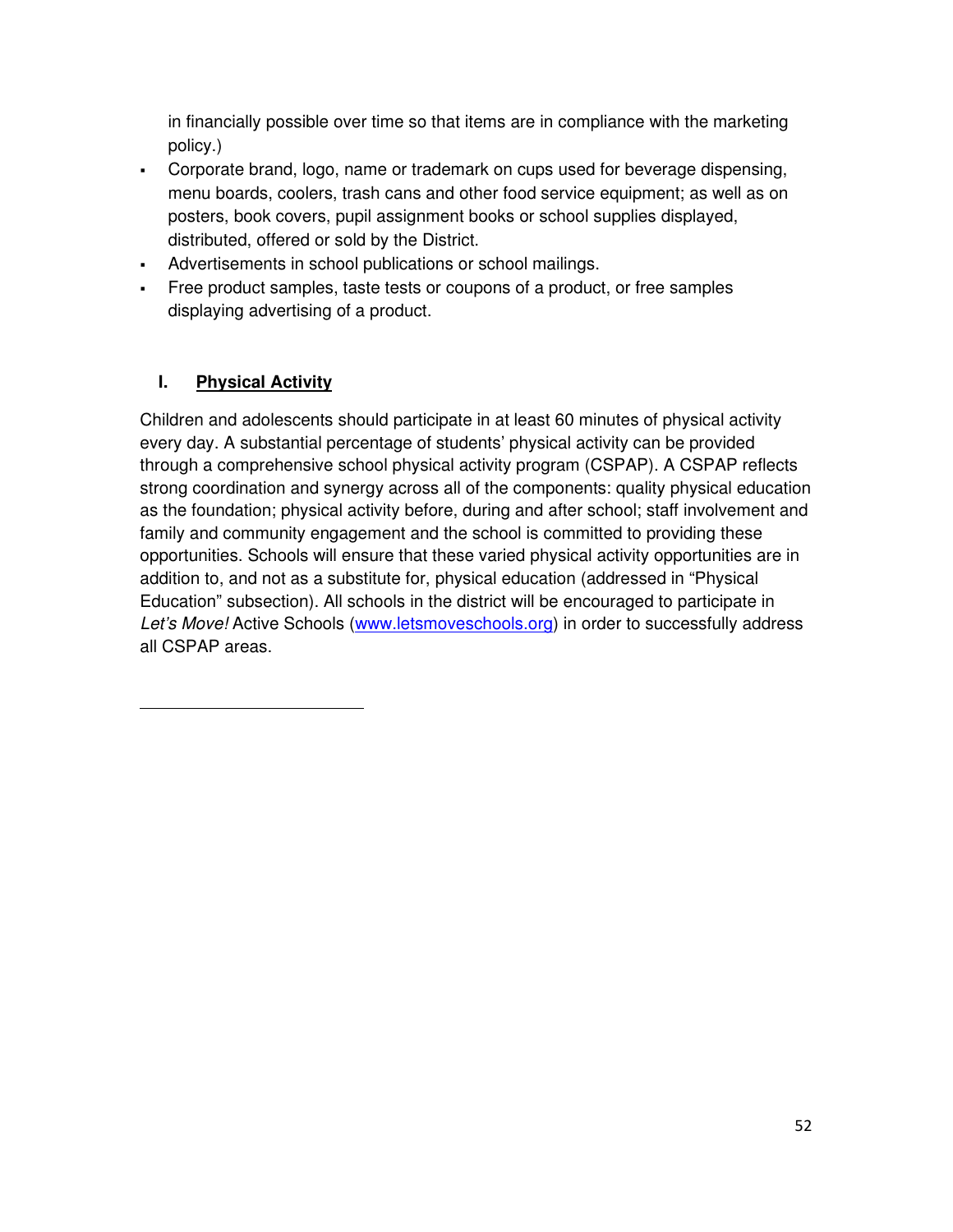in financially possible over time so that items are in compliance with the marketing policy.)

- Corporate brand, logo, name or trademark on cups used for beverage dispensing, menu boards, coolers, trash cans and other food service equipment; as well as on posters, book covers, pupil assignment books or school supplies displayed, distributed, offered or sold by the District.
- Advertisements in school publications or school mailings.
- Free product samples, taste tests or coupons of a product, or free samples displaying advertising of a product.

## I. Physical Activity

Children and adolescents should participate in at least 60 minutes of physical activity every day. A substantial percentage of students' physical activity can be provided through a comprehensive school physical activity program (CSPAP). A CSPAP reflects strong coordination and synergy across all of the components: quality physical education as the foundation; physical activity before, during and after school; staff involvement and family and community engagement and the school is committed to providing these opportunities. Schools will ensure that these varied physical activity opportunities are in addition to, and not as a substitute for, physical education (addressed in "Physical Education" subsection). All schools in the district will be encouraged to participate in *Let's Move!* Active Schools ([www.letsmoveschools.org](www.letsmoveschools.org)) in order to successfully address all CSPAP areas.